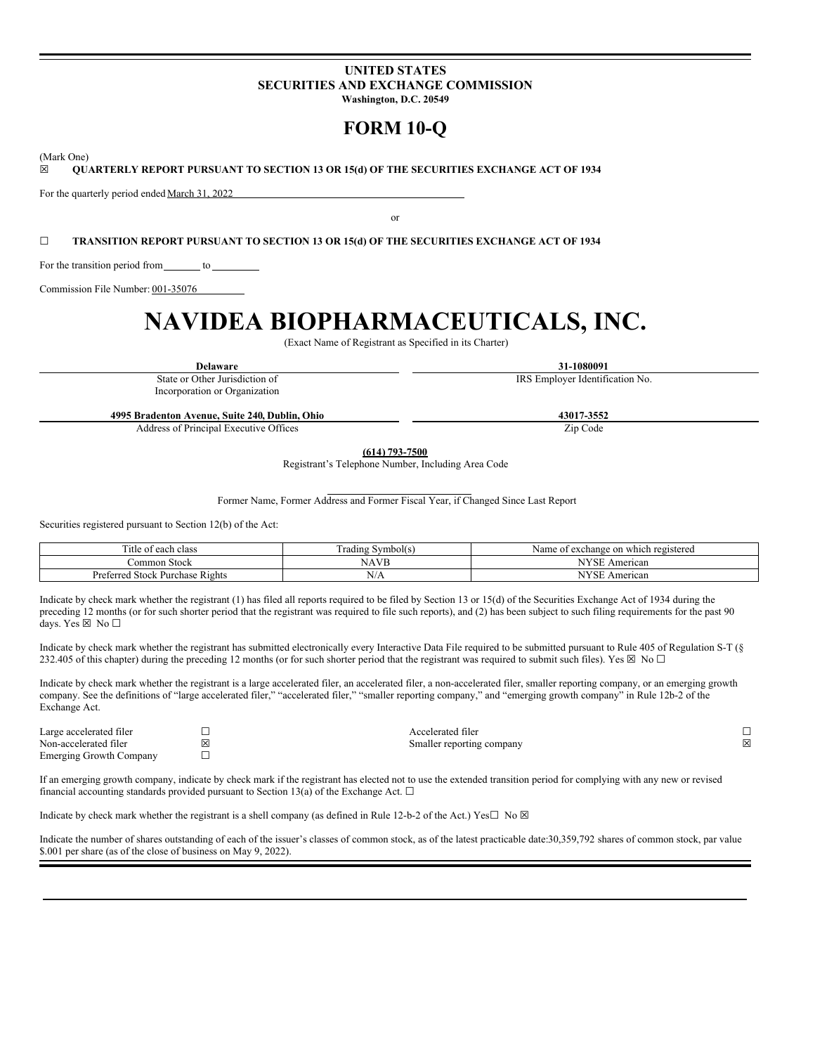**UNITED STATES**
**SECURITIES AND EXCHANGE COMMISSION**
**Washington, D.C. 20549**

# FORM 10-Q

(Mark One)

☒ **QUARTERLY REPORT PURSUANT TO SECTION 13 OR 15(d) OF THE SECURITIES EXCHANGE ACT OF 1934**

For the quarterly period ended March 31, 2022

or

☐ **TRANSITION REPORT PURSUANT TO SECTION 13 OR 15(d) OF THE SECURITIES EXCHANGE ACT OF 1934**

For the transition period from \_\_\_\_\_\_\_ to \_\_\_\_\_\_\_\_\_

Commission File Number: 001-35076

# NAVIDEA BIOPHARMACEUTICALS, INC.

(Exact Name of Registrant as Specified in its Charter)

| **Delaware** | **31-1080091** |
|---|---|
| State or Other Jurisdiction of Incorporation or Organization | IRS Employer Identification No. |
| **4995 Bradenton Avenue, Suite 240, Dublin, Ohio** | **43017-3552** |
| Address of Principal Executive Offices | Zip Code |

**(614) 793-7500**
Registrant's Telephone Number, Including Area Code

Former Name, Former Address and Former Fiscal Year, if Changed Since Last Report

Securities registered pursuant to Section 12(b) of the Act:

| Title of each class | Trading Symbol(s) | Name of exchange on which registered |
|---|---|---|
| Common Stock | NAVB | NYSE American |
| Preferred Stock Purchase Rights | N/A | NYSE American |

Indicate by check mark whether the registrant (1) has filed all reports required to be filed by Section 13 or 15(d) of the Securities Exchange Act of 1934 during the preceding 12 months (or for such shorter period that the registrant was required to file such reports), and (2) has been subject to such filing requirements for the past 90 days. Yes ☒ No ☐

Indicate by check mark whether the registrant has submitted electronically every Interactive Data File required to be submitted pursuant to Rule 405 of Regulation S-T (§ 232.405 of this chapter) during the preceding 12 months (or for such shorter period that the registrant was required to submit such files). Yes ☒ No ☐

Indicate by check mark whether the registrant is a large accelerated filer, an accelerated filer, a non-accelerated filer, smaller reporting company, or an emerging growth company. See the definitions of "large accelerated filer," "accelerated filer," "smaller reporting company," and "emerging growth company" in Rule 12b-2 of the Exchange Act.

| | | | |
|---|---|---|---|
| Large accelerated filer | ☐ | Accelerated filer | ☐ |
| Non-accelerated filer | ☒ | Smaller reporting company | ☒ |
| Emerging Growth Company | ☐ | | |

If an emerging growth company, indicate by check mark if the registrant has elected not to use the extended transition period for complying with any new or revised financial accounting standards provided pursuant to Section 13(a) of the Exchange Act. ☐

Indicate by check mark whether the registrant is a shell company (as defined in Rule 12-b-2 of the Act.) Yes☐ No ☒

Indicate the number of shares outstanding of each of the issuer's classes of common stock, as of the latest practicable date:30,359,792 shares of common stock, par value $.001 per share (as of the close of business on May 9, 2022).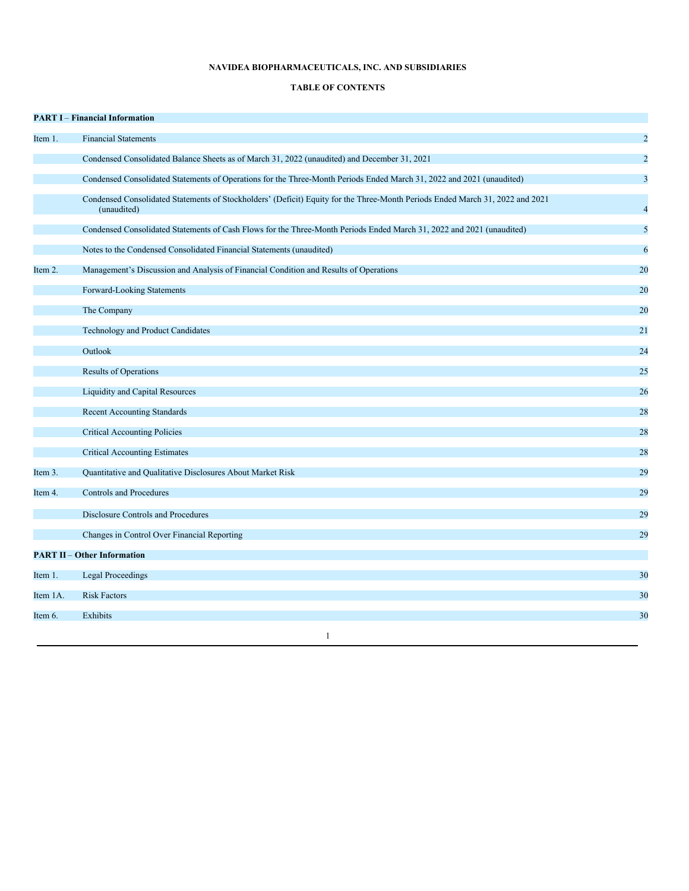**NAVIDEA BIOPHARMACEUTICALS, INC. AND SUBSIDIARIES**

**TABLE OF CONTENTS**

| | | |
|---|---|---|
| **PART I** – **Financial Information** | | |
| Item 1. | Financial Statements | 2 |
| | Condensed Consolidated Balance Sheets as of March 31, 2022 (unaudited) and December 31, 2021 | 2 |
| | Condensed Consolidated Statements of Operations for the Three-Month Periods Ended March 31, 2022 and 2021 (unaudited) | 3 |
| | Condensed Consolidated Statements of Stockholders' (Deficit) Equity for the Three-Month Periods Ended March 31, 2022 and 2021 (unaudited) | 4 |
| | Condensed Consolidated Statements of Cash Flows for the Three-Month Periods Ended March 31, 2022 and 2021 (unaudited) | 5 |
| | Notes to the Condensed Consolidated Financial Statements (unaudited) | 6 |
| Item 2. | Management's Discussion and Analysis of Financial Condition and Results of Operations | 20 |
| | Forward-Looking Statements | 20 |
| | The Company | 20 |
| | Technology and Product Candidates | 21 |
| | Outlook | 24 |
| | Results of Operations | 25 |
| | Liquidity and Capital Resources | 26 |
| | Recent Accounting Standards | 28 |
| | Critical Accounting Policies | 28 |
| | Critical Accounting Estimates | 28 |
| Item 3. | Quantitative and Qualitative Disclosures About Market Risk | 29 |
| Item 4. | Controls and Procedures | 29 |
| | Disclosure Controls and Procedures | 29 |
| | Changes in Control Over Financial Reporting | 29 |
| **PART II** – **Other Information** | | |
| Item 1. | Legal Proceedings | 30 |
| Item 1A. | Risk Factors | 30 |
| Item 6. | Exhibits | 30 |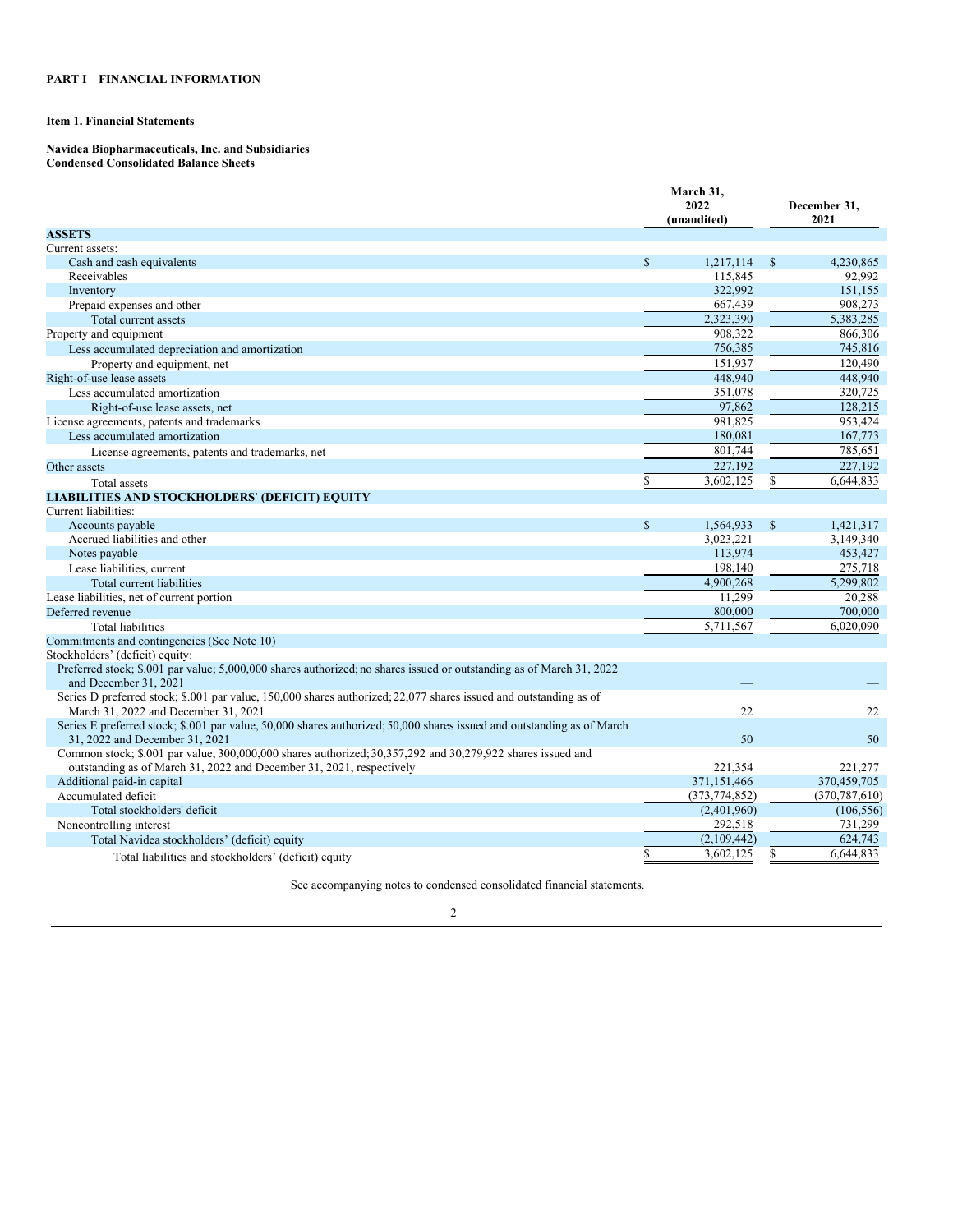## PART I – FINANCIAL INFORMATION

### Item 1. Financial Statements

**Navidea Biopharmaceuticals, Inc. and Subsidiaries**
**Condensed Consolidated Balance Sheets**

| | March 31, 2022 (unaudited) | December 31, 2021 |
|---|---|---|
| **ASSETS** | | |
| Current assets: | | |
| Cash and cash equivalents | $ 1,217,114 | $ 4,230,865 |
| Receivables | 115,845 | 92,992 |
| Inventory | 322,992 | 151,155 |
| Prepaid expenses and other | 667,439 | 908,273 |
| Total current assets | 2,323,390 | 5,383,285 |
| Property and equipment | 908,322 | 866,306 |
| Less accumulated depreciation and amortization | 756,385 | 745,816 |
| Property and equipment, net | 151,937 | 120,490 |
| Right-of-use lease assets | 448,940 | 448,940 |
| Less accumulated amortization | 351,078 | 320,725 |
| Right-of-use lease assets, net | 97,862 | 128,215 |
| License agreements, patents and trademarks | 981,825 | 953,424 |
| Less accumulated amortization | 180,081 | 167,773 |
| License agreements, patents and trademarks, net | 801,744 | 785,651 |
| Other assets | 227,192 | 227,192 |
| Total assets | $ 3,602,125 | $ 6,644,833 |
| **LIABILITIES AND STOCKHOLDERS' (DEFICIT) EQUITY** | | |
| Current liabilities: | | |
| Accounts payable | $ 1,564,933 | $ 1,421,317 |
| Accrued liabilities and other | 3,023,221 | 3,149,340 |
| Notes payable | 113,974 | 453,427 |
| Lease liabilities, current | 198,140 | 275,718 |
| Total current liabilities | 4,900,268 | 5,299,802 |
| Lease liabilities, net of current portion | 11,299 | 20,288 |
| Deferred revenue | 800,000 | 700,000 |
| Total liabilities | 5,711,567 | 6,020,090 |
| Commitments and contingencies (See Note 10) | | |
| Stockholders' (deficit) equity: | | |
| Preferred stock; $.001 par value; 5,000,000 shares authorized; no shares issued or outstanding as of March 31, 2022 and December 31, 2021 | — | — |
| Series D preferred stock; $.001 par value, 150,000 shares authorized; 22,077 shares issued and outstanding as of March 31, 2022 and December 31, 2021 | 22 | 22 |
| Series E preferred stock; $.001 par value, 50,000 shares authorized; 50,000 shares issued and outstanding as of March 31, 2022 and December 31, 2021 | 50 | 50 |
| Common stock; $.001 par value, 300,000,000 shares authorized; 30,357,292 and 30,279,922 shares issued and outstanding as of March 31, 2022 and December 31, 2021, respectively | 221,354 | 221,277 |
| Additional paid-in capital | 371,151,466 | 370,459,705 |
| Accumulated deficit | (373,774,852) | (370,787,610) |
| Total stockholders' deficit | (2,401,960) | (106,556) |
| Noncontrolling interest | 292,518 | 731,299 |
| Total Navidea stockholders' (deficit) equity | (2,109,442) | 624,743 |
| Total liabilities and stockholders' (deficit) equity | $ 3,602,125 | $ 6,644,833 |

See accompanying notes to condensed consolidated financial statements.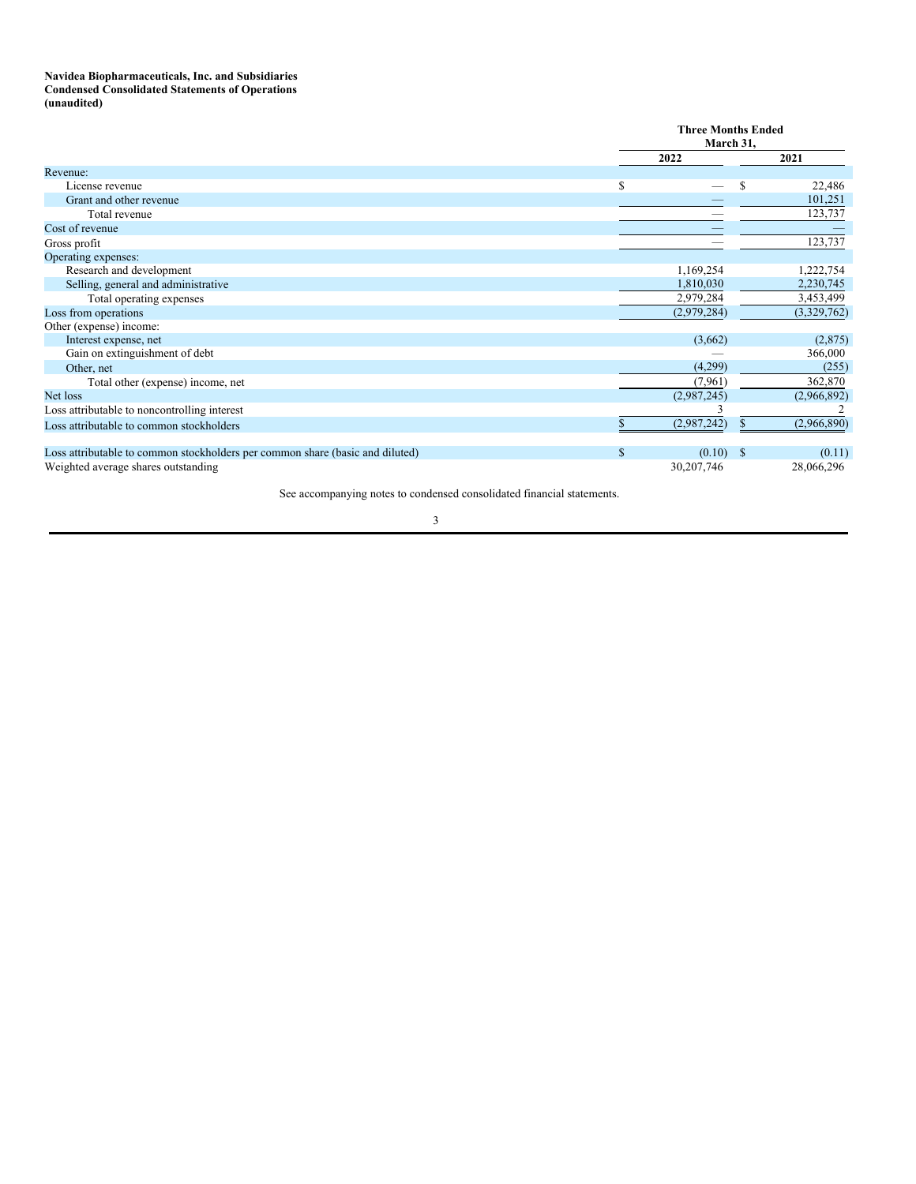**Navidea Biopharmaceuticals, Inc. and Subsidiaries**
**Condensed Consolidated Statements of Operations**
**(unaudited)**

| | Three Months Ended March 31, | |
|---|---|---|
| | 2022 | 2021 |
| Revenue: | | |
| License revenue | $ — | $ 22,486 |
| Grant and other revenue | — | 101,251 |
| Total revenue | — | 123,737 |
| Cost of revenue | — | — |
| Gross profit | — | 123,737 |
| Operating expenses: | | |
| Research and development | 1,169,254 | 1,222,754 |
| Selling, general and administrative | 1,810,030 | 2,230,745 |
| Total operating expenses | 2,979,284 | 3,453,499 |
| Loss from operations | (2,979,284) | (3,329,762) |
| Other (expense) income: | | |
| Interest expense, net | (3,662) | (2,875) |
| Gain on extinguishment of debt | — | 366,000 |
| Other, net | (4,299) | (255) |
| Total other (expense) income, net | (7,961) | 362,870 |
| Net loss | (2,987,245) | (2,966,892) |
| Loss attributable to noncontrolling interest | 3 | 2 |
| Loss attributable to common stockholders | $ (2,987,242) | $ (2,966,890) |
| | | |
| Loss attributable to common stockholders per common share (basic and diluted) | $ (0.10) | $ (0.11) |
| Weighted average shares outstanding | 30,207,746 | 28,066,296 |

See accompanying notes to condensed consolidated financial statements.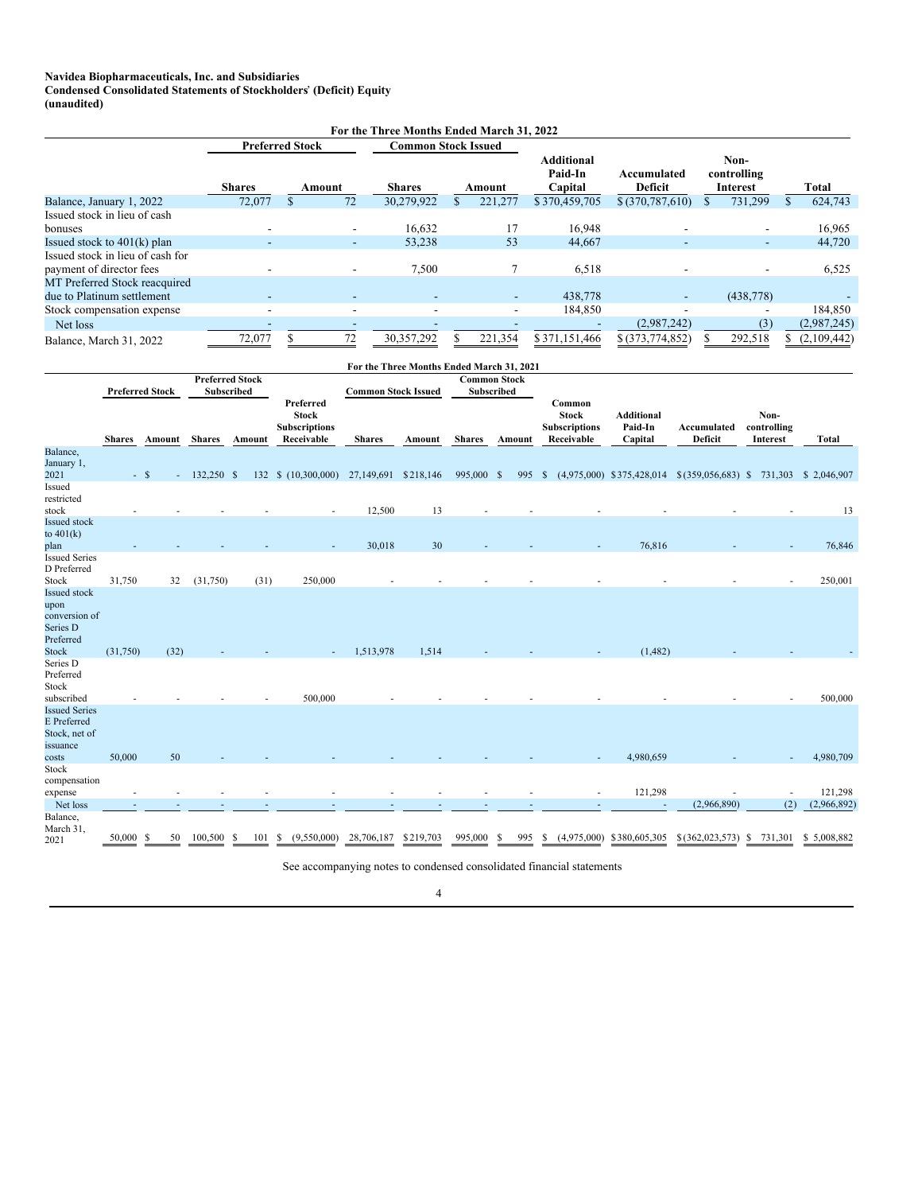**Navidea Biopharmaceuticals, Inc. and Subsidiaries**
**Condensed Consolidated Statements of Stockholders' (Deficit) Equity**
**(unaudited)**

**For the Three Months Ended March 31, 2022**

| | Preferred Stock | | Common Stock Issued | | | | | |
|---|---|---|---|---|---|---|---|---|
| | Shares | Amount | Shares | Amount | Additional Paid-In Capital | Accumulated Deficit | Non-controlling Interest | Total |
| Balance, January 1, 2022 | 72,077 | $ 72 | 30,279,922 | $ 221,277 | $ 370,459,705 | $ (370,787,610) | $ 731,299 | $ 624,743 |
| Issued stock in lieu of cash bonuses | - | - | 16,632 | 17 | 16,948 | - | - | 16,965 |
| Issued stock to 401(k) plan | - | - | 53,238 | 53 | 44,667 | - | - | 44,720 |
| Issued stock in lieu of cash for payment of director fees | - | - | 7,500 | 7 | 6,518 | - | - | 6,525 |
| MT Preferred Stock reacquired due to Platinum settlement | - | - | - | - | 438,778 | - | (438,778) | - |
| Stock compensation expense | - | - | - | - | 184,850 | - | - | 184,850 |
| Net loss | - | - | - | - | - | (2,987,242) | (3) | (2,987,245) |
| Balance, March 31, 2022 | 72,077 | $ 72 | 30,357,292 | $ 221,354 | $ 371,151,466 | $ (373,774,852) | $ 292,518 | $ (2,109,442) |

**For the Three Months Ended March 31, 2021**

| | Preferred Stock | | Preferred Stock Subscribed | | | Common Stock Issued | | Common Stock Subscribed | | | | | | |
|---|---|---|---|---|---|---|---|---|---|---|---|---|---|---|
| | Shares | Amount | Shares | Amount | Preferred Stock Subscriptions Receivable | Shares | Amount | Shares | Amount | Common Stock Subscriptions Receivable | Additional Paid-In Capital | Accumulated Deficit | Non-controlling Interest | Total |
| Balance, January 1, 2021 | - | $ - | 132,250 | $ 132 | $ (10,300,000) | 27,149,691 | $ 218,146 | 995,000 | $ 995 | $ (4,975,000) | $ 375,428,014 | $ (359,056,683) | $ 731,303 | $ 2,046,907 |
| Issued restricted stock | - | - | - | - | - | 12,500 | 13 | - | - | - | - | - | - | 13 |
| Issued stock to 401(k) plan | - | - | - | - | - | 30,018 | 30 | - | - | - | 76,816 | - | - | 76,846 |
| Issued Series D Preferred Stock | 31,750 | 32 | (31,750) | (31) | 250,000 | - | - | - | - | - | - | - | - | 250,001 |
| Issued stock upon conversion of Series D Preferred Stock | (31,750) | (32) | - | - | - | 1,513,978 | 1,514 | - | - | - | (1,482) | - | - | - |
| Series D Preferred Stock subscribed | - | - | - | - | 500,000 | - | - | - | - | - | - | - | - | 500,000 |
| Issued Series E Preferred Stock, net of issuance costs | 50,000 | 50 | - | - | - | - | - | - | - | - | 4,980,659 | - | - | 4,980,709 |
| Stock compensation expense | - | - | - | - | - | - | - | - | - | - | 121,298 | - | - | 121,298 |
| Net loss | - | - | - | - | - | - | - | - | - | - | - | (2,966,890) | (2) | (2,966,892) |
| Balance, March 31, 2021 | 50,000 | $ 50 | 100,500 | $ 101 | $ (9,550,000) | 28,706,187 | $ 219,703 | 995,000 | $ 995 | $ (4,975,000) | $ 380,605,305 | $ (362,023,573) | $ 731,301 | $ 5,008,882 |

See accompanying notes to condensed consolidated financial statements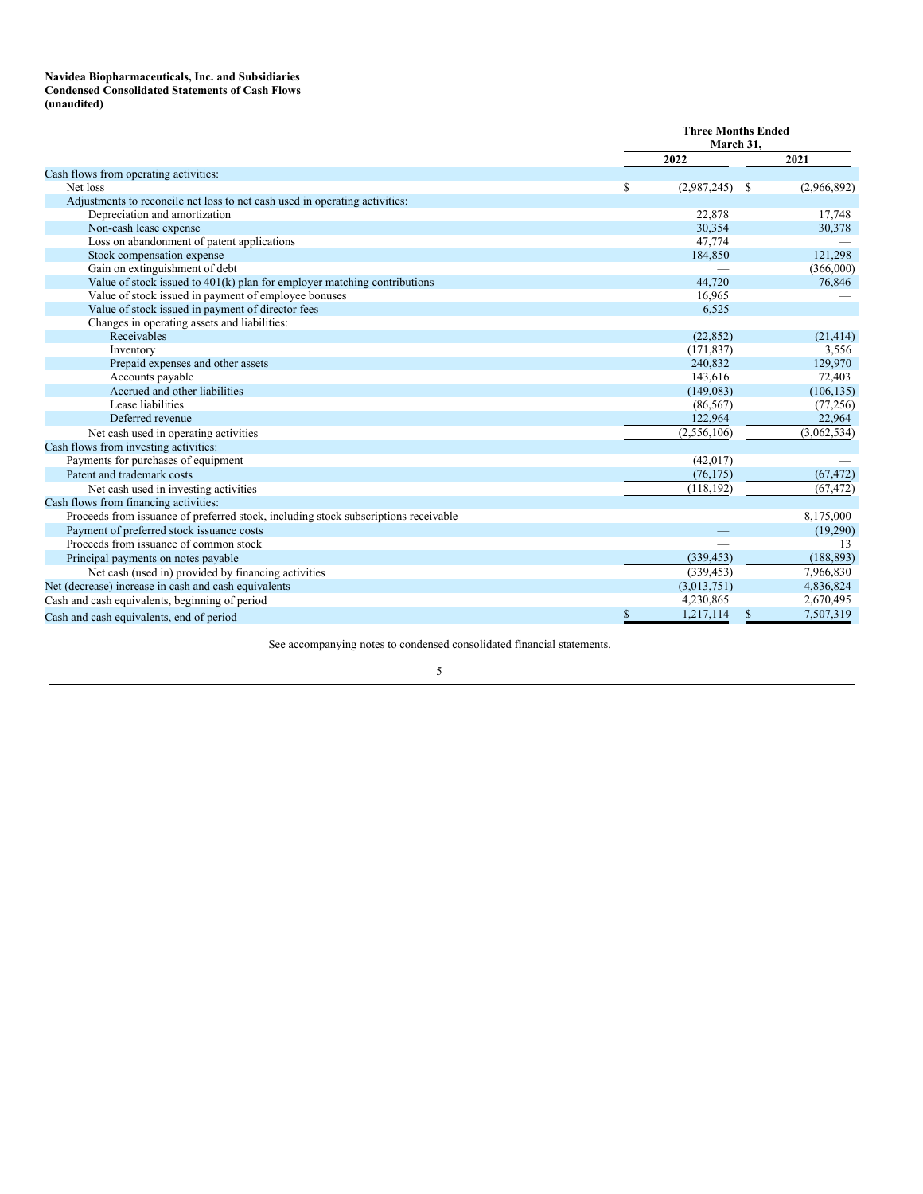**Navidea Biopharmaceuticals, Inc. and Subsidiaries**
**Condensed Consolidated Statements of Cash Flows**
**(unaudited)**

| | Three Months Ended March 31, | |
|---|---|---|
| | 2022 | 2021 |
| Cash flows from operating activities: | | |
| Net loss | $ (2,987,245) | $ (2,966,892) |
| Adjustments to reconcile net loss to net cash used in operating activities: | | |
| Depreciation and amortization | 22,878 | 17,748 |
| Non-cash lease expense | 30,354 | 30,378 |
| Loss on abandonment of patent applications | 47,774 | — |
| Stock compensation expense | 184,850 | 121,298 |
| Gain on extinguishment of debt | — | (366,000) |
| Value of stock issued to 401(k) plan for employer matching contributions | 44,720 | 76,846 |
| Value of stock issued in payment of employee bonuses | 16,965 | — |
| Value of stock issued in payment of director fees | 6,525 | — |
| Changes in operating assets and liabilities: | | |
| Receivables | (22,852) | (21,414) |
| Inventory | (171,837) | 3,556 |
| Prepaid expenses and other assets | 240,832 | 129,970 |
| Accounts payable | 143,616 | 72,403 |
| Accrued and other liabilities | (149,083) | (106,135) |
| Lease liabilities | (86,567) | (77,256) |
| Deferred revenue | 122,964 | 22,964 |
| Net cash used in operating activities | (2,556,106) | (3,062,534) |
| Cash flows from investing activities: | | |
| Payments for purchases of equipment | (42,017) | — |
| Patent and trademark costs | (76,175) | (67,472) |
| Net cash used in investing activities | (118,192) | (67,472) |
| Cash flows from financing activities: | | |
| Proceeds from issuance of preferred stock, including stock subscriptions receivable | — | 8,175,000 |
| Payment of preferred stock issuance costs | — | (19,290) |
| Proceeds from issuance of common stock | — | 13 |
| Principal payments on notes payable | (339,453) | (188,893) |
| Net cash (used in) provided by financing activities | (339,453) | 7,966,830 |
| Net (decrease) increase in cash and cash equivalents | (3,013,751) | 4,836,824 |
| Cash and cash equivalents, beginning of period | 4,230,865 | 2,670,495 |
| Cash and cash equivalents, end of period | $ 1,217,114 | $ 7,507,319 |

See accompanying notes to condensed consolidated financial statements.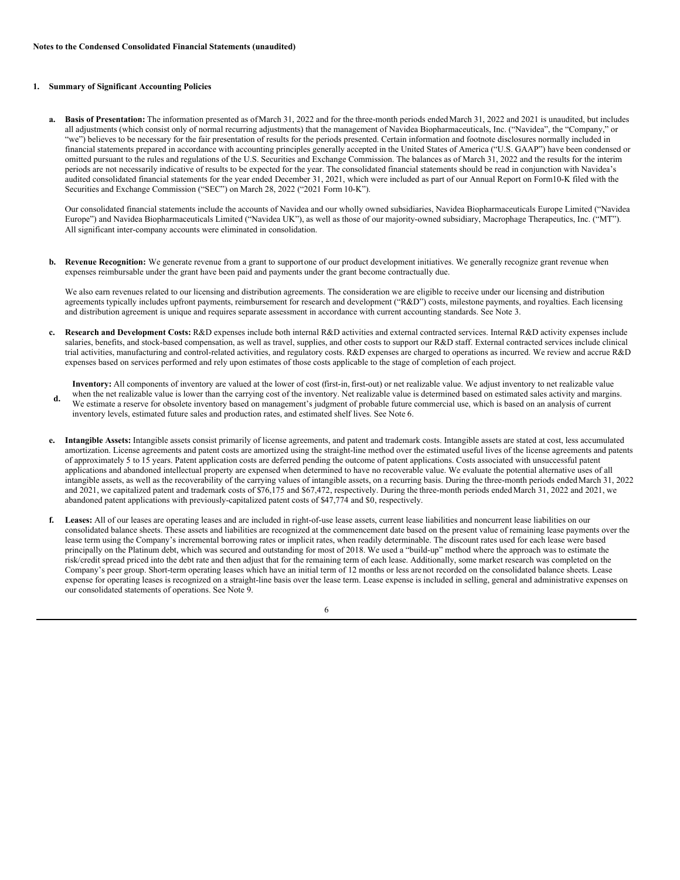**Notes to the Condensed Consolidated Financial Statements (unaudited)**

**1. Summary of Significant Accounting Policies**

**a. Basis of Presentation:** The information presented as of March 31, 2022 and for the three-month periods ended March 31, 2022 and 2021 is unaudited, but includes all adjustments (which consist only of normal recurring adjustments) that the management of Navidea Biopharmaceuticals, Inc. ("Navidea", the "Company," or "we") believes to be necessary for the fair presentation of results for the periods presented. Certain information and footnote disclosures normally included in financial statements prepared in accordance with accounting principles generally accepted in the United States of America ("U.S. GAAP") have been condensed or omitted pursuant to the rules and regulations of the U.S. Securities and Exchange Commission. The balances as of March 31, 2022 and the results for the interim periods are not necessarily indicative of results to be expected for the year. The consolidated financial statements should be read in conjunction with Navidea's audited consolidated financial statements for the year ended December 31, 2021, which were included as part of our Annual Report on Form10-K filed with the Securities and Exchange Commission ("SEC") on March 28, 2022 ("2021 Form 10-K").

Our consolidated financial statements include the accounts of Navidea and our wholly owned subsidiaries, Navidea Biopharmaceuticals Europe Limited ("Navidea Europe") and Navidea Biopharmaceuticals Limited ("Navidea UK"), as well as those of our majority-owned subsidiary, Macrophage Therapeutics, Inc. ("MT"). All significant inter-company accounts were eliminated in consolidation.

**b. Revenue Recognition:** We generate revenue from a grant to support one of our product development initiatives. We generally recognize grant revenue when expenses reimbursable under the grant have been paid and payments under the grant become contractually due.

We also earn revenues related to our licensing and distribution agreements. The consideration we are eligible to receive under our licensing and distribution agreements typically includes upfront payments, reimbursement for research and development ("R&D") costs, milestone payments, and royalties. Each licensing and distribution agreement is unique and requires separate assessment in accordance with current accounting standards. See Note 3.

**c. Research and Development Costs:** R&D expenses include both internal R&D activities and external contracted services. Internal R&D activity expenses include salaries, benefits, and stock-based compensation, as well as travel, supplies, and other costs to support our R&D staff. External contracted services include clinical trial activities, manufacturing and control-related activities, and regulatory costs. R&D expenses are charged to operations as incurred. We review and accrue R&D expenses based on services performed and rely upon estimates of those costs applicable to the stage of completion of each project.

**d. Inventory:** All components of inventory are valued at the lower of cost (first-in, first-out) or net realizable value. We adjust inventory to net realizable value when the net realizable value is lower than the carrying cost of the inventory. Net realizable value is determined based on estimated sales activity and margins. We estimate a reserve for obsolete inventory based on management's judgment of probable future commercial use, which is based on an analysis of current inventory levels, estimated future sales and production rates, and estimated shelf lives. See Note 6.

**e. Intangible Assets:** Intangible assets consist primarily of license agreements, and patent and trademark costs. Intangible assets are stated at cost, less accumulated amortization. License agreements and patent costs are amortized using the straight-line method over the estimated useful lives of the license agreements and patents of approximately 5 to 15 years. Patent application costs are deferred pending the outcome of patent applications. Costs associated with unsuccessful patent applications and abandoned intellectual property are expensed when determined to have no recoverable value. We evaluate the potential alternative uses of all intangible assets, as well as the recoverability of the carrying values of intangible assets, on a recurring basis. During the three-month periods ended March 31, 2022 and 2021, we capitalized patent and trademark costs of $76,175 and $67,472, respectively. During the three-month periods ended March 31, 2022 and 2021, we abandoned patent applications with previously-capitalized patent costs of $47,774 and $0, respectively.

**f. Leases:** All of our leases are operating leases and are included in right-of-use lease assets, current lease liabilities and noncurrent lease liabilities on our consolidated balance sheets. These assets and liabilities are recognized at the commencement date based on the present value of remaining lease payments over the lease term using the Company's incremental borrowing rates or implicit rates, when readily determinable. The discount rates used for each lease were based principally on the Platinum debt, which was secured and outstanding for most of 2018. We used a "build-up" method where the approach was to estimate the risk/credit spread priced into the debt rate and then adjust that for the remaining term of each lease. Additionally, some market research was completed on the Company's peer group. Short-term operating leases which have an initial term of 12 months or less are not recorded on the consolidated balance sheets. Lease expense for operating leases is recognized on a straight-line basis over the lease term. Lease expense is included in selling, general and administrative expenses on our consolidated statements of operations. See Note 9.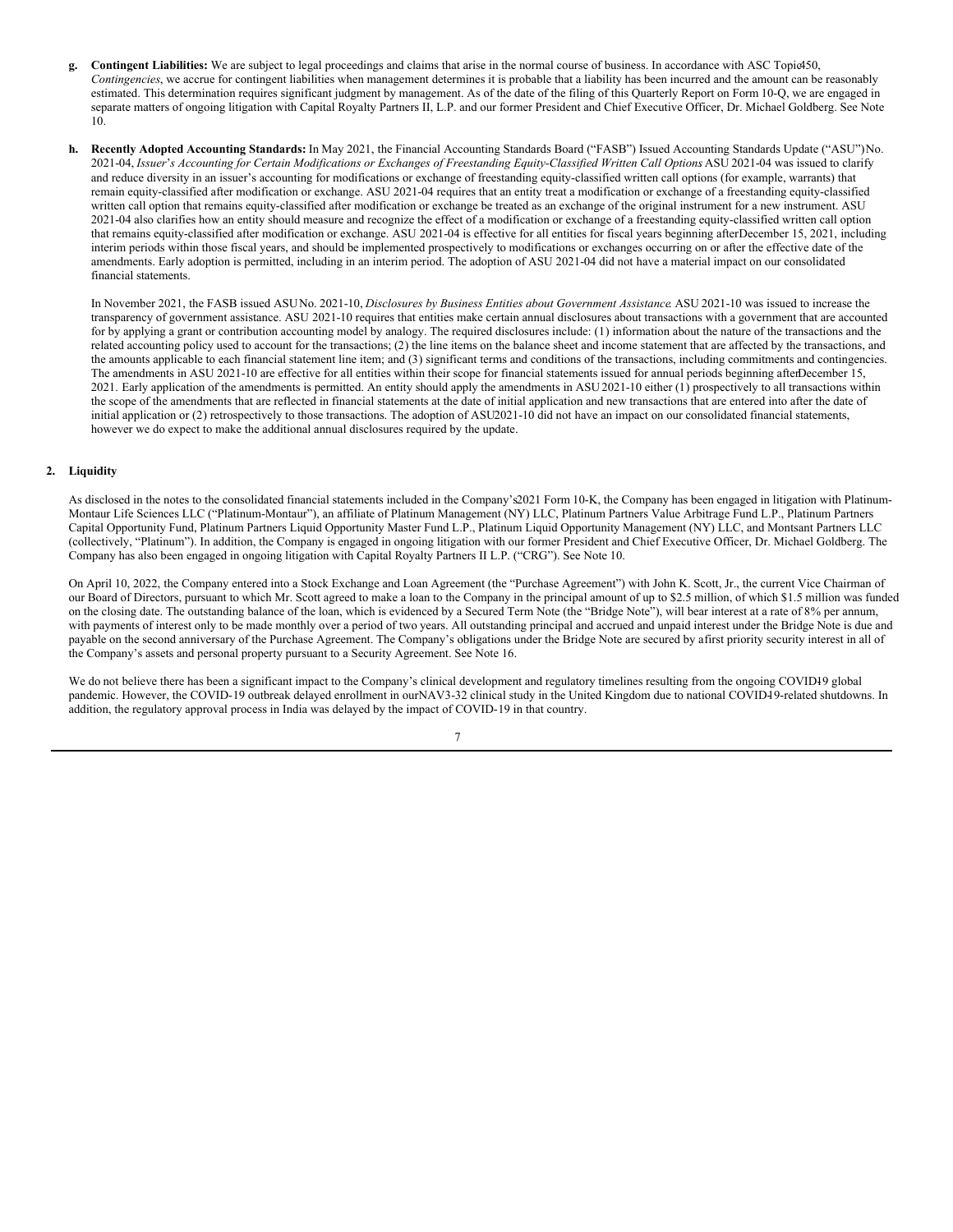- **g. Contingent Liabilities:** We are subject to legal proceedings and claims that arise in the normal course of business. In accordance with ASC Topic 450, *Contingencies*, we accrue for contingent liabilities when management determines it is probable that a liability has been incurred and the amount can be reasonably estimated. This determination requires significant judgment by management. As of the date of the filing of this Quarterly Report on Form 10-Q, we are engaged in separate matters of ongoing litigation with Capital Royalty Partners II, L.P. and our former President and Chief Executive Officer, Dr. Michael Goldberg. See Note 10.

- **h. Recently Adopted Accounting Standards:** In May 2021, the Financial Accounting Standards Board ("FASB") Issued Accounting Standards Update ("ASU") No. 2021-04, *Issuer's Accounting for Certain Modifications or Exchanges of Freestanding Equity-Classified Written Call Options*. ASU 2021-04 was issued to clarify and reduce diversity in an issuer's accounting for modifications or exchange of freestanding equity-classified written call options (for example, warrants) that remain equity-classified after modification or exchange. ASU 2021-04 requires that an entity treat a modification or exchange of a freestanding equity-classified written call option that remains equity-classified after modification or exchange be treated as an exchange of the original instrument for a new instrument. ASU 2021-04 also clarifies how an entity should measure and recognize the effect of a modification or exchange of a freestanding equity-classified written call option that remains equity-classified after modification or exchange. ASU 2021-04 is effective for all entities for fiscal years beginning after December 15, 2021, including interim periods within those fiscal years, and should be implemented prospectively to modifications or exchanges occurring on or after the effective date of the amendments. Early adoption is permitted, including in an interim period. The adoption of ASU 2021-04 did not have a material impact on our consolidated financial statements.

  In November 2021, the FASB issued ASU No. 2021-10, *Disclosures by Business Entities about Government Assistance*. ASU 2021-10 was issued to increase the transparency of government assistance. ASU 2021-10 requires that entities make certain annual disclosures about transactions with a government that are accounted for by applying a grant or contribution accounting model by analogy. The required disclosures include: (1) information about the nature of the transactions and the related accounting policy used to account for the transactions; (2) the line items on the balance sheet and income statement that are affected by the transactions, and the amounts applicable to each financial statement line item; and (3) significant terms and conditions of the transactions, including commitments and contingencies. The amendments in ASU 2021-10 are effective for all entities within their scope for financial statements issued for annual periods beginning after December 15, 2021. Early application of the amendments is permitted. An entity should apply the amendments in ASU 2021-10 either (1) prospectively to all transactions within the scope of the amendments that are reflected in financial statements at the date of initial application and new transactions that are entered into after the date of initial application or (2) retrospectively to those transactions. The adoption of ASU 2021-10 did not have an impact on our consolidated financial statements, however we do expect to make the additional annual disclosures required by the update.

## 2. Liquidity

As disclosed in the notes to the consolidated financial statements included in the Company's 2021 Form 10-K, the Company has been engaged in litigation with Platinum-Montaur Life Sciences LLC ("Platinum-Montaur"), an affiliate of Platinum Management (NY) LLC, Platinum Partners Value Arbitrage Fund L.P., Platinum Partners Capital Opportunity Fund, Platinum Partners Liquid Opportunity Master Fund L.P., Platinum Liquid Opportunity Management (NY) LLC, and Montsant Partners LLC (collectively, "Platinum"). In addition, the Company is engaged in ongoing litigation with our former President and Chief Executive Officer, Dr. Michael Goldberg. The Company has also been engaged in ongoing litigation with Capital Royalty Partners II L.P. ("CRG"). See Note 10.

On April 10, 2022, the Company entered into a Stock Exchange and Loan Agreement (the "Purchase Agreement") with John K. Scott, Jr., the current Vice Chairman of our Board of Directors, pursuant to which Mr. Scott agreed to make a loan to the Company in the principal amount of up to $2.5 million, of which $1.5 million was funded on the closing date. The outstanding balance of the loan, which is evidenced by a Secured Term Note (the "Bridge Note"), will bear interest at a rate of 8% per annum, with payments of interest only to be made monthly over a period of two years. All outstanding principal and accrued and unpaid interest under the Bridge Note is due and payable on the second anniversary of the Purchase Agreement. The Company's obligations under the Bridge Note are secured by a first priority security interest in all of the Company's assets and personal property pursuant to a Security Agreement. See Note 16.

We do not believe there has been a significant impact to the Company's clinical development and regulatory timelines resulting from the ongoing COVID-19 global pandemic. However, the COVID-19 outbreak delayed enrollment in our NAV3-32 clinical study in the United Kingdom due to national COVID-19-related shutdowns. In addition, the regulatory approval process in India was delayed by the impact of COVID-19 in that country.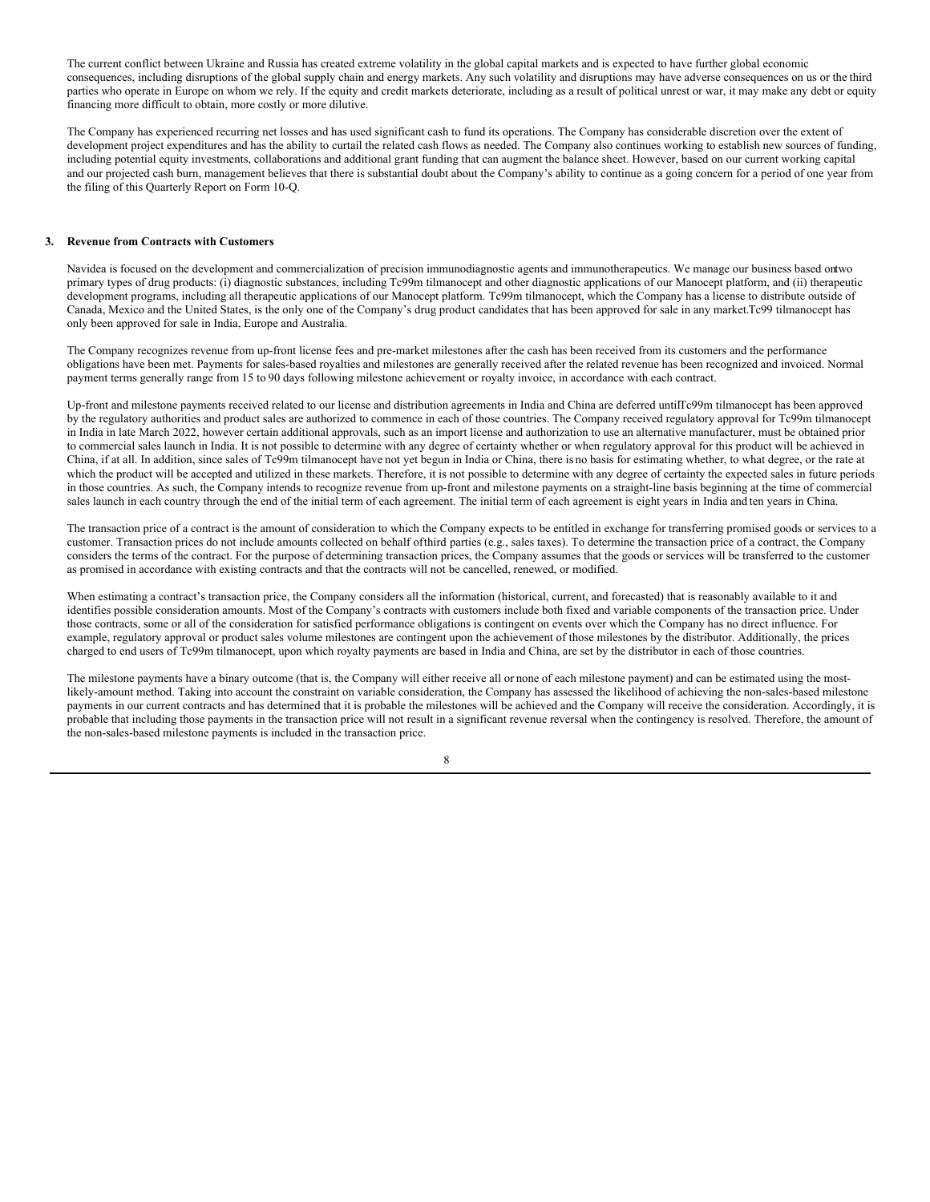The current conflict between Ukraine and Russia has created extreme volatility in the global capital markets and is expected to have further global economic consequences, including disruptions of the global supply chain and energy markets. Any such volatility and disruptions may have adverse consequences on us or the third parties who operate in Europe on whom we rely. If the equity and credit markets deteriorate, including as a result of political unrest or war, it may make any debt or equity financing more difficult to obtain, more costly or more dilutive.

The Company has experienced recurring net losses and has used significant cash to fund its operations. The Company has considerable discretion over the extent of development project expenditures and has the ability to curtail the related cash flows as needed. The Company also continues working to establish new sources of funding, including potential equity investments, collaborations and additional grant funding that can augment the balance sheet. However, based on our current working capital and our projected cash burn, management believes that there is substantial doubt about the Company's ability to continue as a going concern for a period of one year from the filing of this Quarterly Report on Form 10-Q.

## 3. Revenue from Contracts with Customers

Navidea is focused on the development and commercialization of precision immunodiagnostic agents and immunotherapeutics. We manage our business based ontwo primary types of drug products: (i) diagnostic substances, including Tc99m tilmanocept and other diagnostic applications of our Manocept platform, and (ii) therapeutic development programs, including all therapeutic applications of our Manocept platform. Tc99m tilmanocept, which the Company has a license to distribute outside of Canada, Mexico and the United States, is the only one of the Company's drug product candidates that has been approved for sale in any market.Tc99 tilmanocept has only been approved for sale in India, Europe and Australia.

The Company recognizes revenue from up-front license fees and pre-market milestones after the cash has been received from its customers and the performance obligations have been met. Payments for sales-based royalties and milestones are generally received after the related revenue has been recognized and invoiced. Normal payment terms generally range from 15 to 90 days following milestone achievement or royalty invoice, in accordance with each contract.

Up-front and milestone payments received related to our license and distribution agreements in India and China are deferred untilTc99m tilmanocept has been approved by the regulatory authorities and product sales are authorized to commence in each of those countries. The Company received regulatory approval for Tc99m tilmanocept in India in late March 2022, however certain additional approvals, such as an import license and authorization to use an alternative manufacturer, must be obtained prior to commercial sales launch in India. It is not possible to determine with any degree of certainty whether or when regulatory approval for this product will be achieved in China, if at all. In addition, since sales of Tc99m tilmanocept have not yet begun in India or China, there is no basis for estimating whether, to what degree, or the rate at which the product will be accepted and utilized in these markets. Therefore, it is not possible to determine with any degree of certainty the expected sales in future periods in those countries. As such, the Company intends to recognize revenue from up-front and milestone payments on a straight-line basis beginning at the time of commercial sales launch in each country through the end of the initial term of each agreement. The initial term of each agreement is eight years in India and ten years in China.

The transaction price of a contract is the amount of consideration to which the Company expects to be entitled in exchange for transferring promised goods or services to a customer. Transaction prices do not include amounts collected on behalf ofthird parties (e.g., sales taxes). To determine the transaction price of a contract, the Company considers the terms of the contract. For the purpose of determining transaction prices, the Company assumes that the goods or services will be transferred to the customer as promised in accordance with existing contracts and that the contracts will not be cancelled, renewed, or modified.

When estimating a contract's transaction price, the Company considers all the information (historical, current, and forecasted) that is reasonably available to it and identifies possible consideration amounts. Most of the Company's contracts with customers include both fixed and variable components of the transaction price. Under those contracts, some or all of the consideration for satisfied performance obligations is contingent on events over which the Company has no direct influence. For example, regulatory approval or product sales volume milestones are contingent upon the achievement of those milestones by the distributor. Additionally, the prices charged to end users of Tc99m tilmanocept, upon which royalty payments are based in India and China, are set by the distributor in each of those countries.

The milestone payments have a binary outcome (that is, the Company will either receive all or none of each milestone payment) and can be estimated using the most-likely-amount method. Taking into account the constraint on variable consideration, the Company has assessed the likelihood of achieving the non-sales-based milestone payments in our current contracts and has determined that it is probable the milestones will be achieved and the Company will receive the consideration. Accordingly, it is probable that including those payments in the transaction price will not result in a significant revenue reversal when the contingency is resolved. Therefore, the amount of the non-sales-based milestone payments is included in the transaction price.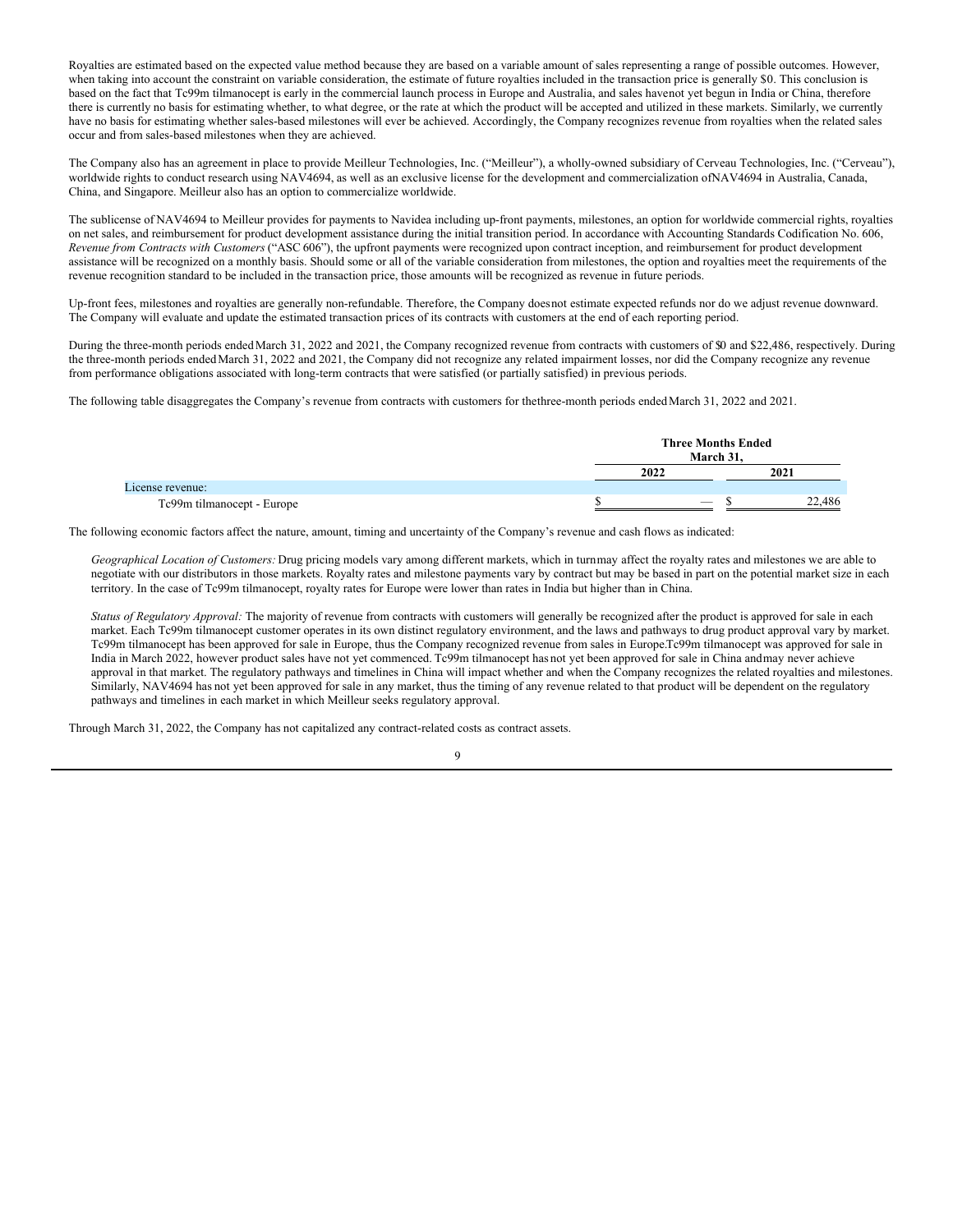Royalties are estimated based on the expected value method because they are based on a variable amount of sales representing a range of possible outcomes. However, when taking into account the constraint on variable consideration, the estimate of future royalties included in the transaction price is generally $0. This conclusion is based on the fact that Tc99m tilmanocept is early in the commercial launch process in Europe and Australia, and sales have not yet begun in India or China, therefore there is currently no basis for estimating whether, to what degree, or the rate at which the product will be accepted and utilized in these markets. Similarly, we currently have no basis for estimating whether sales-based milestones will ever be achieved. Accordingly, the Company recognizes revenue from royalties when the related sales occur and from sales-based milestones when they are achieved.

The Company also has an agreement in place to provide Meilleur Technologies, Inc. ("Meilleur"), a wholly-owned subsidiary of Cerveau Technologies, Inc. ("Cerveau"), worldwide rights to conduct research using NAV4694, as well as an exclusive license for the development and commercialization of NAV4694 in Australia, Canada, China, and Singapore. Meilleur also has an option to commercialize worldwide.

The sublicense of NAV4694 to Meilleur provides for payments to Navidea including up-front payments, milestones, an option for worldwide commercial rights, royalties on net sales, and reimbursement for product development assistance during the initial transition period. In accordance with Accounting Standards Codification No. 606, *Revenue from Contracts with Customers* ("ASC 606"), the upfront payments were recognized upon contract inception, and reimbursement for product development assistance will be recognized on a monthly basis. Should some or all of the variable consideration from milestones, the option and royalties meet the requirements of the revenue recognition standard to be included in the transaction price, those amounts will be recognized as revenue in future periods.

Up-front fees, milestones and royalties are generally non-refundable. Therefore, the Company does not estimate expected refunds nor do we adjust revenue downward. The Company will evaluate and update the estimated transaction prices of its contracts with customers at the end of each reporting period.

During the three-month periods ended March 31, 2022 and 2021, the Company recognized revenue from contracts with customers of $0 and $22,486, respectively. During the three-month periods ended March 31, 2022 and 2021, the Company did not recognize any related impairment losses, nor did the Company recognize any revenue from performance obligations associated with long-term contracts that were satisfied (or partially satisfied) in previous periods.

The following table disaggregates the Company's revenue from contracts with customers for the three-month periods ended March 31, 2022 and 2021.

| | Three Months Ended March 31, | |
|---|---|---|
| | 2022 | 2021 |
| License revenue: | | |
| Tc99m tilmanocept - Europe | $ — | $ 22,486 |

The following economic factors affect the nature, amount, timing and uncertainty of the Company's revenue and cash flows as indicated:

*Geographical Location of Customers:* Drug pricing models vary among different markets, which in turn may affect the royalty rates and milestones we are able to negotiate with our distributors in those markets. Royalty rates and milestone payments vary by contract but may be based in part on the potential market size in each territory. In the case of Tc99m tilmanocept, royalty rates for Europe were lower than rates in India but higher than in China.

*Status of Regulatory Approval:* The majority of revenue from contracts with customers will generally be recognized after the product is approved for sale in each market. Each Tc99m tilmanocept customer operates in its own distinct regulatory environment, and the laws and pathways to drug product approval vary by market. Tc99m tilmanocept has been approved for sale in Europe, thus the Company recognized revenue from sales in Europe. Tc99m tilmanocept was approved for sale in India in March 2022, however product sales have not yet commenced. Tc99m tilmanocept has not yet been approved for sale in China and may never achieve approval in that market. The regulatory pathways and timelines in China will impact whether and when the Company recognizes the related royalties and milestones. Similarly, NAV4694 has not yet been approved for sale in any market, thus the timing of any revenue related to that product will be dependent on the regulatory pathways and timelines in each market in which Meilleur seeks regulatory approval.

Through March 31, 2022, the Company has not capitalized any contract-related costs as contract assets.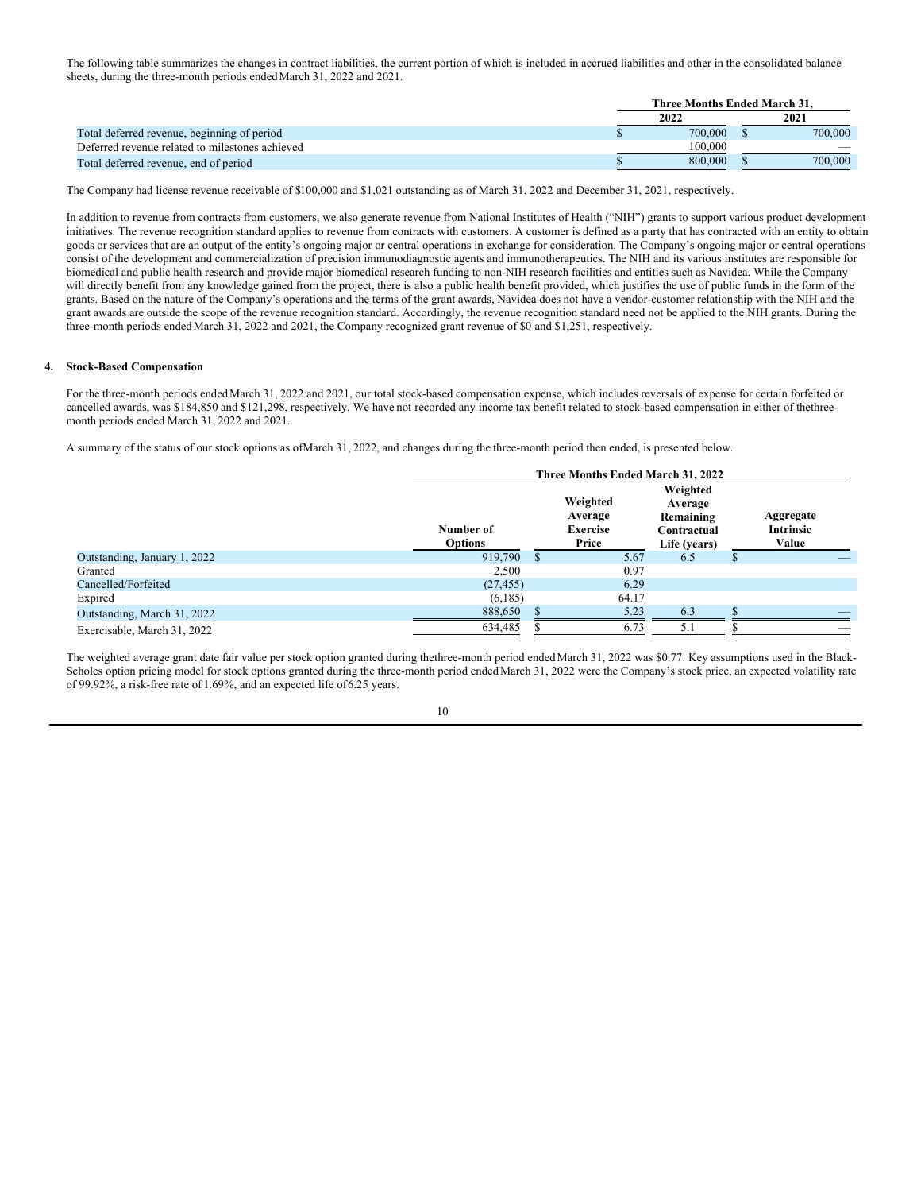The following table summarizes the changes in contract liabilities, the current portion of which is included in accrued liabilities and other in the consolidated balance sheets, during the three-month periods ended March 31, 2022 and 2021.

| | Three Months Ended March 31, | |
|---|---|---|
| | 2022 | 2021 |
| Total deferred revenue, beginning of period | $ 700,000 | $ 700,000 |
| Deferred revenue related to milestones achieved | 100,000 | — |
| Total deferred revenue, end of period | $ 800,000 | $ 700,000 |

The Company had license revenue receivable of $100,000 and $1,021 outstanding as of March 31, 2022 and December 31, 2021, respectively.

In addition to revenue from contracts from customers, we also generate revenue from National Institutes of Health ("NIH") grants to support various product development initiatives. The revenue recognition standard applies to revenue from contracts with customers. A customer is defined as a party that has contracted with an entity to obtain goods or services that are an output of the entity's ongoing major or central operations in exchange for consideration. The Company's ongoing major or central operations consist of the development and commercialization of precision immunodiagnostic agents and immunotherapeutics. The NIH and its various institutes are responsible for biomedical and public health research and provide major biomedical research funding to non-NIH research facilities and entities such as Navidea. While the Company will directly benefit from any knowledge gained from the project, there is also a public health benefit provided, which justifies the use of public funds in the form of the grants. Based on the nature of the Company's operations and the terms of the grant awards, Navidea does not have a vendor-customer relationship with the NIH and the grant awards are outside the scope of the revenue recognition standard. Accordingly, the revenue recognition standard need not be applied to the NIH grants. During the three-month periods ended March 31, 2022 and 2021, the Company recognized grant revenue of $0 and $1,251, respectively.

## 4. Stock-Based Compensation

For the three-month periods ended March 31, 2022 and 2021, our total stock-based compensation expense, which includes reversals of expense for certain forfeited or cancelled awards, was $184,850 and $121,298, respectively. We have not recorded any income tax benefit related to stock-based compensation in either of the three-month periods ended March 31, 2022 and 2021.

A summary of the status of our stock options as of March 31, 2022, and changes during the three-month period then ended, is presented below.

| | Three Months Ended March 31, 2022 | | | |
|---|---|---|---|---|
| | Number of Options | Weighted Average Exercise Price | Weighted Average Remaining Contractual Life (years) | Aggregate Intrinsic Value |
| Outstanding, January 1, 2022 | 919,790 | $ 5.67 | 6.5 | $ — |
| Granted | 2,500 | 0.97 | | |
| Cancelled/Forfeited | (27,455) | 6.29 | | |
| Expired | (6,185) | 64.17 | | |
| Outstanding, March 31, 2022 | 888,650 | $ 5.23 | 6.3 | $ — |
| Exercisable, March 31, 2022 | 634,485 | $ 6.73 | 5.1 | $ — |

The weighted average grant date fair value per stock option granted during the three-month period ended March 31, 2022 was $0.77. Key assumptions used in the Black-Scholes option pricing model for stock options granted during the three-month period ended March 31, 2022 were the Company's stock price, an expected volatility rate of 99.92%, a risk-free rate of 1.69%, and an expected life of 6.25 years.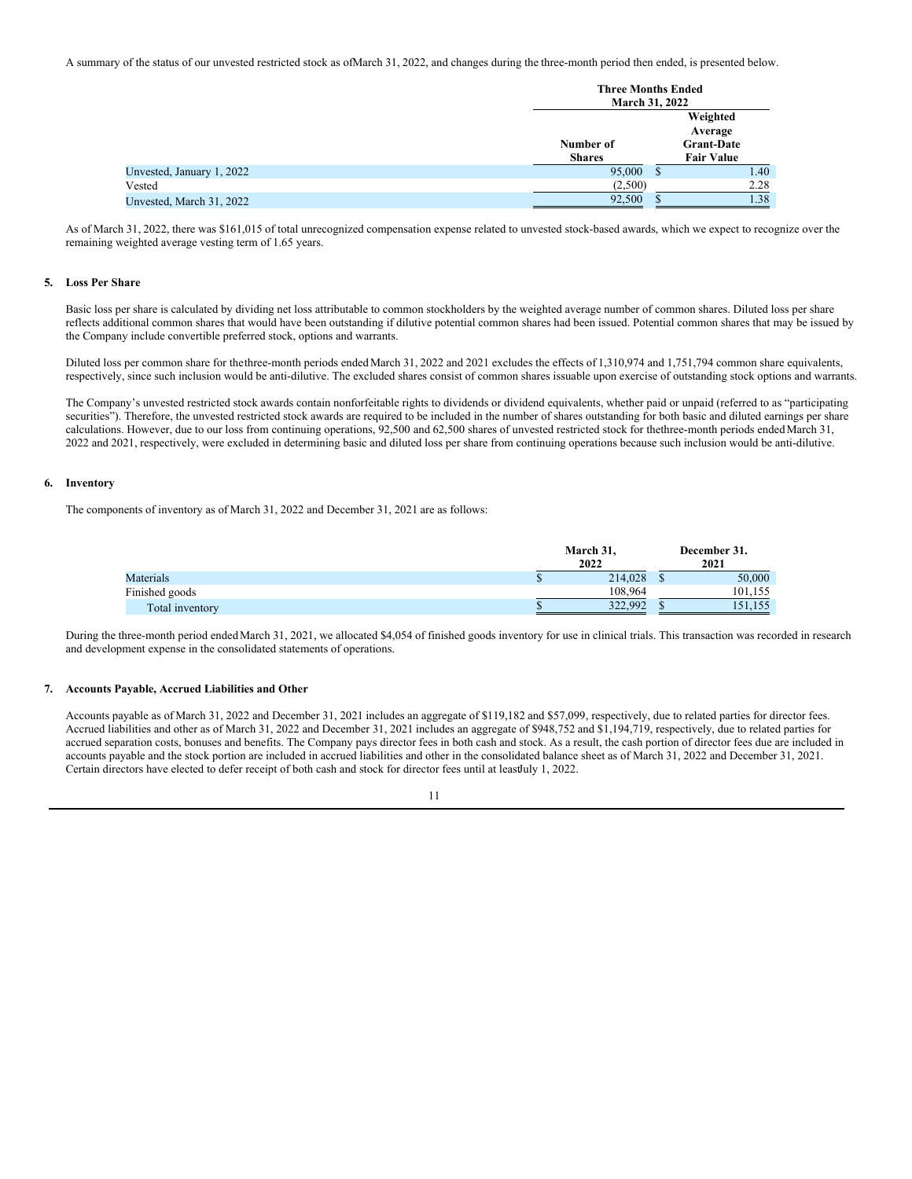A summary of the status of our unvested restricted stock as of March 31, 2022, and changes during the three-month period then ended, is presented below.

| | Three Months Ended March 31, 2022 | |
|---|---|---|
| | Number of Shares | Weighted Average Grant-Date Fair Value |
| Unvested, January 1, 2022 | 95,000 | $ 1.40 |
| Vested | (2,500) | 2.28 |
| Unvested, March 31, 2022 | 92,500 | $ 1.38 |

As of March 31, 2022, there was $161,015 of total unrecognized compensation expense related to unvested stock-based awards, which we expect to recognize over the remaining weighted average vesting term of 1.65 years.

## 5. Loss Per Share

Basic loss per share is calculated by dividing net loss attributable to common stockholders by the weighted average number of common shares. Diluted loss per share reflects additional common shares that would have been outstanding if dilutive potential common shares had been issued. Potential common shares that may be issued by the Company include convertible preferred stock, options and warrants.

Diluted loss per common share for the three-month periods ended March 31, 2022 and 2021 excludes the effects of 1,310,974 and 1,751,794 common share equivalents, respectively, since such inclusion would be anti-dilutive. The excluded shares consist of common shares issuable upon exercise of outstanding stock options and warrants.

The Company's unvested restricted stock awards contain nonforfeitable rights to dividends or dividend equivalents, whether paid or unpaid (referred to as "participating securities"). Therefore, the unvested restricted stock awards are required to be included in the number of shares outstanding for both basic and diluted earnings per share calculations. However, due to our loss from continuing operations, 92,500 and 62,500 shares of unvested restricted stock for the three-month periods ended March 31, 2022 and 2021, respectively, were excluded in determining basic and diluted loss per share from continuing operations because such inclusion would be anti-dilutive.

## 6. Inventory

The components of inventory as of March 31, 2022 and December 31, 2021 are as follows:

| | March 31, 2022 | December 31. 2021 |
|---|---|---|
| Materials | $ 214,028 | $ 50,000 |
| Finished goods | 108,964 | 101,155 |
| Total inventory | $ 322,992 | $ 151,155 |

During the three-month period ended March 31, 2021, we allocated $4,054 of finished goods inventory for use in clinical trials. This transaction was recorded in research and development expense in the consolidated statements of operations.

## 7. Accounts Payable, Accrued Liabilities and Other

Accounts payable as of March 31, 2022 and December 31, 2021 includes an aggregate of $119,182 and $57,099, respectively, due to related parties for director fees. Accrued liabilities and other as of March 31, 2022 and December 31, 2021 includes an aggregate of $948,752 and $1,194,719, respectively, due to related parties for accrued separation costs, bonuses and benefits. The Company pays director fees in both cash and stock. As a result, the cash portion of director fees due are included in accounts payable and the stock portion are included in accrued liabilities and other in the consolidated balance sheet as of March 31, 2022 and December 31, 2021. Certain directors have elected to defer receipt of both cash and stock for director fees until at least July 1, 2022.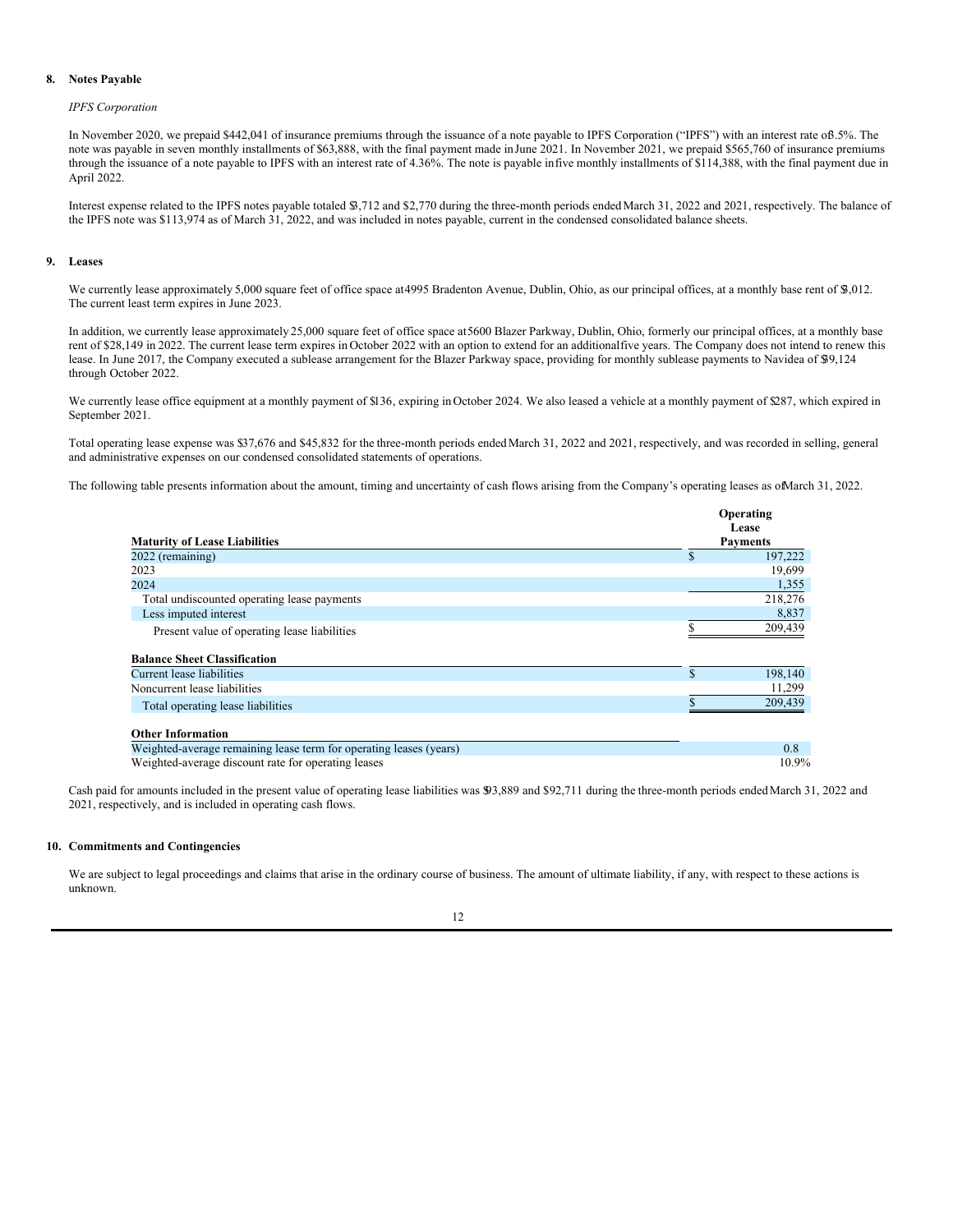## 8. Notes Payable

*IPFS Corporation*

In November 2020, we prepaid $442,041 of insurance premiums through the issuance of a note payable to IPFS Corporation ("IPFS") with an interest rate of 3.5%. The note was payable in seven monthly installments of $63,888, with the final payment made in June 2021. In November 2021, we prepaid $565,760 of insurance premiums through the issuance of a note payable to IPFS with an interest rate of 4.36%. The note is payable in five monthly installments of $114,388, with the final payment due in April 2022.

Interest expense related to the IPFS notes payable totaled $3,712 and $2,770 during the three-month periods ended March 31, 2022 and 2021, respectively. The balance of the IPFS note was $113,974 as of March 31, 2022, and was included in notes payable, current in the condensed consolidated balance sheets.

## 9. Leases

We currently lease approximately 5,000 square feet of office space at 4995 Bradenton Avenue, Dublin, Ohio, as our principal offices, at a monthly base rent of $3,012. The current least term expires in June 2023.

In addition, we currently lease approximately 25,000 square feet of office space at 5600 Blazer Parkway, Dublin, Ohio, formerly our principal offices, at a monthly base rent of $28,149 in 2022. The current lease term expires in October 2022 with an option to extend for an additional five years. The Company does not intend to renew this lease. In June 2017, the Company executed a sublease arrangement for the Blazer Parkway space, providing for monthly sublease payments to Navidea of $9,124 through October 2022.

We currently lease office equipment at a monthly payment of $136, expiring in October 2024. We also leased a vehicle at a monthly payment of $287, which expired in September 2021.

Total operating lease expense was $37,676 and $45,832 for the three-month periods ended March 31, 2022 and 2021, respectively, and was recorded in selling, general and administrative expenses on our condensed consolidated statements of operations.

The following table presents information about the amount, timing and uncertainty of cash flows arising from the Company's operating leases as of March 31, 2022.

| **Maturity of Lease Liabilities** | **Operating Lease Payments** |
|---|---|
| 2022 (remaining) | $ 197,222 |
| 2023 | 19,699 |
| 2024 | 1,355 |
| Total undiscounted operating lease payments | 218,276 |
| Less imputed interest | 8,837 |
| Present value of operating lease liabilities | $ 209,439 |
| **Balance Sheet Classification** | |
| Current lease liabilities | $ 198,140 |
| Noncurrent lease liabilities | 11,299 |
| Total operating lease liabilities | $ 209,439 |
| **Other Information** | |
| Weighted-average remaining lease term for operating leases (years) | 0.8 |
| Weighted-average discount rate for operating leases | 10.9% |

Cash paid for amounts included in the present value of operating lease liabilities was $93,889 and $92,711 during the three-month periods ended March 31, 2022 and 2021, respectively, and is included in operating cash flows.

## 10. Commitments and Contingencies

We are subject to legal proceedings and claims that arise in the ordinary course of business. The amount of ultimate liability, if any, with respect to these actions is unknown.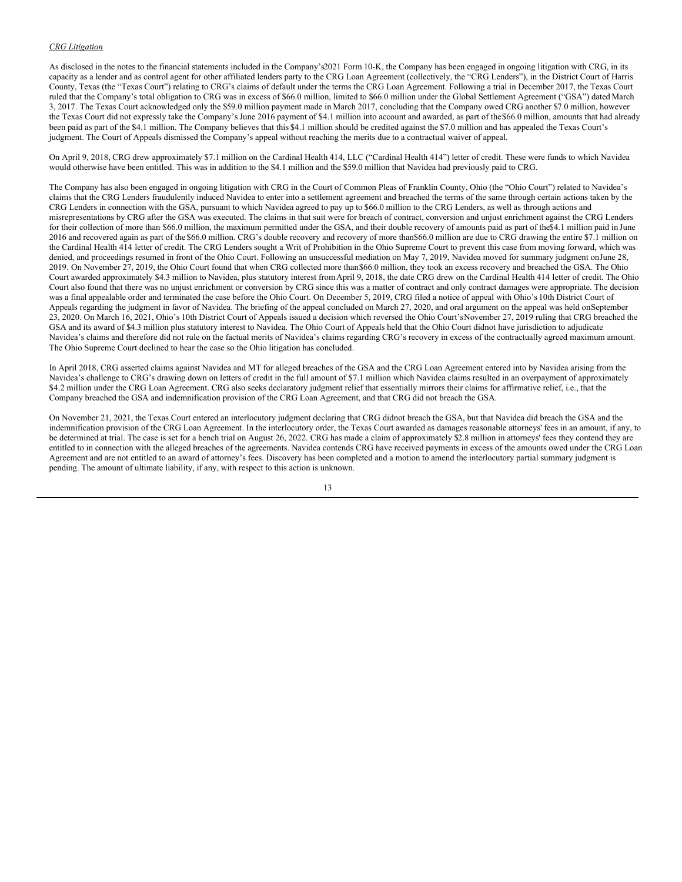*CRG Litigation*

As disclosed in the notes to the financial statements included in the Company's 2021 Form 10-K, the Company has been engaged in ongoing litigation with CRG, in its capacity as a lender and as control agent for other affiliated lenders party to the CRG Loan Agreement (collectively, the "CRG Lenders"), in the District Court of Harris County, Texas (the "Texas Court") relating to CRG's claims of default under the terms the CRG Loan Agreement. Following a trial in December 2017, the Texas Court ruled that the Company's total obligation to CRG was in excess of $66.0 million, limited to $66.0 million under the Global Settlement Agreement ("GSA") dated March 3, 2017. The Texas Court acknowledged only the $59.0 million payment made in March 2017, concluding that the Company owed CRG another $7.0 million, however the Texas Court did not expressly take the Company's June 2016 payment of $4.1 million into account and awarded, as part of the $66.0 million, amounts that had already been paid as part of the $4.1 million. The Company believes that this $4.1 million should be credited against the $7.0 million and has appealed the Texas Court's judgment. The Court of Appeals dismissed the Company's appeal without reaching the merits due to a contractual waiver of appeal.

On April 9, 2018, CRG drew approximately $7.1 million on the Cardinal Health 414, LLC ("Cardinal Health 414") letter of credit. These were funds to which Navidea would otherwise have been entitled. This was in addition to the $4.1 million and the $59.0 million that Navidea had previously paid to CRG.

The Company has also been engaged in ongoing litigation with CRG in the Court of Common Pleas of Franklin County, Ohio (the "Ohio Court") related to Navidea's claims that the CRG Lenders fraudulently induced Navidea to enter into a settlement agreement and breached the terms of the same through certain actions taken by the CRG Lenders in connection with the GSA, pursuant to which Navidea agreed to pay up to $66.0 million to the CRG Lenders, as well as through actions and misrepresentations by CRG after the GSA was executed. The claims in that suit were for breach of contract, conversion and unjust enrichment against the CRG Lenders for their collection of more than $66.0 million, the maximum permitted under the GSA, and their double recovery of amounts paid as part of the $4.1 million paid in June 2016 and recovered again as part of the $66.0 million. CRG's double recovery and recovery of more than $66.0 million are due to CRG drawing the entire $7.1 million on the Cardinal Health 414 letter of credit. The CRG Lenders sought a Writ of Prohibition in the Ohio Supreme Court to prevent this case from moving forward, which was denied, and proceedings resumed in front of the Ohio Court. Following an unsuccessful mediation on May 7, 2019, Navidea moved for summary judgment on June 28, 2019. On November 27, 2019, the Ohio Court found that when CRG collected more than $66.0 million, they took an excess recovery and breached the GSA. The Ohio Court awarded approximately $4.3 million to Navidea, plus statutory interest from April 9, 2018, the date CRG drew on the Cardinal Health 414 letter of credit. The Ohio Court also found that there was no unjust enrichment or conversion by CRG since this was a matter of contract and only contract damages were appropriate. The decision was a final appealable order and terminated the case before the Ohio Court. On December 5, 2019, CRG filed a notice of appeal with Ohio's 10th District Court of Appeals regarding the judgment in favor of Navidea. The briefing of the appeal concluded on March 27, 2020, and oral argument on the appeal was held on September 23, 2020. On March 16, 2021, Ohio's 10th District Court of Appeals issued a decision which reversed the Ohio Court's November 27, 2019 ruling that CRG breached the GSA and its award of $4.3 million plus statutory interest to Navidea. The Ohio Court of Appeals held that the Ohio Court did not have jurisdiction to adjudicate Navidea's claims and therefore did not rule on the factual merits of Navidea's claims regarding CRG's recovery in excess of the contractually agreed maximum amount. The Ohio Supreme Court declined to hear the case so the Ohio litigation has concluded.

In April 2018, CRG asserted claims against Navidea and MT for alleged breaches of the GSA and the CRG Loan Agreement entered into by Navidea arising from the Navidea's challenge to CRG's drawing down on letters of credit in the full amount of $7.1 million which Navidea claims resulted in an overpayment of approximately $4.2 million under the CRG Loan Agreement. CRG also seeks declaratory judgment relief that essentially mirrors their claims for affirmative relief, i.e., that the Company breached the GSA and indemnification provision of the CRG Loan Agreement, and that CRG did not breach the GSA.

On November 21, 2021, the Texas Court entered an interlocutory judgment declaring that CRG did not breach the GSA, but that Navidea did breach the GSA and the indemnification provision of the CRG Loan Agreement. In the interlocutory order, the Texas Court awarded as damages reasonable attorneys' fees in an amount, if any, to be determined at trial. The case is set for a bench trial on August 26, 2022. CRG has made a claim of approximately $2.8 million in attorneys' fees they contend they are entitled to in connection with the alleged breaches of the agreements. Navidea contends CRG have received payments in excess of the amounts owed under the CRG Loan Agreement and are not entitled to an award of attorney's fees. Discovery has been completed and a motion to amend the interlocutory partial summary judgment is pending. The amount of ultimate liability, if any, with respect to this action is unknown.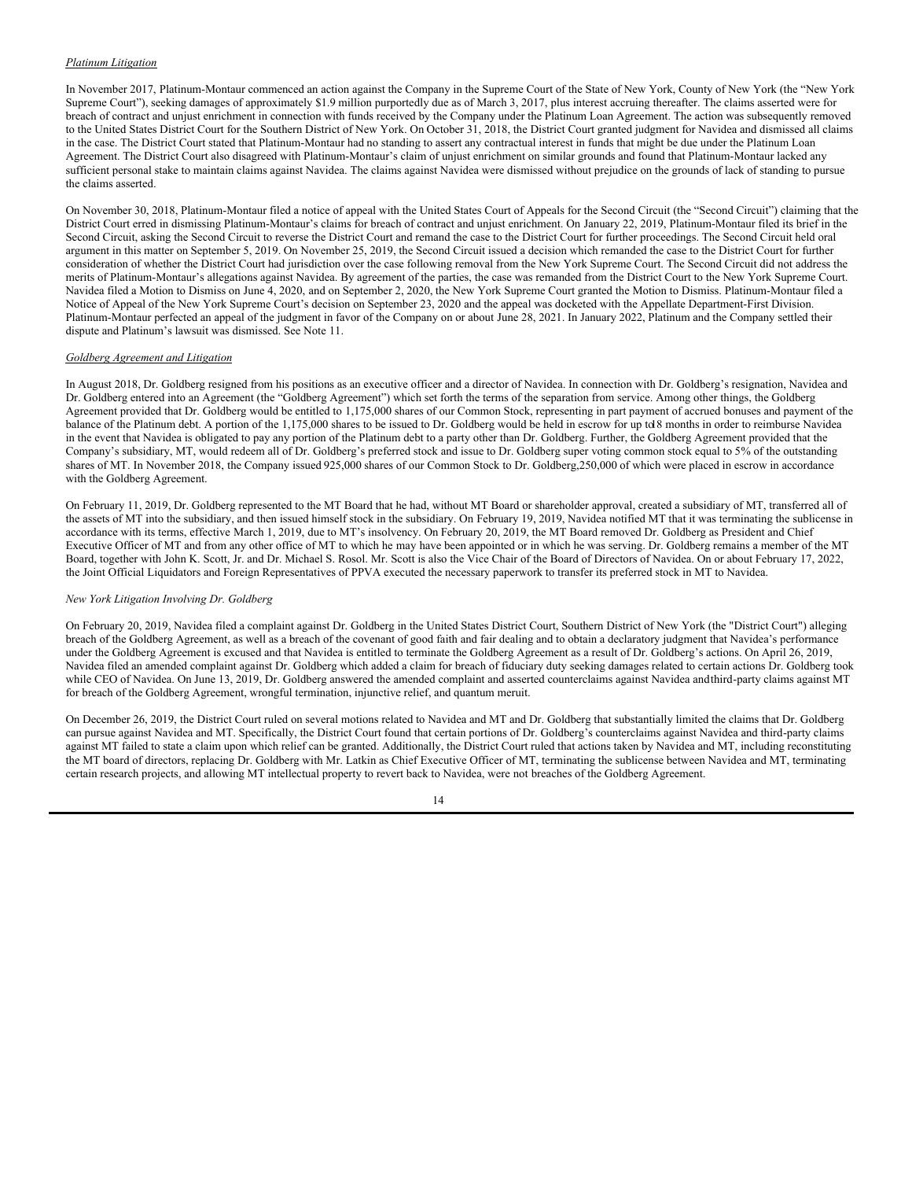*Platinum Litigation*

In November 2017, Platinum-Montaur commenced an action against the Company in the Supreme Court of the State of New York, County of New York (the "New York Supreme Court"), seeking damages of approximately $1.9 million purportedly due as of March 3, 2017, plus interest accruing thereafter. The claims asserted were for breach of contract and unjust enrichment in connection with funds received by the Company under the Platinum Loan Agreement. The action was subsequently removed to the United States District Court for the Southern District of New York. On October 31, 2018, the District Court granted judgment for Navidea and dismissed all claims in the case. The District Court stated that Platinum-Montaur had no standing to assert any contractual interest in funds that might be due under the Platinum Loan Agreement. The District Court also disagreed with Platinum-Montaur's claim of unjust enrichment on similar grounds and found that Platinum-Montaur lacked any sufficient personal stake to maintain claims against Navidea. The claims against Navidea were dismissed without prejudice on the grounds of lack of standing to pursue the claims asserted.

On November 30, 2018, Platinum-Montaur filed a notice of appeal with the United States Court of Appeals for the Second Circuit (the "Second Circuit") claiming that the District Court erred in dismissing Platinum-Montaur's claims for breach of contract and unjust enrichment. On January 22, 2019, Platinum-Montaur filed its brief in the Second Circuit, asking the Second Circuit to reverse the District Court and remand the case to the District Court for further proceedings. The Second Circuit held oral argument in this matter on September 5, 2019. On November 25, 2019, the Second Circuit issued a decision which remanded the case to the District Court for further consideration of whether the District Court had jurisdiction over the case following removal from the New York Supreme Court. The Second Circuit did not address the merits of Platinum-Montaur's allegations against Navidea. By agreement of the parties, the case was remanded from the District Court to the New York Supreme Court. Navidea filed a Motion to Dismiss on June 4, 2020, and on September 2, 2020, the New York Supreme Court granted the Motion to Dismiss. Platinum-Montaur filed a Notice of Appeal of the New York Supreme Court's decision on September 23, 2020 and the appeal was docketed with the Appellate Department-First Division. Platinum-Montaur perfected an appeal of the judgment in favor of the Company on or about June 28, 2021. In January 2022, Platinum and the Company settled their dispute and Platinum's lawsuit was dismissed. See Note 11.

*Goldberg Agreement and Litigation*

In August 2018, Dr. Goldberg resigned from his positions as an executive officer and a director of Navidea. In connection with Dr. Goldberg's resignation, Navidea and Dr. Goldberg entered into an Agreement (the "Goldberg Agreement") which set forth the terms of the separation from service. Among other things, the Goldberg Agreement provided that Dr. Goldberg would be entitled to 1,175,000 shares of our Common Stock, representing in part payment of accrued bonuses and payment of the balance of the Platinum debt. A portion of the 1,175,000 shares to be issued to Dr. Goldberg would be held in escrow for up to 18 months in order to reimburse Navidea in the event that Navidea is obligated to pay any portion of the Platinum debt to a party other than Dr. Goldberg. Further, the Goldberg Agreement provided that the Company's subsidiary, MT, would redeem all of Dr. Goldberg's preferred stock and issue to Dr. Goldberg super voting common stock equal to 5% of the outstanding shares of MT. In November 2018, the Company issued 925,000 shares of our Common Stock to Dr. Goldberg, 250,000 of which were placed in escrow in accordance with the Goldberg Agreement.

On February 11, 2019, Dr. Goldberg represented to the MT Board that he had, without MT Board or shareholder approval, created a subsidiary of MT, transferred all of the assets of MT into the subsidiary, and then issued himself stock in the subsidiary. On February 19, 2019, Navidea notified MT that it was terminating the sublicense in accordance with its terms, effective March 1, 2019, due to MT's insolvency. On February 20, 2019, the MT Board removed Dr. Goldberg as President and Chief Executive Officer of MT and from any other office of MT to which he may have been appointed or in which he was serving. Dr. Goldberg remains a member of the MT Board, together with John K. Scott, Jr. and Dr. Michael S. Rosol. Mr. Scott is also the Vice Chair of the Board of Directors of Navidea. On or about February 17, 2022, the Joint Official Liquidators and Foreign Representatives of PPVA executed the necessary paperwork to transfer its preferred stock in MT to Navidea.

*New York Litigation Involving Dr. Goldberg*

On February 20, 2019, Navidea filed a complaint against Dr. Goldberg in the United States District Court, Southern District of New York (the "District Court") alleging breach of the Goldberg Agreement, as well as a breach of the covenant of good faith and fair dealing and to obtain a declaratory judgment that Navidea's performance under the Goldberg Agreement is excused and that Navidea is entitled to terminate the Goldberg Agreement as a result of Dr. Goldberg's actions. On April 26, 2019, Navidea filed an amended complaint against Dr. Goldberg which added a claim for breach of fiduciary duty seeking damages related to certain actions Dr. Goldberg took while CEO of Navidea. On June 13, 2019, Dr. Goldberg answered the amended complaint and asserted counterclaims against Navidea and third-party claims against MT for breach of the Goldberg Agreement, wrongful termination, injunctive relief, and quantum meruit.

On December 26, 2019, the District Court ruled on several motions related to Navidea and MT and Dr. Goldberg that substantially limited the claims that Dr. Goldberg can pursue against Navidea and MT. Specifically, the District Court found that certain portions of Dr. Goldberg's counterclaims against Navidea and third-party claims against MT failed to state a claim upon which relief can be granted. Additionally, the District Court ruled that actions taken by Navidea and MT, including reconstituting the MT board of directors, replacing Dr. Goldberg with Mr. Latkin as Chief Executive Officer of MT, terminating the sublicense between Navidea and MT, terminating certain research projects, and allowing MT intellectual property to revert back to Navidea, were not breaches of the Goldberg Agreement.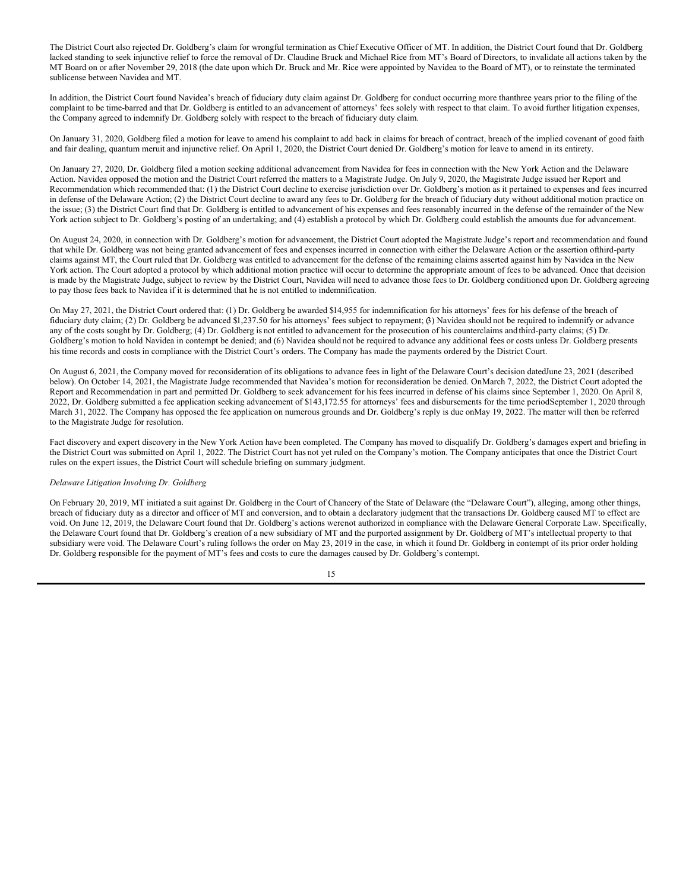The District Court also rejected Dr. Goldberg's claim for wrongful termination as Chief Executive Officer of MT. In addition, the District Court found that Dr. Goldberg lacked standing to seek injunctive relief to force the removal of Dr. Claudine Bruck and Michael Rice from MT's Board of Directors, to invalidate all actions taken by the MT Board on or after November 29, 2018 (the date upon which Dr. Bruck and Mr. Rice were appointed by Navidea to the Board of MT), or to reinstate the terminated sublicense between Navidea and MT.

In addition, the District Court found Navidea's breach of fiduciary duty claim against Dr. Goldberg for conduct occurring more thanthree years prior to the filing of the complaint to be time-barred and that Dr. Goldberg is entitled to an advancement of attorneys' fees solely with respect to that claim. To avoid further litigation expenses, the Company agreed to indemnify Dr. Goldberg solely with respect to the breach of fiduciary duty claim.

On January 31, 2020, Goldberg filed a motion for leave to amend his complaint to add back in claims for breach of contract, breach of the implied covenant of good faith and fair dealing, quantum meruit and injunctive relief. On April 1, 2020, the District Court denied Dr. Goldberg's motion for leave to amend in its entirety.

On January 27, 2020, Dr. Goldberg filed a motion seeking additional advancement from Navidea for fees in connection with the New York Action and the Delaware Action. Navidea opposed the motion and the District Court referred the matters to a Magistrate Judge. On July 9, 2020, the Magistrate Judge issued her Report and Recommendation which recommended that: (1) the District Court decline to exercise jurisdiction over Dr. Goldberg's motion as it pertained to expenses and fees incurred in defense of the Delaware Action; (2) the District Court decline to award any fees to Dr. Goldberg for the breach of fiduciary duty without additional motion practice on the issue; (3) the District Court find that Dr. Goldberg is entitled to advancement of his expenses and fees reasonably incurred in the defense of the remainder of the New York action subject to Dr. Goldberg's posting of an undertaking; and (4) establish a protocol by which Dr. Goldberg could establish the amounts due for advancement.

On August 24, 2020, in connection with Dr. Goldberg's motion for advancement, the District Court adopted the Magistrate Judge's report and recommendation and found that while Dr. Goldberg was not being granted advancement of fees and expenses incurred in connection with either the Delaware Action or the assertion ofthird-party claims against MT, the Court ruled that Dr. Goldberg was entitled to advancement for the defense of the remaining claims asserted against him by Navidea in the New York action. The Court adopted a protocol by which additional motion practice will occur to determine the appropriate amount of fees to be advanced. Once that decision is made by the Magistrate Judge, subject to review by the District Court, Navidea will need to advance those fees to Dr. Goldberg conditioned upon Dr. Goldberg agreeing to pay those fees back to Navidea if it is determined that he is not entitled to indemnification.

On May 27, 2021, the District Court ordered that: (1) Dr. Goldberg be awarded $14,955 for indemnification for his attorneys' fees for his defense of the breach of fiduciary duty claim; (2) Dr. Goldberg be advanced $1,237.50 for his attorneys' fees subject to repayment; (3) Navidea should not be required to indemnify or advance any of the costs sought by Dr. Goldberg; (4) Dr. Goldberg is not entitled to advancement for the prosecution of his counterclaims and third-party claims; (5) Dr. Goldberg's motion to hold Navidea in contempt be denied; and (6) Navidea should not be required to advance any additional fees or costs unless Dr. Goldberg presents his time records and costs in compliance with the District Court's orders. The Company has made the payments ordered by the District Court.

On August 6, 2021, the Company moved for reconsideration of its obligations to advance fees in light of the Delaware Court's decision datedJune 23, 2021 (described below). On October 14, 2021, the Magistrate Judge recommended that Navidea's motion for reconsideration be denied. OnMarch 7, 2022, the District Court adopted the Report and Recommendation in part and permitted Dr. Goldberg to seek advancement for his fees incurred in defense of his claims since September 1, 2020. On April 8, 2022, Dr. Goldberg submitted a fee application seeking advancement of $143,172.55 for attorneys' fees and disbursements for the time periodSeptember 1, 2020 through March 31, 2022. The Company has opposed the fee application on numerous grounds and Dr. Goldberg's reply is due onMay 19, 2022. The matter will then be referred to the Magistrate Judge for resolution.

Fact discovery and expert discovery in the New York Action have been completed. The Company has moved to disqualify Dr. Goldberg's damages expert and briefing in the District Court was submitted on April 1, 2022. The District Court has not yet ruled on the Company's motion. The Company anticipates that once the District Court rules on the expert issues, the District Court will schedule briefing on summary judgment.

*Delaware Litigation Involving Dr. Goldberg*

On February 20, 2019, MT initiated a suit against Dr. Goldberg in the Court of Chancery of the State of Delaware (the "Delaware Court"), alleging, among other things, breach of fiduciary duty as a director and officer of MT and conversion, and to obtain a declaratory judgment that the transactions Dr. Goldberg caused MT to effect are void. On June 12, 2019, the Delaware Court found that Dr. Goldberg's actions werenot authorized in compliance with the Delaware General Corporate Law. Specifically, the Delaware Court found that Dr. Goldberg's creation of a new subsidiary of MT and the purported assignment by Dr. Goldberg of MT's intellectual property to that subsidiary were void. The Delaware Court's ruling follows the order on May 23, 2019 in the case, in which it found Dr. Goldberg in contempt of its prior order holding Dr. Goldberg responsible for the payment of MT's fees and costs to cure the damages caused by Dr. Goldberg's contempt.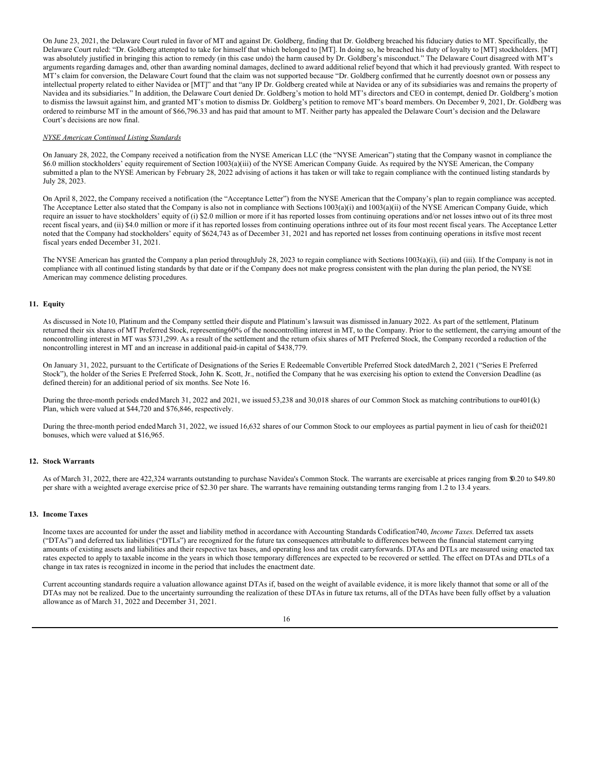On June 23, 2021, the Delaware Court ruled in favor of MT and against Dr. Goldberg, finding that Dr. Goldberg breached his fiduciary duties to MT. Specifically, the Delaware Court ruled: "Dr. Goldberg attempted to take for himself that which belonged to [MT]. In doing so, he breached his duty of loyalty to [MT] stockholders. [MT] was absolutely justified in bringing this action to remedy (in this case undo) the harm caused by Dr. Goldberg's misconduct." The Delaware Court disagreed with MT's arguments regarding damages and, other than awarding nominal damages, declined to award additional relief beyond that which it had previously granted. With respect to MT's claim for conversion, the Delaware Court found that the claim was not supported because "Dr. Goldberg confirmed that he currently doesnot own or possess any intellectual property related to either Navidea or [MT]" and that "any IP Dr. Goldberg created while at Navidea or any of its subsidiaries was and remains the property of Navidea and its subsidiaries." In addition, the Delaware Court denied Dr. Goldberg's motion to hold MT's directors and CEO in contempt, denied Dr. Goldberg's motion to dismiss the lawsuit against him, and granted MT's motion to dismiss Dr. Goldberg's petition to remove MT's board members. On December 9, 2021, Dr. Goldberg was ordered to reimburse MT in the amount of $66,796.33 and has paid that amount to MT. Neither party has appealed the Delaware Court's decision and the Delaware Court's decisions are now final.

*NYSE American Continued Listing Standards*

On January 28, 2022, the Company received a notification from the NYSE American LLC (the "NYSE American") stating that the Company wasnot in compliance the $6.0 million stockholders' equity requirement of Section 1003(a)(iii) of the NYSE American Company Guide. As required by the NYSE American, the Company submitted a plan to the NYSE American by February 28, 2022 advising of actions it has taken or will take to regain compliance with the continued listing standards by July 28, 2023.

On April 8, 2022, the Company received a notification (the "Acceptance Letter") from the NYSE American that the Company's plan to regain compliance was accepted. The Acceptance Letter also stated that the Company is also not in compliance with Sections 1003(a)(i) and 1003(a)(ii) of the NYSE American Company Guide, which require an issuer to have stockholders' equity of (i) $2.0 million or more if it has reported losses from continuing operations and/or net losses intwo out of its three most recent fiscal years, and (ii) $4.0 million or more if it has reported losses from continuing operations inthree out of its four most recent fiscal years. The Acceptance Letter noted that the Company had stockholders' equity of $624,743 as of December 31, 2021 and has reported net losses from continuing operations in itsfive most recent fiscal years ended December 31, 2021.

The NYSE American has granted the Company a plan period throughJuly 28, 2023 to regain compliance with Sections 1003(a)(i), (ii) and (iii). If the Company is not in compliance with all continued listing standards by that date or if the Company does not make progress consistent with the plan during the plan period, the NYSE American may commence delisting procedures.

## 11. Equity

As discussed in Note 10, Platinum and the Company settled their dispute and Platinum's lawsuit was dismissed in January 2022. As part of the settlement, Platinum returned their six shares of MT Preferred Stock, representing 60% of the noncontrolling interest in MT, to the Company. Prior to the settlement, the carrying amount of the noncontrolling interest in MT was $731,299. As a result of the settlement and the return of six shares of MT Preferred Stock, the Company recorded a reduction of the noncontrolling interest in MT and an increase in additional paid-in capital of $438,779.

On January 31, 2022, pursuant to the Certificate of Designations of the Series E Redeemable Convertible Preferred Stock dated March 2, 2021 ("Series E Preferred Stock"), the holder of the Series E Preferred Stock, John K. Scott, Jr., notified the Company that he was exercising his option to extend the Conversion Deadline (as defined therein) for an additional period of six months. See Note 16.

During the three-month periods ended March 31, 2022 and 2021, we issued 53,238 and 30,018 shares of our Common Stock as matching contributions to our 401(k) Plan, which were valued at $44,720 and $76,846, respectively.

During the three-month period ended March 31, 2022, we issued 16,632 shares of our Common Stock to our employees as partial payment in lieu of cash for their 2021 bonuses, which were valued at $16,965.

## 12. Stock Warrants

As of March 31, 2022, there are 422,324 warrants outstanding to purchase Navidea's Common Stock. The warrants are exercisable at prices ranging from $0.20 to $49.80 per share with a weighted average exercise price of $2.30 per share. The warrants have remaining outstanding terms ranging from 1.2 to 13.4 years.

## 13. Income Taxes

Income taxes are accounted for under the asset and liability method in accordance with Accounting Standards Codification 740, *Income Taxes*. Deferred tax assets ("DTAs") and deferred tax liabilities ("DTLs") are recognized for the future tax consequences attributable to differences between the financial statement carrying amounts of existing assets and liabilities and their respective tax bases, and operating loss and tax credit carryforwards. DTAs and DTLs are measured using enacted tax rates expected to apply to taxable income in the years in which those temporary differences are expected to be recovered or settled. The effect on DTAs and DTLs of a change in tax rates is recognized in income in the period that includes the enactment date.

Current accounting standards require a valuation allowance against DTAs if, based on the weight of available evidence, it is more likely than not that some or all of the DTAs may not be realized. Due to the uncertainty surrounding the realization of these DTAs in future tax returns, all of the DTAs have been fully offset by a valuation allowance as of March 31, 2022 and December 31, 2021.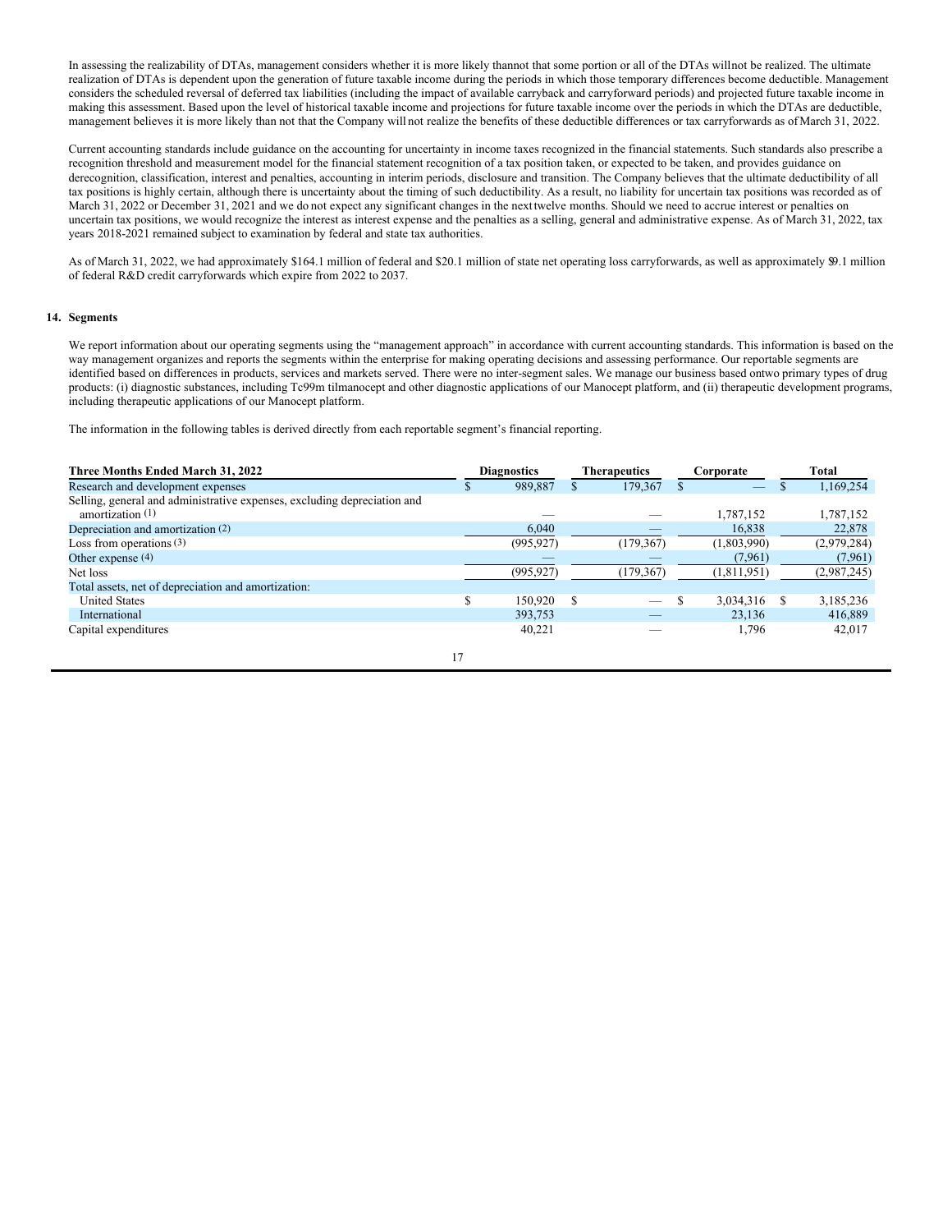In assessing the realizability of DTAs, management considers whether it is more likely thannot that some portion or all of the DTAs willnot be realized. The ultimate realization of DTAs is dependent upon the generation of future taxable income during the periods in which those temporary differences become deductible. Management considers the scheduled reversal of deferred tax liabilities (including the impact of available carryback and carryforward periods) and projected future taxable income in making this assessment. Based upon the level of historical taxable income and projections for future taxable income over the periods in which the DTAs are deductible, management believes it is more likely than not that the Company will not realize the benefits of these deductible differences or tax carryforwards as of March 31, 2022.

Current accounting standards include guidance on the accounting for uncertainty in income taxes recognized in the financial statements. Such standards also prescribe a recognition threshold and measurement model for the financial statement recognition of a tax position taken, or expected to be taken, and provides guidance on derecognition, classification, interest and penalties, accounting in interim periods, disclosure and transition. The Company believes that the ultimate deductibility of all tax positions is highly certain, although there is uncertainty about the timing of such deductibility. As a result, no liability for uncertain tax positions was recorded as of March 31, 2022 or December 31, 2021 and we do not expect any significant changes in the next twelve months. Should we need to accrue interest or penalties on uncertain tax positions, we would recognize the interest as interest expense and the penalties as a selling, general and administrative expense. As of March 31, 2022, tax years 2018-2021 remained subject to examination by federal and state tax authorities.

As of March 31, 2022, we had approximately $164.1 million of federal and $20.1 million of state net operating loss carryforwards, as well as approximately $9.1 million of federal R&D credit carryforwards which expire from 2022 to 2037.

## 14. Segments

We report information about our operating segments using the "management approach" in accordance with current accounting standards. This information is based on the way management organizes and reports the segments within the enterprise for making operating decisions and assessing performance. Our reportable segments are identified based on differences in products, services and markets served. There were no inter-segment sales. We manage our business based ontwo primary types of drug products: (i) diagnostic substances, including Tc99m tilmanocept and other diagnostic applications of our Manocept platform, and (ii) therapeutic development programs, including therapeutic applications of our Manocept platform.

The information in the following tables is derived directly from each reportable segment's financial reporting.

| Three Months Ended March 31, 2022 | Diagnostics | Therapeutics | Corporate | Total |
|---|---|---|---|---|
| Research and development expenses | $ 989,887 | $ 179,367 | $ — | $ 1,169,254 |
| Selling, general and administrative expenses, excluding depreciation and amortization (1) | — | — | 1,787,152 | 1,787,152 |
| Depreciation and amortization (2) | 6,040 | — | 16,838 | 22,878 |
| Loss from operations (3) | (995,927) | (179,367) | (1,803,990) | (2,979,284) |
| Other expense (4) | — | — | (7,961) | (7,961) |
| Net loss | (995,927) | (179,367) | (1,811,951) | (2,987,245) |
| Total assets, net of depreciation and amortization: | | | | |
| United States | $ 150,920 | $ — | $ 3,034,316 | $ 3,185,236 |
| International | 393,753 | — | 23,136 | 416,889 |
| Capital expenditures | 40,221 | — | 1,796 | 42,017 |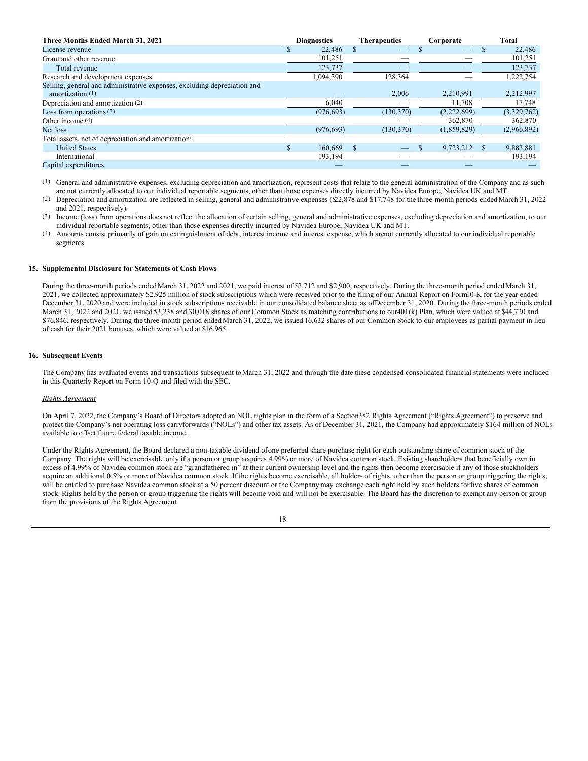| Three Months Ended March 31, 2021 | Diagnostics | Therapeutics | Corporate | Total |
|---|---|---|---|---|
| License revenue | $ 22,486 | $ — | $ — | $ 22,486 |
| Grant and other revenue | 101,251 | — | — | 101,251 |
| Total revenue | 123,737 | — | — | 123,737 |
| Research and development expenses | 1,094,390 | 128,364 | — | 1,222,754 |
| Selling, general and administrative expenses, excluding depreciation and amortization (1) | — | 2,006 | 2,210,991 | 2,212,997 |
| Depreciation and amortization (2) | 6,040 | — | 11,708 | 17,748 |
| Loss from operations (3) | (976,693) | (130,370) | (2,222,699) | (3,329,762) |
| Other income (4) | — | — | 362,870 | 362,870 |
| Net loss | (976,693) | (130,370) | (1,859,829) | (2,966,892) |
| Total assets, net of depreciation and amortization: | | | | |
| United States | $ 160,669 | $ — | $ 9,723,212 | $ 9,883,881 |
| International | 193,194 | — | — | 193,194 |
| Capital expenditures | — | — | — | — |

(1) General and administrative expenses, excluding depreciation and amortization, represent costs that relate to the general administration of the Company and as such are not currently allocated to our individual reportable segments, other than those expenses directly incurred by Navidea Europe, Navidea UK and MT.

(2) Depreciation and amortization are reflected in selling, general and administrative expenses ($22,878 and $17,748 for the three-month periods ended March 31, 2022 and 2021, respectively).

(3) Income (loss) from operations does not reflect the allocation of certain selling, general and administrative expenses, excluding depreciation and amortization, to our individual reportable segments, other than those expenses directly incurred by Navidea Europe, Navidea UK and MT.

(4) Amounts consist primarily of gain on extinguishment of debt, interest income and interest expense, which are not currently allocated to our individual reportable segments.

## 15. Supplemental Disclosure for Statements of Cash Flows

During the three-month periods ended March 31, 2022 and 2021, we paid interest of $3,712 and $2,900, respectively. During the three-month period ended March 31, 2021, we collected approximately $2.925 million of stock subscriptions which were received prior to the filing of our Annual Report on Form 10-K for the year ended December 31, 2020 and were included in stock subscriptions receivable in our consolidated balance sheet as of December 31, 2020. During the three-month periods ended March 31, 2022 and 2021, we issued 53,238 and 30,018 shares of our Common Stock as matching contributions to our 401(k) Plan, which were valued at $44,720 and $76,846, respectively. During the three-month period ended March 31, 2022, we issued 16,632 shares of our Common Stock to our employees as partial payment in lieu of cash for their 2021 bonuses, which were valued at $16,965.

## 16. Subsequent Events

The Company has evaluated events and transactions subsequent to March 31, 2022 and through the date these condensed consolidated financial statements were included in this Quarterly Report on Form 10-Q and filed with the SEC.

*Rights Agreement*

On April 7, 2022, the Company's Board of Directors adopted an NOL rights plan in the form of a Section 382 Rights Agreement ("Rights Agreement") to preserve and protect the Company's net operating loss carryforwards ("NOLs") and other tax assets. As of December 31, 2021, the Company had approximately $164 million of NOLs available to offset future federal taxable income.

Under the Rights Agreement, the Board declared a non-taxable dividend of one preferred share purchase right for each outstanding share of common stock of the Company. The rights will be exercisable only if a person or group acquires 4.99% or more of Navidea common stock. Existing shareholders that beneficially own in excess of 4.99% of Navidea common stock are "grandfathered in" at their current ownership level and the rights then become exercisable if any of those stockholders acquire an additional 0.5% or more of Navidea common stock. If the rights become exercisable, all holders of rights, other than the person or group triggering the rights, will be entitled to purchase Navidea common stock at a 50 percent discount or the Company may exchange each right held by such holders for five shares of common stock. Rights held by the person or group triggering the rights will become void and will not be exercisable. The Board has the discretion to exempt any person or group from the provisions of the Rights Agreement.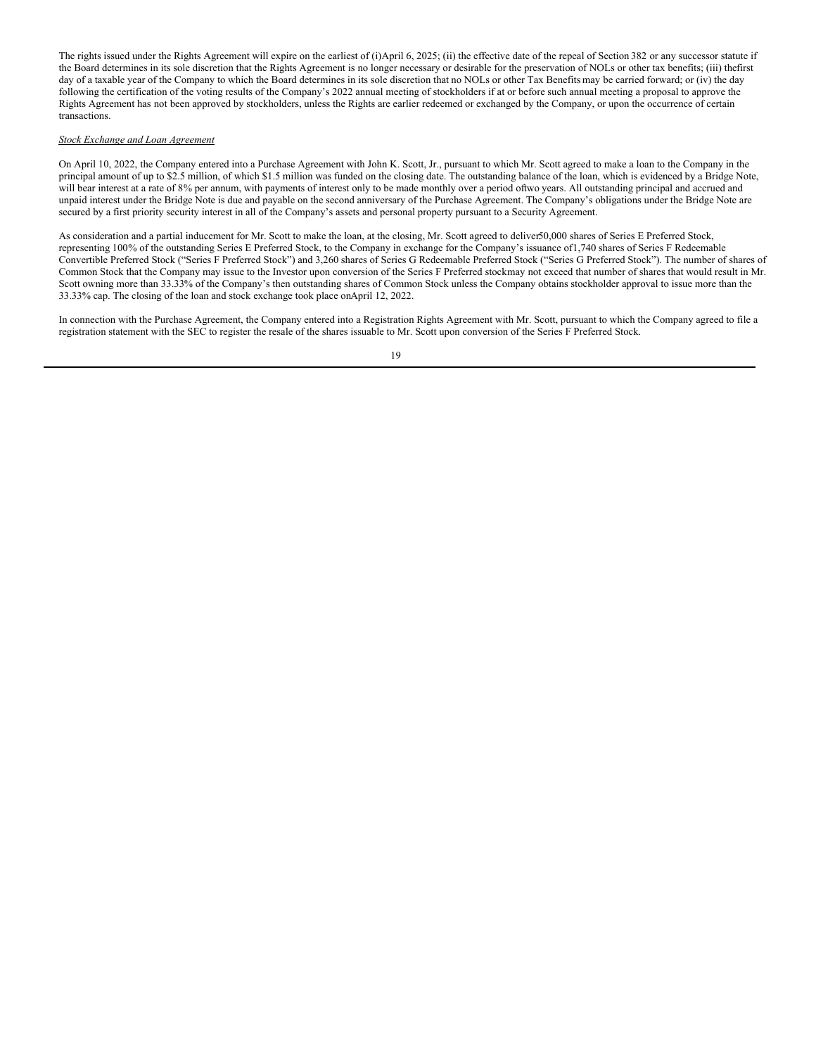The rights issued under the Rights Agreement will expire on the earliest of (i)April 6, 2025; (ii) the effective date of the repeal of Section 382 or any successor statute if the Board determines in its sole discretion that the Rights Agreement is no longer necessary or desirable for the preservation of NOLs or other tax benefits; (iii) thefirst day of a taxable year of the Company to which the Board determines in its sole discretion that no NOLs or other Tax Benefits may be carried forward; or (iv) the day following the certification of the voting results of the Company's 2022 annual meeting of stockholders if at or before such annual meeting a proposal to approve the Rights Agreement has not been approved by stockholders, unless the Rights are earlier redeemed or exchanged by the Company, or upon the occurrence of certain transactions.

*Stock Exchange and Loan Agreement*

On April 10, 2022, the Company entered into a Purchase Agreement with John K. Scott, Jr., pursuant to which Mr. Scott agreed to make a loan to the Company in the principal amount of up to $2.5 million, of which $1.5 million was funded on the closing date. The outstanding balance of the loan, which is evidenced by a Bridge Note, will bear interest at a rate of 8% per annum, with payments of interest only to be made monthly over a period oftwo years. All outstanding principal and accrued and unpaid interest under the Bridge Note is due and payable on the second anniversary of the Purchase Agreement. The Company's obligations under the Bridge Note are secured by a first priority security interest in all of the Company's assets and personal property pursuant to a Security Agreement.

As consideration and a partial inducement for Mr. Scott to make the loan, at the closing, Mr. Scott agreed to deliver50,000 shares of Series E Preferred Stock, representing 100% of the outstanding Series E Preferred Stock, to the Company in exchange for the Company's issuance of1,740 shares of Series F Redeemable Convertible Preferred Stock ("Series F Preferred Stock") and 3,260 shares of Series G Redeemable Preferred Stock ("Series G Preferred Stock"). The number of shares of Common Stock that the Company may issue to the Investor upon conversion of the Series F Preferred stockmay not exceed that number of shares that would result in Mr. Scott owning more than 33.33% of the Company's then outstanding shares of Common Stock unless the Company obtains stockholder approval to issue more than the 33.33% cap. The closing of the loan and stock exchange took place onApril 12, 2022.

In connection with the Purchase Agreement, the Company entered into a Registration Rights Agreement with Mr. Scott, pursuant to which the Company agreed to file a registration statement with the SEC to register the resale of the shares issuable to Mr. Scott upon conversion of the Series F Preferred Stock.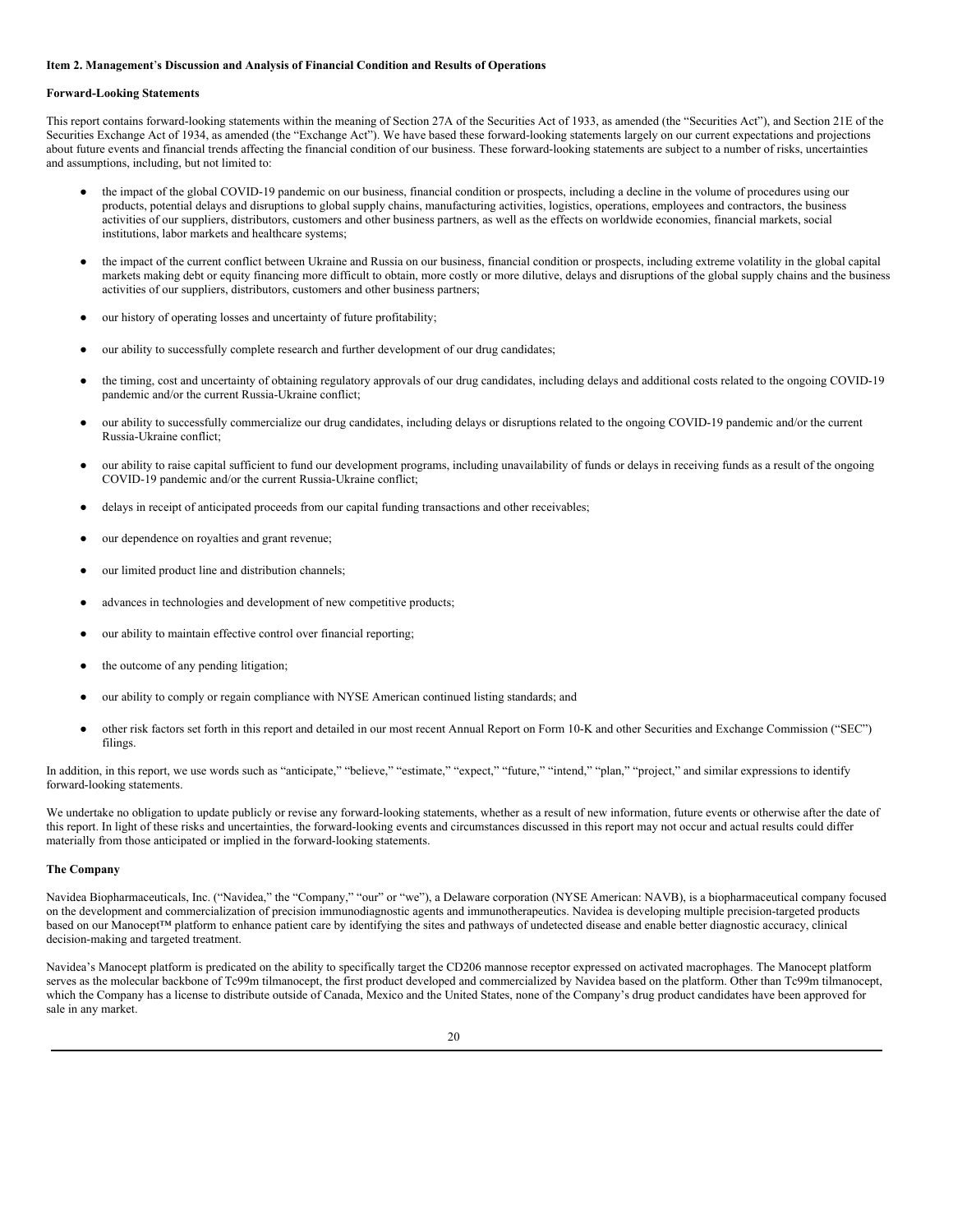**Item 2. Management's Discussion and Analysis of Financial Condition and Results of Operations**

**Forward-Looking Statements**

This report contains forward-looking statements within the meaning of Section 27A of the Securities Act of 1933, as amended (the "Securities Act"), and Section 21E of the Securities Exchange Act of 1934, as amended (the "Exchange Act"). We have based these forward-looking statements largely on our current expectations and projections about future events and financial trends affecting the financial condition of our business. These forward-looking statements are subject to a number of risks, uncertainties and assumptions, including, but not limited to:

- the impact of the global COVID-19 pandemic on our business, financial condition or prospects, including a decline in the volume of procedures using our products, potential delays and disruptions to global supply chains, manufacturing activities, logistics, operations, employees and contractors, the business activities of our suppliers, distributors, customers and other business partners, as well as the effects on worldwide economies, financial markets, social institutions, labor markets and healthcare systems;
- the impact of the current conflict between Ukraine and Russia on our business, financial condition or prospects, including extreme volatility in the global capital markets making debt or equity financing more difficult to obtain, more costly or more dilutive, delays and disruptions of the global supply chains and the business activities of our suppliers, distributors, customers and other business partners;
- our history of operating losses and uncertainty of future profitability;
- our ability to successfully complete research and further development of our drug candidates;
- the timing, cost and uncertainty of obtaining regulatory approvals of our drug candidates, including delays and additional costs related to the ongoing COVID-19 pandemic and/or the current Russia-Ukraine conflict;
- our ability to successfully commercialize our drug candidates, including delays or disruptions related to the ongoing COVID-19 pandemic and/or the current Russia-Ukraine conflict;
- our ability to raise capital sufficient to fund our development programs, including unavailability of funds or delays in receiving funds as a result of the ongoing COVID-19 pandemic and/or the current Russia-Ukraine conflict;
- delays in receipt of anticipated proceeds from our capital funding transactions and other receivables;
- our dependence on royalties and grant revenue;
- our limited product line and distribution channels;
- advances in technologies and development of new competitive products;
- our ability to maintain effective control over financial reporting;
- the outcome of any pending litigation;
- our ability to comply or regain compliance with NYSE American continued listing standards; and
- other risk factors set forth in this report and detailed in our most recent Annual Report on Form 10-K and other Securities and Exchange Commission ("SEC") filings.

In addition, in this report, we use words such as "anticipate," "believe," "estimate," "expect," "future," "intend," "plan," "project," and similar expressions to identify forward-looking statements.

We undertake no obligation to update publicly or revise any forward-looking statements, whether as a result of new information, future events or otherwise after the date of this report. In light of these risks and uncertainties, the forward-looking events and circumstances discussed in this report may not occur and actual results could differ materially from those anticipated or implied in the forward-looking statements.

**The Company**

Navidea Biopharmaceuticals, Inc. ("Navidea," the "Company," "our" or "we"), a Delaware corporation (NYSE American: NAVB), is a biopharmaceutical company focused on the development and commercialization of precision immunodiagnostic agents and immunotherapeutics. Navidea is developing multiple precision-targeted products based on our Manocept™ platform to enhance patient care by identifying the sites and pathways of undetected disease and enable better diagnostic accuracy, clinical decision-making and targeted treatment.

Navidea's Manocept platform is predicated on the ability to specifically target the CD206 mannose receptor expressed on activated macrophages. The Manocept platform serves as the molecular backbone of Tc99m tilmanocept, the first product developed and commercialized by Navidea based on the platform. Other than Tc99m tilmanocept, which the Company has a license to distribute outside of Canada, Mexico and the United States, none of the Company's drug product candidates have been approved for sale in any market.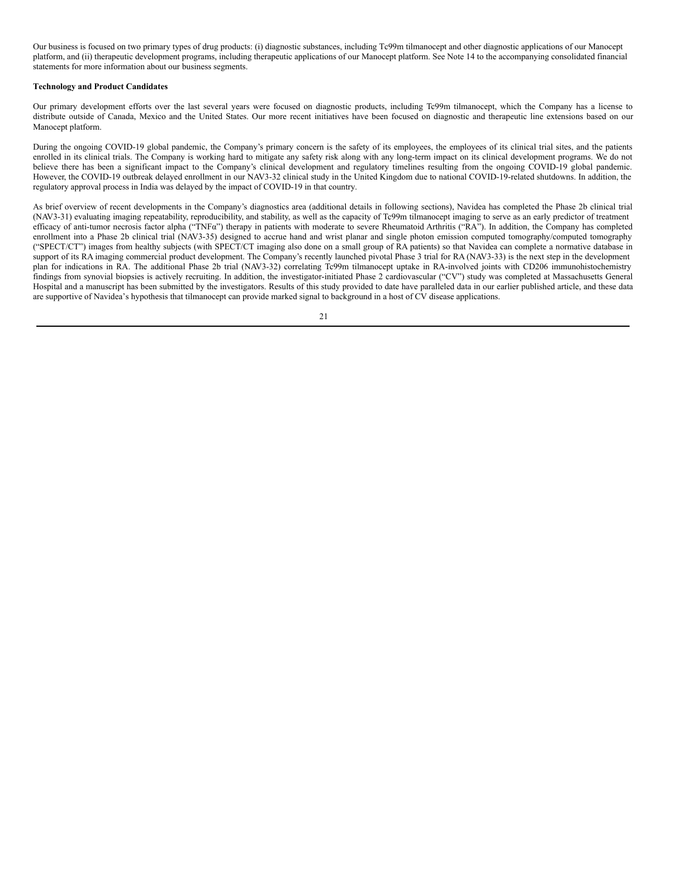Our business is focused on two primary types of drug products: (i) diagnostic substances, including Tc99m tilmanocept and other diagnostic applications of our Manocept platform, and (ii) therapeutic development programs, including therapeutic applications of our Manocept platform. See Note 14 to the accompanying consolidated financial statements for more information about our business segments.

**Technology and Product Candidates**

Our primary development efforts over the last several years were focused on diagnostic products, including Tc99m tilmanocept, which the Company has a license to distribute outside of Canada, Mexico and the United States. Our more recent initiatives have been focused on diagnostic and therapeutic line extensions based on our Manocept platform.

During the ongoing COVID-19 global pandemic, the Company's primary concern is the safety of its employees, the employees of its clinical trial sites, and the patients enrolled in its clinical trials. The Company is working hard to mitigate any safety risk along with any long-term impact on its clinical development programs. We do not believe there has been a significant impact to the Company's clinical development and regulatory timelines resulting from the ongoing COVID-19 global pandemic. However, the COVID-19 outbreak delayed enrollment in our NAV3-32 clinical study in the United Kingdom due to national COVID-19-related shutdowns. In addition, the regulatory approval process in India was delayed by the impact of COVID-19 in that country.

As brief overview of recent developments in the Company's diagnostics area (additional details in following sections), Navidea has completed the Phase 2b clinical trial (NAV3-31) evaluating imaging repeatability, reproducibility, and stability, as well as the capacity of Tc99m tilmanocept imaging to serve as an early predictor of treatment efficacy of anti-tumor necrosis factor alpha ("TNFα") therapy in patients with moderate to severe Rheumatoid Arthritis ("RA"). In addition, the Company has completed enrollment into a Phase 2b clinical trial (NAV3-35) designed to accrue hand and wrist planar and single photon emission computed tomography/computed tomography ("SPECT/CT") images from healthy subjects (with SPECT/CT imaging also done on a small group of RA patients) so that Navidea can complete a normative database in support of its RA imaging commercial product development. The Company's recently launched pivotal Phase 3 trial for RA (NAV3-33) is the next step in the development plan for indications in RA. The additional Phase 2b trial (NAV3-32) correlating Tc99m tilmanocept uptake in RA-involved joints with CD206 immunohistochemistry findings from synovial biopsies is actively recruiting. In addition, the investigator-initiated Phase 2 cardiovascular ("CV") study was completed at Massachusetts General Hospital and a manuscript has been submitted by the investigators. Results of this study provided to date have paralleled data in our earlier published article, and these data are supportive of Navidea's hypothesis that tilmanocept can provide marked signal to background in a host of CV disease applications.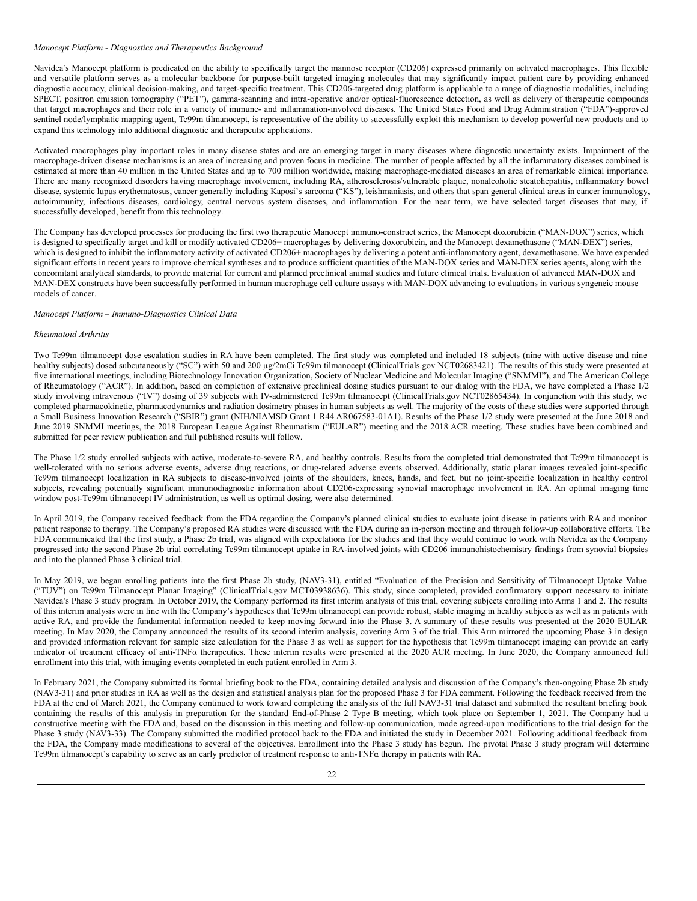*Manocept Platform - Diagnostics and Therapeutics Background*

Navidea's Manocept platform is predicated on the ability to specifically target the mannose receptor (CD206) expressed primarily on activated macrophages. This flexible and versatile platform serves as a molecular backbone for purpose-built targeted imaging molecules that may significantly impact patient care by providing enhanced diagnostic accuracy, clinical decision-making, and target-specific treatment. This CD206-targeted drug platform is applicable to a range of diagnostic modalities, including SPECT, positron emission tomography ("PET"), gamma-scanning and intra-operative and/or optical-fluorescence detection, as well as delivery of therapeutic compounds that target macrophages and their role in a variety of immune- and inflammation-involved diseases. The United States Food and Drug Administration ("FDA")-approved sentinel node/lymphatic mapping agent, Tc99m tilmanocept, is representative of the ability to successfully exploit this mechanism to develop powerful new products and to expand this technology into additional diagnostic and therapeutic applications.

Activated macrophages play important roles in many disease states and are an emerging target in many diseases where diagnostic uncertainty exists. Impairment of the macrophage-driven disease mechanisms is an area of increasing and proven focus in medicine. The number of people affected by all the inflammatory diseases combined is estimated at more than 40 million in the United States and up to 700 million worldwide, making macrophage-mediated diseases an area of remarkable clinical importance. There are many recognized disorders having macrophage involvement, including RA, atherosclerosis/vulnerable plaque, nonalcoholic steatohepatitis, inflammatory bowel disease, systemic lupus erythematosus, cancer generally including Kaposi's sarcoma ("KS"), leishmaniasis, and others that span general clinical areas in cancer immunology, autoimmunity, infectious diseases, cardiology, central nervous system diseases, and inflammation. For the near term, we have selected target diseases that may, if successfully developed, benefit from this technology.

The Company has developed processes for producing the first two therapeutic Manocept immuno-construct series, the Manocept doxorubicin ("MAN-DOX") series, which is designed to specifically target and kill or modify activated CD206+ macrophages by delivering doxorubicin, and the Manocept dexamethasone ("MAN-DEX") series, which is designed to inhibit the inflammatory activity of activated CD206+ macrophages by delivering a potent anti-inflammatory agent, dexamethasone. We have expended significant efforts in recent years to improve chemical syntheses and to produce sufficient quantities of the MAN-DOX series and MAN-DEX series agents, along with the concomitant analytical standards, to provide material for current and planned preclinical animal studies and future clinical trials. Evaluation of advanced MAN-DOX and MAN-DEX constructs have been successfully performed in human macrophage cell culture assays with MAN-DOX advancing to evaluations in various syngeneic mouse models of cancer.

*Manocept Platform – Immuno-Diagnostics Clinical Data*

*Rheumatoid Arthritis*

Two Tc99m tilmanocept dose escalation studies in RA have been completed. The first study was completed and included 18 subjects (nine with active disease and nine healthy subjects) dosed subcutaneously ("SC") with 50 and 200 µg/2mCi Tc99m tilmanocept (ClinicalTrials.gov NCT02683421). The results of this study were presented at five international meetings, including Biotechnology Innovation Organization, Society of Nuclear Medicine and Molecular Imaging ("SNMMI"), and The American College of Rheumatology ("ACR"). In addition, based on completion of extensive preclinical dosing studies pursuant to our dialog with the FDA, we have completed a Phase 1/2 study involving intravenous ("IV") dosing of 39 subjects with IV-administered Tc99m tilmanocept (ClinicalTrials.gov NCT02865434). In conjunction with this study, we completed pharmacokinetic, pharmacodynamics and radiation dosimetry phases in human subjects as well. The majority of the costs of these studies were supported through a Small Business Innovation Research ("SBIR") grant (NIH/NIAMSD Grant 1 R44 AR067583-01A1). Results of the Phase 1/2 study were presented at the June 2018 and June 2019 SNMMI meetings, the 2018 European League Against Rheumatism ("EULAR") meeting and the 2018 ACR meeting. These studies have been combined and submitted for peer review publication and full published results will follow.

The Phase 1/2 study enrolled subjects with active, moderate-to-severe RA, and healthy controls. Results from the completed trial demonstrated that Tc99m tilmanocept is well-tolerated with no serious adverse events, adverse drug reactions, or drug-related adverse events observed. Additionally, static planar images revealed joint-specific Tc99m tilmanocept localization in RA subjects to disease-involved joints of the shoulders, knees, hands, and feet, but no joint-specific localization in healthy control subjects, revealing potentially significant immunodiagnostic information about CD206-expressing synovial macrophage involvement in RA. An optimal imaging time window post-Tc99m tilmanocept IV administration, as well as optimal dosing, were also determined.

In April 2019, the Company received feedback from the FDA regarding the Company's planned clinical studies to evaluate joint disease in patients with RA and monitor patient response to therapy. The Company's proposed RA studies were discussed with the FDA during an in-person meeting and through follow-up collaborative efforts. The FDA communicated that the first study, a Phase 2b trial, was aligned with expectations for the studies and that they would continue to work with Navidea as the Company progressed into the second Phase 2b trial correlating Tc99m tilmanocept uptake in RA-involved joints with CD206 immunohistochemistry findings from synovial biopsies and into the planned Phase 3 clinical trial.

In May 2019, we began enrolling patients into the first Phase 2b study, (NAV3-31), entitled "Evaluation of the Precision and Sensitivity of Tilmanocept Uptake Value ("TUV") on Tc99m Tilmanocept Planar Imaging" (ClinicalTrials.gov MCT03938636). This study, since completed, provided confirmatory support necessary to initiate Navidea's Phase 3 study program. In October 2019, the Company performed its first interim analysis of this trial, covering subjects enrolling into Arms 1 and 2. The results of this interim analysis were in line with the Company's hypotheses that Tc99m tilmanocept can provide robust, stable imaging in healthy subjects as well as in patients with active RA, and provide the fundamental information needed to keep moving forward into the Phase 3. A summary of these results was presented at the 2020 EULAR meeting. In May 2020, the Company announced the results of its second interim analysis, covering Arm 3 of the trial. This Arm mirrored the upcoming Phase 3 in design and provided information relevant for sample size calculation for the Phase 3 as well as support for the hypothesis that Tc99m tilmanocept imaging can provide an early indicator of treatment efficacy of anti-TNFα therapeutics. These interim results were presented at the 2020 ACR meeting. In June 2020, the Company announced full enrollment into this trial, with imaging events completed in each patient enrolled in Arm 3.

In February 2021, the Company submitted its formal briefing book to the FDA, containing detailed analysis and discussion of the Company's then-ongoing Phase 2b study (NAV3-31) and prior studies in RA as well as the design and statistical analysis plan for the proposed Phase 3 for FDA comment. Following the feedback received from the FDA at the end of March 2021, the Company continued to work toward completing the analysis of the full NAV3-31 trial dataset and submitted the resultant briefing book containing the results of this analysis in preparation for the standard End-of-Phase 2 Type B meeting, which took place on September 1, 2021. The Company had a constructive meeting with the FDA and, based on the discussion in this meeting and follow-up communication, made agreed-upon modifications to the trial design for the Phase 3 study (NAV3-33). The Company submitted the modified protocol back to the FDA and initiated the study in December 2021. Following additional feedback from the FDA, the Company made modifications to several of the objectives. Enrollment into the Phase 3 study has begun. The pivotal Phase 3 study program will determine Tc99m tilmanocept's capability to serve as an early predictor of treatment response to anti-TNFα therapy in patients with RA.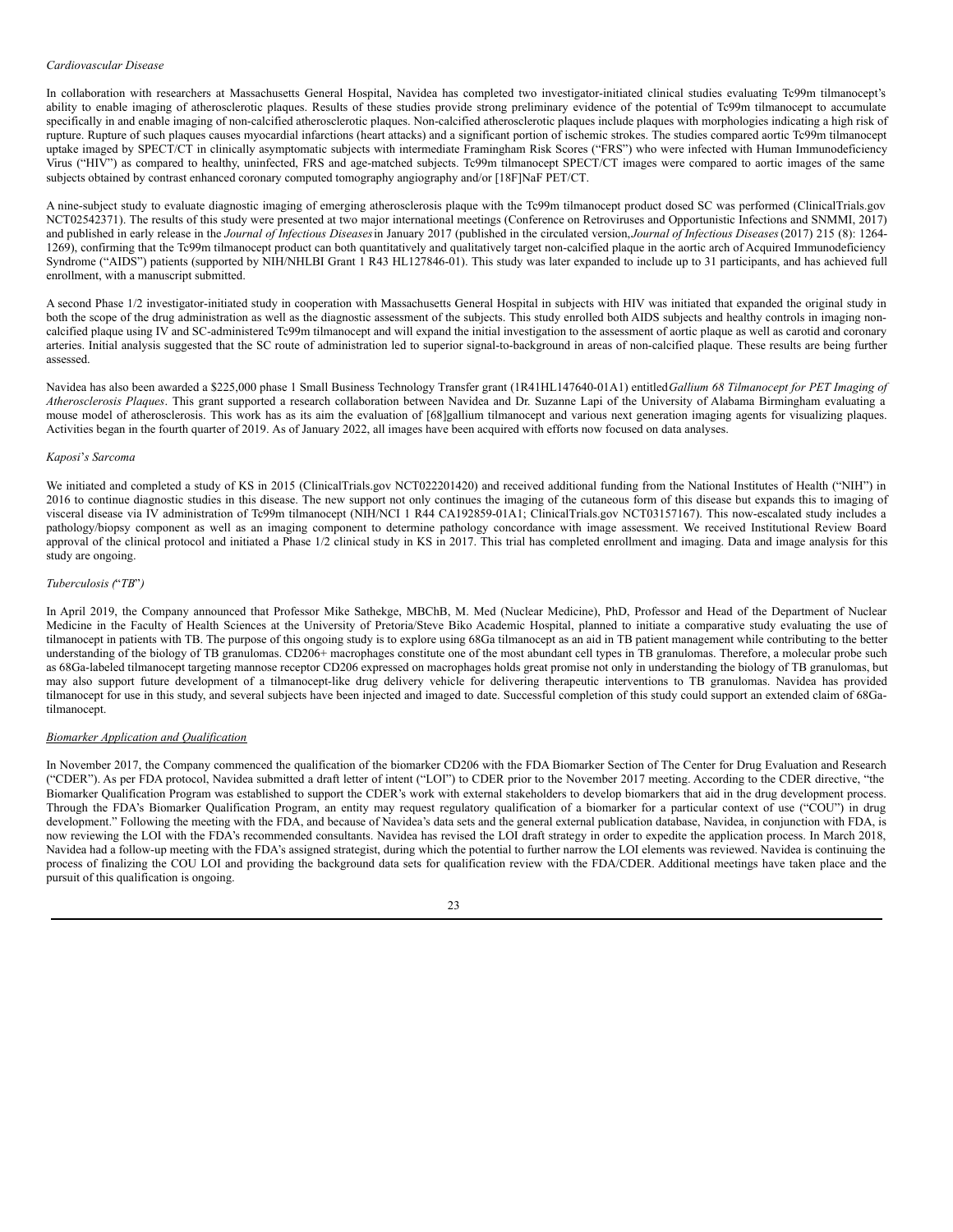*Cardiovascular Disease*

In collaboration with researchers at Massachusetts General Hospital, Navidea has completed two investigator-initiated clinical studies evaluating Tc99m tilmanocept's ability to enable imaging of atherosclerotic plaques. Results of these studies provide strong preliminary evidence of the potential of Tc99m tilmanocept to accumulate specifically in and enable imaging of non-calcified atherosclerotic plaques. Non-calcified atherosclerotic plaques include plaques with morphologies indicating a high risk of rupture. Rupture of such plaques causes myocardial infarctions (heart attacks) and a significant portion of ischemic strokes. The studies compared aortic Tc99m tilmanocept uptake imaged by SPECT/CT in clinically asymptomatic subjects with intermediate Framingham Risk Scores ("FRS") who were infected with Human Immunodeficiency Virus ("HIV") as compared to healthy, uninfected, FRS and age-matched subjects. Tc99m tilmanocept SPECT/CT images were compared to aortic images of the same subjects obtained by contrast enhanced coronary computed tomography angiography and/or [18F]NaF PET/CT.

A nine-subject study to evaluate diagnostic imaging of emerging atherosclerosis plaque with the Tc99m tilmanocept product dosed SC was performed (ClinicalTrials.gov NCT02542371). The results of this study were presented at two major international meetings (Conference on Retroviruses and Opportunistic Infections and SNMMI, 2017) and published in early release in the *Journal of Infectious Diseases* in January 2017 (published in the circulated version, *Journal of Infectious Diseases* (2017) 215 (8): 1264-1269), confirming that the Tc99m tilmanocept product can both quantitatively and qualitatively target non-calcified plaque in the aortic arch of Acquired Immunodeficiency Syndrome ("AIDS") patients (supported by NIH/NHLBI Grant 1 R43 HL127846-01). This study was later expanded to include up to 31 participants, and has achieved full enrollment, with a manuscript submitted.

A second Phase 1/2 investigator-initiated study in cooperation with Massachusetts General Hospital in subjects with HIV was initiated that expanded the original study in both the scope of the drug administration as well as the diagnostic assessment of the subjects. This study enrolled both AIDS subjects and healthy controls in imaging non-calcified plaque using IV and SC-administered Tc99m tilmanocept and will expand the initial investigation to the assessment of aortic plaque as well as carotid and coronary arteries. Initial analysis suggested that the SC route of administration led to superior signal-to-background in areas of non-calcified plaque. These results are being further assessed.

Navidea has also been awarded a $225,000 phase 1 Small Business Technology Transfer grant (1R41HL147640-01A1) entitled *Gallium 68 Tilmanocept for PET Imaging of Atherosclerosis Plaques*. This grant supported a research collaboration between Navidea and Dr. Suzanne Lapi of the University of Alabama Birmingham evaluating a mouse model of atherosclerosis. This work has as its aim the evaluation of [68]gallium tilmanocept and various next generation imaging agents for visualizing plaques. Activities began in the fourth quarter of 2019. As of January 2022, all images have been acquired with efforts now focused on data analyses.

*Kaposi's Sarcoma*

We initiated and completed a study of KS in 2015 (ClinicalTrials.gov NCT022201420) and received additional funding from the National Institutes of Health ("NIH") in 2016 to continue diagnostic studies in this disease. The new support not only continues the imaging of the cutaneous form of this disease but expands this to imaging of visceral disease via IV administration of Tc99m tilmanocept (NIH/NCI 1 R44 CA192859-01A1; ClinicalTrials.gov NCT03157167). This now-escalated study includes a pathology/biopsy component as well as an imaging component to determine pathology concordance with image assessment. We received Institutional Review Board approval of the clinical protocol and initiated a Phase 1/2 clinical study in KS in 2017. This trial has completed enrollment and imaging. Data and image analysis for this study are ongoing.

*Tuberculosis ("TB")*

In April 2019, the Company announced that Professor Mike Sathekge, MBChB, M. Med (Nuclear Medicine), PhD, Professor and Head of the Department of Nuclear Medicine in the Faculty of Health Sciences at the University of Pretoria/Steve Biko Academic Hospital, planned to initiate a comparative study evaluating the use of tilmanocept in patients with TB. The purpose of this ongoing study is to explore using 68Ga tilmanocept as an aid in TB patient management while contributing to the better understanding of the biology of TB granulomas. CD206+ macrophages constitute one of the most abundant cell types in TB granulomas. Therefore, a molecular probe such as 68Ga-labeled tilmanocept targeting mannose receptor CD206 expressed on macrophages holds great promise not only in understanding the biology of TB granulomas, but may also support future development of a tilmanocept-like drug delivery vehicle for delivering therapeutic interventions to TB granulomas. Navidea has provided tilmanocept for use in this study, and several subjects have been injected and imaged to date. Successful completion of this study could support an extended claim of 68Ga-tilmanocept.

*Biomarker Application and Qualification*

In November 2017, the Company commenced the qualification of the biomarker CD206 with the FDA Biomarker Section of The Center for Drug Evaluation and Research ("CDER"). As per FDA protocol, Navidea submitted a draft letter of intent ("LOI") to CDER prior to the November 2017 meeting. According to the CDER directive, "the Biomarker Qualification Program was established to support the CDER's work with external stakeholders to develop biomarkers that aid in the drug development process. Through the FDA's Biomarker Qualification Program, an entity may request regulatory qualification of a biomarker for a particular context of use ("COU") in drug development." Following the meeting with the FDA, and because of Navidea's data sets and the general external publication database, Navidea, in conjunction with FDA, is now reviewing the LOI with the FDA's recommended consultants. Navidea has revised the LOI draft strategy in order to expedite the application process. In March 2018, Navidea had a follow-up meeting with the FDA's assigned strategist, during which the potential to further narrow the LOI elements was reviewed. Navidea is continuing the process of finalizing the COU LOI and providing the background data sets for qualification review with the FDA/CDER. Additional meetings have taken place and the pursuit of this qualification is ongoing.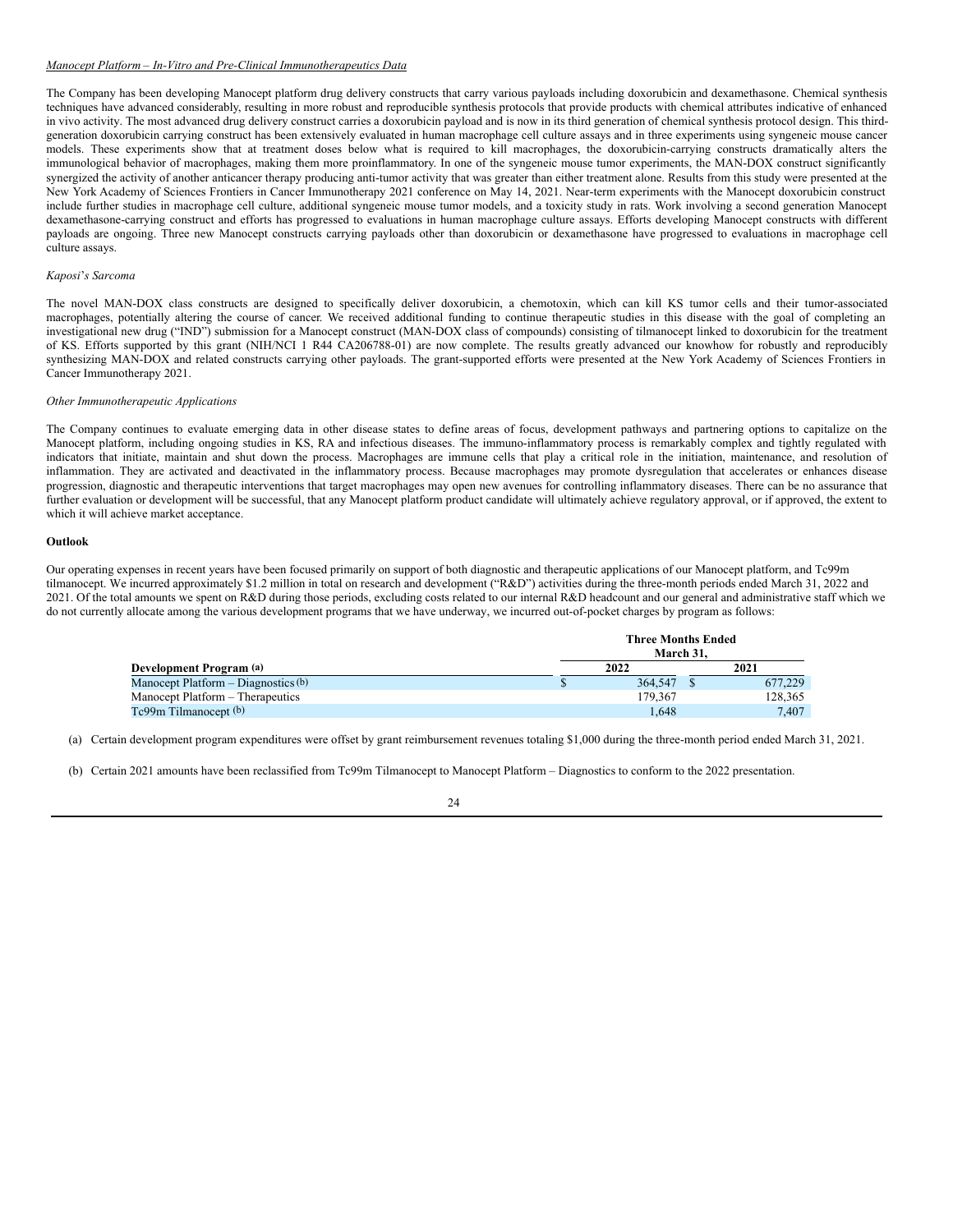*Manocept Platform – In-Vitro and Pre-Clinical Immunotherapeutics Data*

The Company has been developing Manocept platform drug delivery constructs that carry various payloads including doxorubicin and dexamethasone. Chemical synthesis techniques have advanced considerably, resulting in more robust and reproducible synthesis protocols that provide products with chemical attributes indicative of enhanced in vivo activity. The most advanced drug delivery construct carries a doxorubicin payload and is now in its third generation of chemical synthesis protocol design. This third-generation doxorubicin carrying construct has been extensively evaluated in human macrophage cell culture assays and in three experiments using syngeneic mouse cancer models. These experiments show that at treatment doses below what is required to kill macrophages, the doxorubicin-carrying constructs dramatically alters the immunological behavior of macrophages, making them more proinflammatory. In one of the syngeneic mouse tumor experiments, the MAN-DOX construct significantly synergized the activity of another anticancer therapy producing anti-tumor activity that was greater than either treatment alone. Results from this study were presented at the New York Academy of Sciences Frontiers in Cancer Immunotherapy 2021 conference on May 14, 2021. Near-term experiments with the Manocept doxorubicin construct include further studies in macrophage cell culture, additional syngeneic mouse tumor models, and a toxicity study in rats. Work involving a second generation Manocept dexamethasone-carrying construct and efforts has progressed to evaluations in human macrophage culture assays. Efforts developing Manocept constructs with different payloads are ongoing. Three new Manocept constructs carrying payloads other than doxorubicin or dexamethasone have progressed to evaluations in macrophage cell culture assays.

*Kaposi's Sarcoma*

The novel MAN-DOX class constructs are designed to specifically deliver doxorubicin, a chemotoxin, which can kill KS tumor cells and their tumor-associated macrophages, potentially altering the course of cancer. We received additional funding to continue therapeutic studies in this disease with the goal of completing an investigational new drug ("IND") submission for a Manocept construct (MAN-DOX class of compounds) consisting of tilmanocept linked to doxorubicin for the treatment of KS. Efforts supported by this grant (NIH/NCI 1 R44 CA206788-01) are now complete. The results greatly advanced our knowhow for robustly and reproducibly synthesizing MAN-DOX and related constructs carrying other payloads. The grant-supported efforts were presented at the New York Academy of Sciences Frontiers in Cancer Immunotherapy 2021.

*Other Immunotherapeutic Applications*

The Company continues to evaluate emerging data in other disease states to define areas of focus, development pathways and partnering options to capitalize on the Manocept platform, including ongoing studies in KS, RA and infectious diseases. The immuno-inflammatory process is remarkably complex and tightly regulated with indicators that initiate, maintain and shut down the process. Macrophages are immune cells that play a critical role in the initiation, maintenance, and resolution of inflammation. They are activated and deactivated in the inflammatory process. Because macrophages may promote dysregulation that accelerates or enhances disease progression, diagnostic and therapeutic interventions that target macrophages may open new avenues for controlling inflammatory diseases. There can be no assurance that further evaluation or development will be successful, that any Manocept platform product candidate will ultimately achieve regulatory approval, or if approved, the extent to which it will achieve market acceptance.

**Outlook**

Our operating expenses in recent years have been focused primarily on support of both diagnostic and therapeutic applications of our Manocept platform, and Tc99m tilmanocept. We incurred approximately $1.2 million in total on research and development ("R&D") activities during the three-month periods ended March 31, 2022 and 2021. Of the total amounts we spent on R&D during those periods, excluding costs related to our internal R&D headcount and our general and administrative staff which we do not currently allocate among the various development programs that we have underway, we incurred out-of-pocket charges by program as follows:

| | Three Months Ended March 31, | |
|---|---|---|
| **Development Program (a)** | **2022** | **2021** |
| Manocept Platform – Diagnostics (b) | $ 364,547 | $ 677,229 |
| Manocept Platform – Therapeutics | 179,367 | 128,365 |
| Tc99m Tilmanocept (b) | 1,648 | 7,407 |

(a) Certain development program expenditures were offset by grant reimbursement revenues totaling $1,000 during the three-month period ended March 31, 2021.

(b) Certain 2021 amounts have been reclassified from Tc99m Tilmanocept to Manocept Platform – Diagnostics to conform to the 2022 presentation.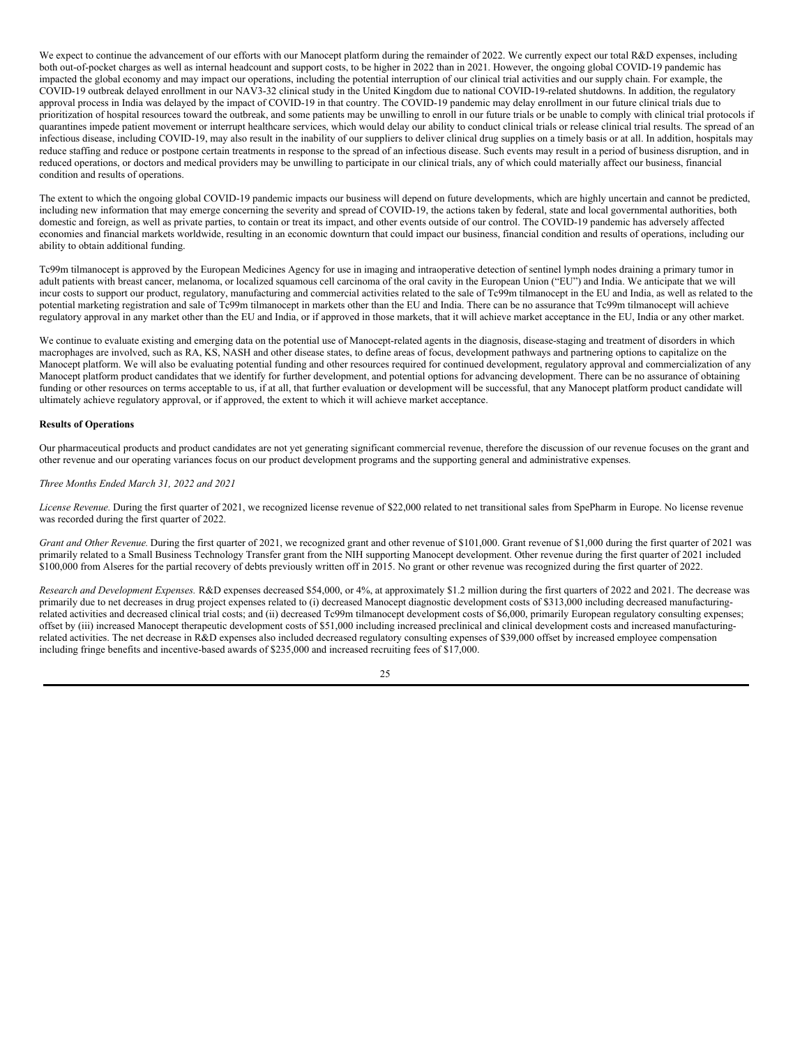We expect to continue the advancement of our efforts with our Manocept platform during the remainder of 2022. We currently expect our total R&D expenses, including both out-of-pocket charges as well as internal headcount and support costs, to be higher in 2022 than in 2021. However, the ongoing global COVID-19 pandemic has impacted the global economy and may impact our operations, including the potential interruption of our clinical trial activities and our supply chain. For example, the COVID-19 outbreak delayed enrollment in our NAV3-32 clinical study in the United Kingdom due to national COVID-19-related shutdowns. In addition, the regulatory approval process in India was delayed by the impact of COVID-19 in that country. The COVID-19 pandemic may delay enrollment in our future clinical trials due to prioritization of hospital resources toward the outbreak, and some patients may be unwilling to enroll in our future trials or be unable to comply with clinical trial protocols if quarantines impede patient movement or interrupt healthcare services, which would delay our ability to conduct clinical trials or release clinical trial results. The spread of an infectious disease, including COVID-19, may also result in the inability of our suppliers to deliver clinical drug supplies on a timely basis or at all. In addition, hospitals may reduce staffing and reduce or postpone certain treatments in response to the spread of an infectious disease. Such events may result in a period of business disruption, and in reduced operations, or doctors and medical providers may be unwilling to participate in our clinical trials, any of which could materially affect our business, financial condition and results of operations.

The extent to which the ongoing global COVID-19 pandemic impacts our business will depend on future developments, which are highly uncertain and cannot be predicted, including new information that may emerge concerning the severity and spread of COVID-19, the actions taken by federal, state and local governmental authorities, both domestic and foreign, as well as private parties, to contain or treat its impact, and other events outside of our control. The COVID-19 pandemic has adversely affected economies and financial markets worldwide, resulting in an economic downturn that could impact our business, financial condition and results of operations, including our ability to obtain additional funding.

Tc99m tilmanocept is approved by the European Medicines Agency for use in imaging and intraoperative detection of sentinel lymph nodes draining a primary tumor in adult patients with breast cancer, melanoma, or localized squamous cell carcinoma of the oral cavity in the European Union ("EU") and India. We anticipate that we will incur costs to support our product, regulatory, manufacturing and commercial activities related to the sale of Tc99m tilmanocept in the EU and India, as well as related to the potential marketing registration and sale of Tc99m tilmanocept in markets other than the EU and India. There can be no assurance that Tc99m tilmanocept will achieve regulatory approval in any market other than the EU and India, or if approved in those markets, that it will achieve market acceptance in the EU, India or any other market.

We continue to evaluate existing and emerging data on the potential use of Manocept-related agents in the diagnosis, disease-staging and treatment of disorders in which macrophages are involved, such as RA, KS, NASH and other disease states, to define areas of focus, development pathways and partnering options to capitalize on the Manocept platform. We will also be evaluating potential funding and other resources required for continued development, regulatory approval and commercialization of any Manocept platform product candidates that we identify for further development, and potential options for advancing development. There can be no assurance of obtaining funding or other resources on terms acceptable to us, if at all, that further evaluation or development will be successful, that any Manocept platform product candidate will ultimately achieve regulatory approval, or if approved, the extent to which it will achieve market acceptance.

**Results of Operations**

Our pharmaceutical products and product candidates are not yet generating significant commercial revenue, therefore the discussion of our revenue focuses on the grant and other revenue and our operating variances focus on our product development programs and the supporting general and administrative expenses.

*Three Months Ended March 31, 2022 and 2021*

*License Revenue.* During the first quarter of 2021, we recognized license revenue of $22,000 related to net transitional sales from SpePharm in Europe. No license revenue was recorded during the first quarter of 2022.

*Grant and Other Revenue.* During the first quarter of 2021, we recognized grant and other revenue of $101,000. Grant revenue of $1,000 during the first quarter of 2021 was primarily related to a Small Business Technology Transfer grant from the NIH supporting Manocept development. Other revenue during the first quarter of 2021 included $100,000 from Alseres for the partial recovery of debts previously written off in 2015. No grant or other revenue was recognized during the first quarter of 2022.

*Research and Development Expenses.* R&D expenses decreased $54,000, or 4%, at approximately $1.2 million during the first quarters of 2022 and 2021. The decrease was primarily due to net decreases in drug project expenses related to (i) decreased Manocept diagnostic development costs of $313,000 including decreased manufacturing-related activities and decreased clinical trial costs; and (ii) decreased Tc99m tilmanocept development costs of $6,000, primarily European regulatory consulting expenses; offset by (iii) increased Manocept therapeutic development costs of $51,000 including increased preclinical and clinical development costs and increased manufacturing-related activities. The net decrease in R&D expenses also included decreased regulatory consulting expenses of $39,000 offset by increased employee compensation including fringe benefits and incentive-based awards of $235,000 and increased recruiting fees of $17,000.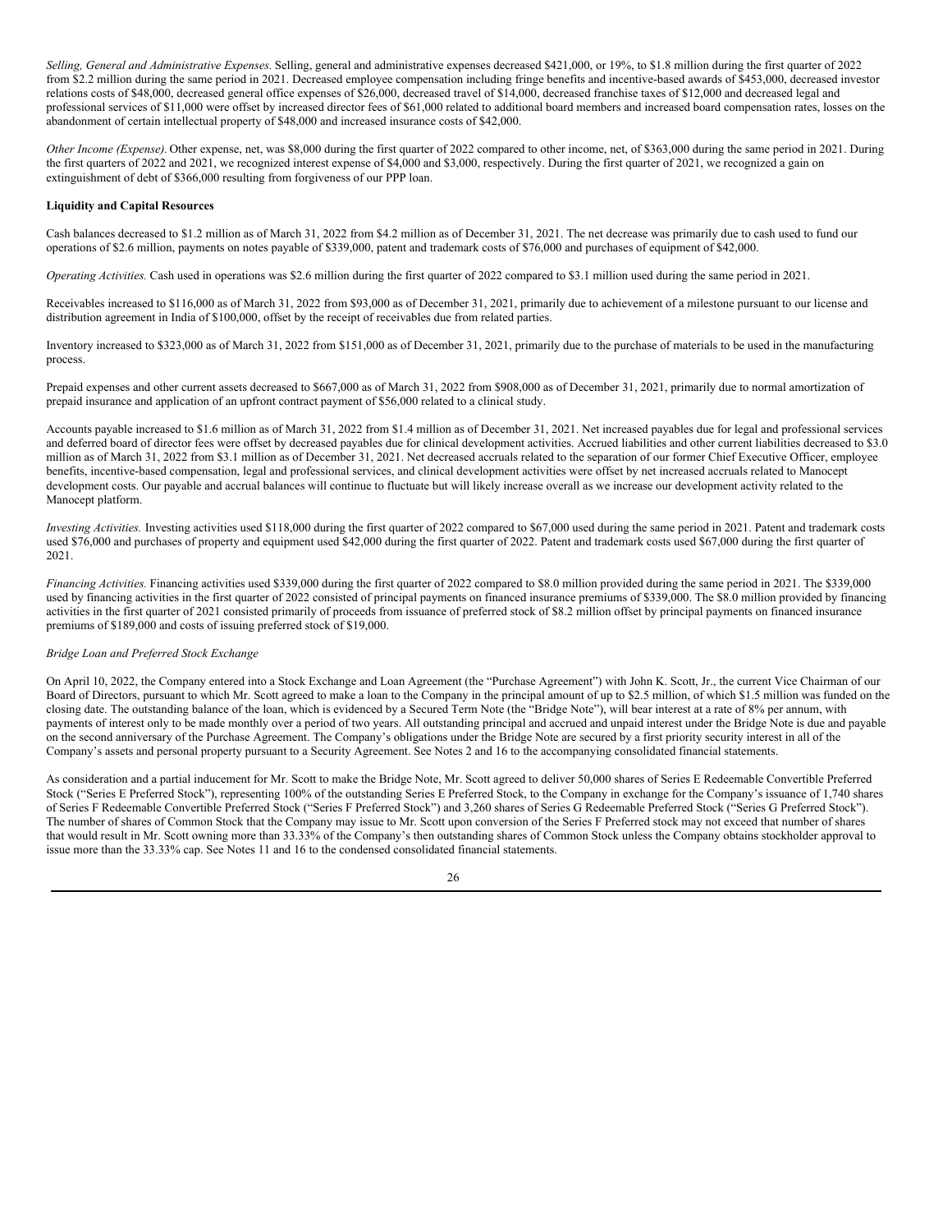*Selling, General and Administrative Expenses.* Selling, general and administrative expenses decreased $421,000, or 19%, to $1.8 million during the first quarter of 2022 from $2.2 million during the same period in 2021. Decreased employee compensation including fringe benefits and incentive-based awards of $453,000, decreased investor relations costs of $48,000, decreased general office expenses of $26,000, decreased travel of $14,000, decreased franchise taxes of $12,000 and decreased legal and professional services of $11,000 were offset by increased director fees of $61,000 related to additional board members and increased board compensation rates, losses on the abandonment of certain intellectual property of $48,000 and increased insurance costs of $42,000.

*Other Income (Expense).* Other expense, net, was $8,000 during the first quarter of 2022 compared to other income, net, of $363,000 during the same period in 2021. During the first quarters of 2022 and 2021, we recognized interest expense of $4,000 and $3,000, respectively. During the first quarter of 2021, we recognized a gain on extinguishment of debt of $366,000 resulting from forgiveness of our PPP loan.

**Liquidity and Capital Resources**

Cash balances decreased to $1.2 million as of March 31, 2022 from $4.2 million as of December 31, 2021. The net decrease was primarily due to cash used to fund our operations of $2.6 million, payments on notes payable of $339,000, patent and trademark costs of $76,000 and purchases of equipment of $42,000.

*Operating Activities.* Cash used in operations was $2.6 million during the first quarter of 2022 compared to $3.1 million used during the same period in 2021.

Receivables increased to $116,000 as of March 31, 2022 from $93,000 as of December 31, 2021, primarily due to achievement of a milestone pursuant to our license and distribution agreement in India of $100,000, offset by the receipt of receivables due from related parties.

Inventory increased to $323,000 as of March 31, 2022 from $151,000 as of December 31, 2021, primarily due to the purchase of materials to be used in the manufacturing process.

Prepaid expenses and other current assets decreased to $667,000 as of March 31, 2022 from $908,000 as of December 31, 2021, primarily due to normal amortization of prepaid insurance and application of an upfront contract payment of $56,000 related to a clinical study.

Accounts payable increased to $1.6 million as of March 31, 2022 from $1.4 million as of December 31, 2021. Net increased payables due for legal and professional services and deferred board of director fees were offset by decreased payables due for clinical development activities. Accrued liabilities and other current liabilities decreased to $3.0 million as of March 31, 2022 from $3.1 million as of December 31, 2021. Net decreased accruals related to the separation of our former Chief Executive Officer, employee benefits, incentive-based compensation, legal and professional services, and clinical development activities were offset by net increased accruals related to Manocept development costs. Our payable and accrual balances will continue to fluctuate but will likely increase overall as we increase our development activity related to the Manocept platform.

*Investing Activities.* Investing activities used $118,000 during the first quarter of 2022 compared to $67,000 used during the same period in 2021. Patent and trademark costs used $76,000 and purchases of property and equipment used $42,000 during the first quarter of 2022. Patent and trademark costs used $67,000 during the first quarter of 2021.

*Financing Activities.* Financing activities used $339,000 during the first quarter of 2022 compared to $8.0 million provided during the same period in 2021. The $339,000 used by financing activities in the first quarter of 2022 consisted of principal payments on financed insurance premiums of $339,000. The $8.0 million provided by financing activities in the first quarter of 2021 consisted primarily of proceeds from issuance of preferred stock of $8.2 million offset by principal payments on financed insurance premiums of $189,000 and costs of issuing preferred stock of $19,000.

*Bridge Loan and Preferred Stock Exchange*

On April 10, 2022, the Company entered into a Stock Exchange and Loan Agreement (the "Purchase Agreement") with John K. Scott, Jr., the current Vice Chairman of our Board of Directors, pursuant to which Mr. Scott agreed to make a loan to the Company in the principal amount of up to $2.5 million, of which $1.5 million was funded on the closing date. The outstanding balance of the loan, which is evidenced by a Secured Term Note (the "Bridge Note"), will bear interest at a rate of 8% per annum, with payments of interest only to be made monthly over a period of two years. All outstanding principal and accrued and unpaid interest under the Bridge Note is due and payable on the second anniversary of the Purchase Agreement. The Company's obligations under the Bridge Note are secured by a first priority security interest in all of the Company's assets and personal property pursuant to a Security Agreement. See Notes 2 and 16 to the accompanying consolidated financial statements.

As consideration and a partial inducement for Mr. Scott to make the Bridge Note, Mr. Scott agreed to deliver 50,000 shares of Series E Redeemable Convertible Preferred Stock ("Series E Preferred Stock"), representing 100% of the outstanding Series E Preferred Stock, to the Company in exchange for the Company's issuance of 1,740 shares of Series F Redeemable Convertible Preferred Stock ("Series F Preferred Stock") and 3,260 shares of Series G Redeemable Preferred Stock ("Series G Preferred Stock"). The number of shares of Common Stock that the Company may issue to Mr. Scott upon conversion of the Series F Preferred stock may not exceed that number of shares that would result in Mr. Scott owning more than 33.33% of the Company's then outstanding shares of Common Stock unless the Company obtains stockholder approval to issue more than the 33.33% cap. See Notes 11 and 16 to the condensed consolidated financial statements.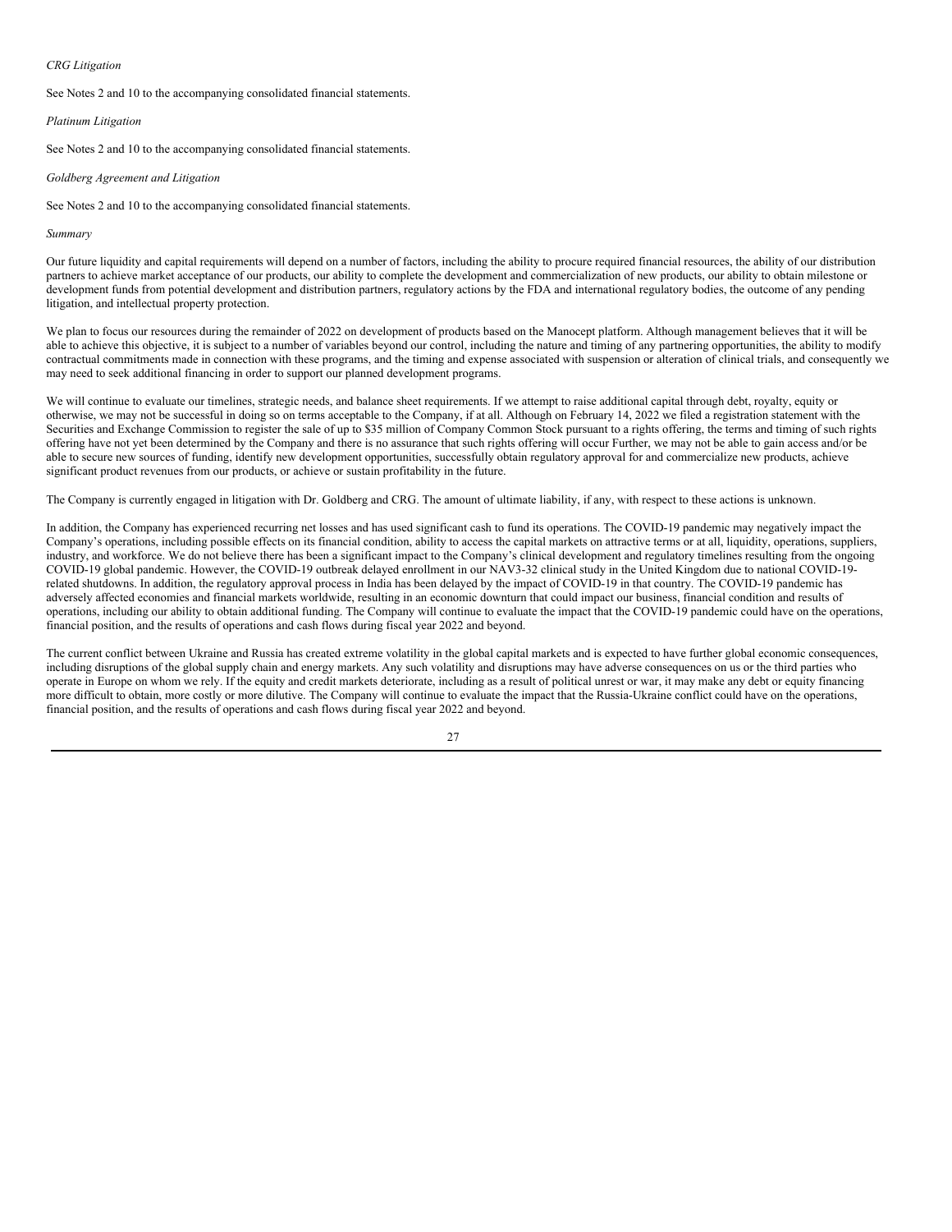*CRG Litigation*

See Notes 2 and 10 to the accompanying consolidated financial statements.

*Platinum Litigation*

See Notes 2 and 10 to the accompanying consolidated financial statements.

*Goldberg Agreement and Litigation*

See Notes 2 and 10 to the accompanying consolidated financial statements.

*Summary*

Our future liquidity and capital requirements will depend on a number of factors, including the ability to procure required financial resources, the ability of our distribution partners to achieve market acceptance of our products, our ability to complete the development and commercialization of new products, our ability to obtain milestone or development funds from potential development and distribution partners, regulatory actions by the FDA and international regulatory bodies, the outcome of any pending litigation, and intellectual property protection.

We plan to focus our resources during the remainder of 2022 on development of products based on the Manocept platform. Although management believes that it will be able to achieve this objective, it is subject to a number of variables beyond our control, including the nature and timing of any partnering opportunities, the ability to modify contractual commitments made in connection with these programs, and the timing and expense associated with suspension or alteration of clinical trials, and consequently we may need to seek additional financing in order to support our planned development programs.

We will continue to evaluate our timelines, strategic needs, and balance sheet requirements. If we attempt to raise additional capital through debt, royalty, equity or otherwise, we may not be successful in doing so on terms acceptable to the Company, if at all. Although on February 14, 2022 we filed a registration statement with the Securities and Exchange Commission to register the sale of up to $35 million of Company Common Stock pursuant to a rights offering, the terms and timing of such rights offering have not yet been determined by the Company and there is no assurance that such rights offering will occur Further, we may not be able to gain access and/or be able to secure new sources of funding, identify new development opportunities, successfully obtain regulatory approval for and commercialize new products, achieve significant product revenues from our products, or achieve or sustain profitability in the future.

The Company is currently engaged in litigation with Dr. Goldberg and CRG. The amount of ultimate liability, if any, with respect to these actions is unknown.

In addition, the Company has experienced recurring net losses and has used significant cash to fund its operations. The COVID-19 pandemic may negatively impact the Company's operations, including possible effects on its financial condition, ability to access the capital markets on attractive terms or at all, liquidity, operations, suppliers, industry, and workforce. We do not believe there has been a significant impact to the Company's clinical development and regulatory timelines resulting from the ongoing COVID-19 global pandemic. However, the COVID-19 outbreak delayed enrollment in our NAV3-32 clinical study in the United Kingdom due to national COVID-19-related shutdowns. In addition, the regulatory approval process in India has been delayed by the impact of COVID-19 in that country. The COVID-19 pandemic has adversely affected economies and financial markets worldwide, resulting in an economic downturn that could impact our business, financial condition and results of operations, including our ability to obtain additional funding. The Company will continue to evaluate the impact that the COVID-19 pandemic could have on the operations, financial position, and the results of operations and cash flows during fiscal year 2022 and beyond.

The current conflict between Ukraine and Russia has created extreme volatility in the global capital markets and is expected to have further global economic consequences, including disruptions of the global supply chain and energy markets. Any such volatility and disruptions may have adverse consequences on us or the third parties who operate in Europe on whom we rely. If the equity and credit markets deteriorate, including as a result of political unrest or war, it may make any debt or equity financing more difficult to obtain, more costly or more dilutive. The Company will continue to evaluate the impact that the Russia-Ukraine conflict could have on the operations, financial position, and the results of operations and cash flows during fiscal year 2022 and beyond.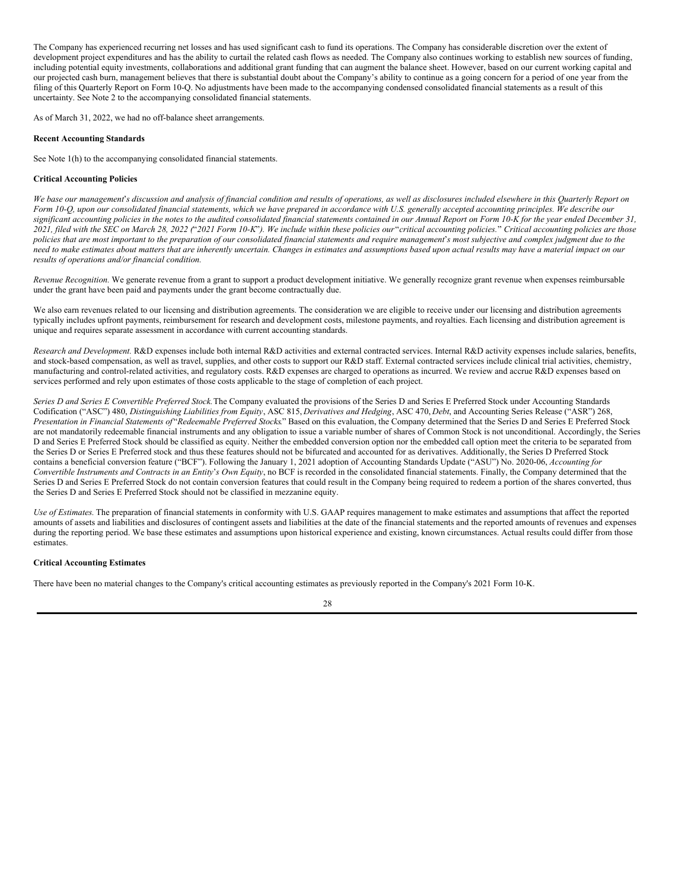The Company has experienced recurring net losses and has used significant cash to fund its operations. The Company has considerable discretion over the extent of development project expenditures and has the ability to curtail the related cash flows as needed. The Company also continues working to establish new sources of funding, including potential equity investments, collaborations and additional grant funding that can augment the balance sheet. However, based on our current working capital and our projected cash burn, management believes that there is substantial doubt about the Company's ability to continue as a going concern for a period of one year from the filing of this Quarterly Report on Form 10-Q. No adjustments have been made to the accompanying condensed consolidated financial statements as a result of this uncertainty. See Note 2 to the accompanying consolidated financial statements.

As of March 31, 2022, we had no off-balance sheet arrangements.

**Recent Accounting Standards**

See Note 1(h) to the accompanying consolidated financial statements.

**Critical Accounting Policies**

*We base our management's discussion and analysis of financial condition and results of operations, as well as disclosures included elsewhere in this Quarterly Report on Form 10-Q, upon our consolidated financial statements, which we have prepared in accordance with U.S. generally accepted accounting principles. We describe our significant accounting policies in the notes to the audited consolidated financial statements contained in our Annual Report on Form 10-K for the year ended December 31, 2021, filed with the SEC on March 28, 2022 ("2021 Form 10-K"). We include within these policies our "critical accounting policies." Critical accounting policies are those policies that are most important to the preparation of our consolidated financial statements and require management's most subjective and complex judgment due to the need to make estimates about matters that are inherently uncertain. Changes in estimates and assumptions based upon actual results may have a material impact on our results of operations and/or financial condition.*

*Revenue Recognition.* We generate revenue from a grant to support a product development initiative. We generally recognize grant revenue when expenses reimbursable under the grant have been paid and payments under the grant become contractually due.

We also earn revenues related to our licensing and distribution agreements. The consideration we are eligible to receive under our licensing and distribution agreements typically includes upfront payments, reimbursement for research and development costs, milestone payments, and royalties. Each licensing and distribution agreement is unique and requires separate assessment in accordance with current accounting standards.

*Research and Development.* R&D expenses include both internal R&D activities and external contracted services. Internal R&D activity expenses include salaries, benefits, and stock-based compensation, as well as travel, supplies, and other costs to support our R&D staff. External contracted services include clinical trial activities, chemistry, manufacturing and control-related activities, and regulatory costs. R&D expenses are charged to operations as incurred. We review and accrue R&D expenses based on services performed and rely upon estimates of those costs applicable to the stage of completion of each project.

*Series D and Series E Convertible Preferred Stock.* The Company evaluated the provisions of the Series D and Series E Preferred Stock under Accounting Standards Codification ("ASC") 480, *Distinguishing Liabilities from Equity*, ASC 815, *Derivatives and Hedging*, ASC 470, *Debt*, and Accounting Series Release ("ASR") 268, *Presentation in Financial Statements of "Redeemable Preferred Stocks*." Based on this evaluation, the Company determined that the Series D and Series E Preferred Stock are not mandatorily redeemable financial instruments and any obligation to issue a variable number of shares of Common Stock is not unconditional. Accordingly, the Series D and Series E Preferred Stock should be classified as equity. Neither the embedded conversion option nor the embedded call option meet the criteria to be separated from the Series D or Series E Preferred stock and thus these features should not be bifurcated and accounted for as derivatives. Additionally, the Series D Preferred Stock contains a beneficial conversion feature ("BCF"). Following the January 1, 2021 adoption of Accounting Standards Update ("ASU") No. 2020-06, *Accounting for Convertible Instruments and Contracts in an Entity's Own Equity*, no BCF is recorded in the consolidated financial statements. Finally, the Company determined that the Series D and Series E Preferred Stock do not contain conversion features that could result in the Company being required to redeem a portion of the shares converted, thus the Series D and Series E Preferred Stock should not be classified in mezzanine equity.

*Use of Estimates.* The preparation of financial statements in conformity with U.S. GAAP requires management to make estimates and assumptions that affect the reported amounts of assets and liabilities and disclosures of contingent assets and liabilities at the date of the financial statements and the reported amounts of revenues and expenses during the reporting period. We base these estimates and assumptions upon historical experience and existing, known circumstances. Actual results could differ from those estimates.

**Critical Accounting Estimates**

There have been no material changes to the Company's critical accounting estimates as previously reported in the Company's 2021 Form 10-K.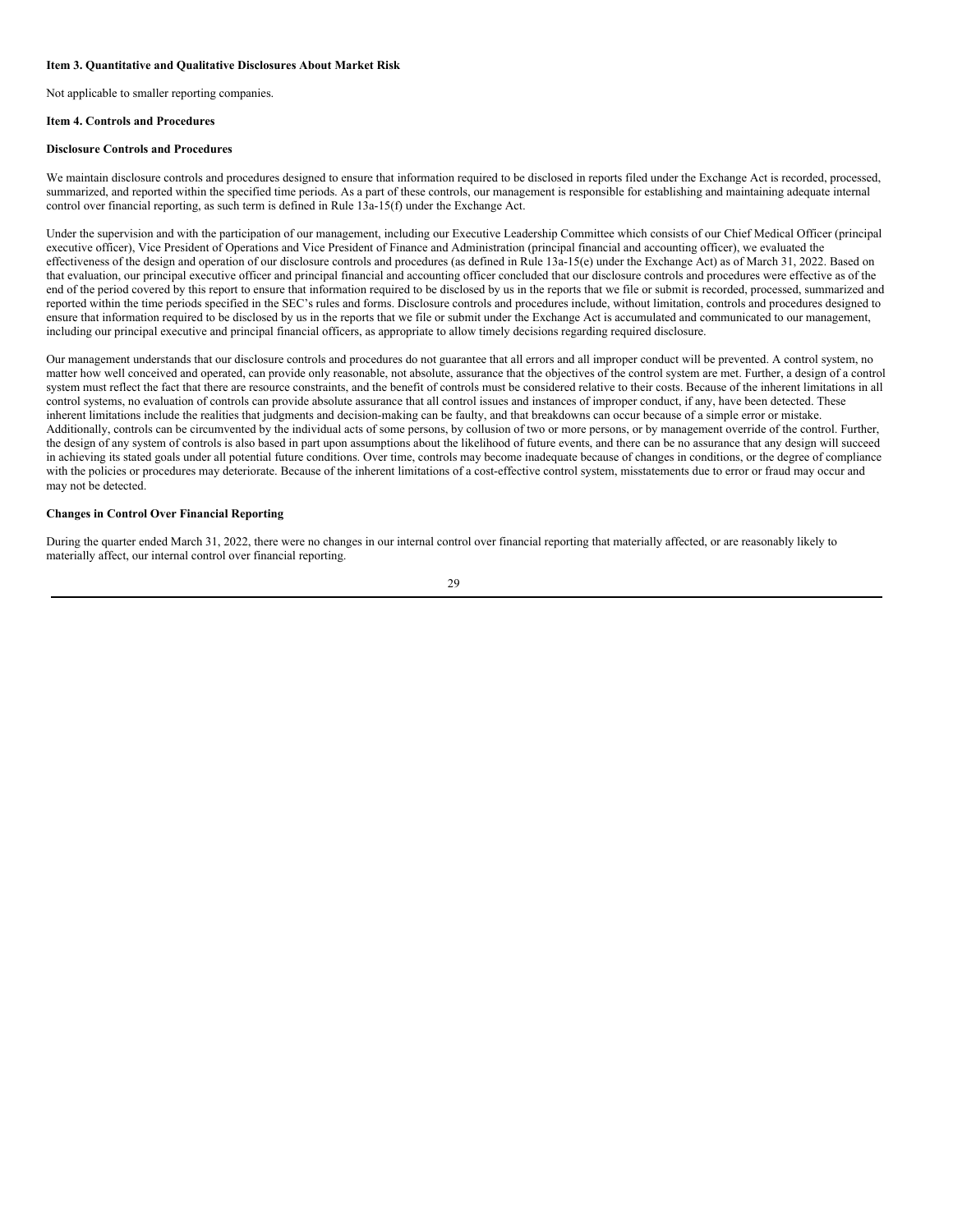### Item 3. Quantitative and Qualitative Disclosures About Market Risk

Not applicable to smaller reporting companies.

### Item 4. Controls and Procedures

#### Disclosure Controls and Procedures

We maintain disclosure controls and procedures designed to ensure that information required to be disclosed in reports filed under the Exchange Act is recorded, processed, summarized, and reported within the specified time periods. As a part of these controls, our management is responsible for establishing and maintaining adequate internal control over financial reporting, as such term is defined in Rule 13a-15(f) under the Exchange Act.

Under the supervision and with the participation of our management, including our Executive Leadership Committee which consists of our Chief Medical Officer (principal executive officer), Vice President of Operations and Vice President of Finance and Administration (principal financial and accounting officer), we evaluated the effectiveness of the design and operation of our disclosure controls and procedures (as defined in Rule 13a-15(e) under the Exchange Act) as of March 31, 2022. Based on that evaluation, our principal executive officer and principal financial and accounting officer concluded that our disclosure controls and procedures were effective as of the end of the period covered by this report to ensure that information required to be disclosed by us in the reports that we file or submit is recorded, processed, summarized and reported within the time periods specified in the SEC's rules and forms. Disclosure controls and procedures include, without limitation, controls and procedures designed to ensure that information required to be disclosed by us in the reports that we file or submit under the Exchange Act is accumulated and communicated to our management, including our principal executive and principal financial officers, as appropriate to allow timely decisions regarding required disclosure.

Our management understands that our disclosure controls and procedures do not guarantee that all errors and all improper conduct will be prevented. A control system, no matter how well conceived and operated, can provide only reasonable, not absolute, assurance that the objectives of the control system are met. Further, a design of a control system must reflect the fact that there are resource constraints, and the benefit of controls must be considered relative to their costs. Because of the inherent limitations in all control systems, no evaluation of controls can provide absolute assurance that all control issues and instances of improper conduct, if any, have been detected. These inherent limitations include the realities that judgments and decision-making can be faulty, and that breakdowns can occur because of a simple error or mistake. Additionally, controls can be circumvented by the individual acts of some persons, by collusion of two or more persons, or by management override of the control. Further, the design of any system of controls is also based in part upon assumptions about the likelihood of future events, and there can be no assurance that any design will succeed in achieving its stated goals under all potential future conditions. Over time, controls may become inadequate because of changes in conditions, or the degree of compliance with the policies or procedures may deteriorate. Because of the inherent limitations of a cost-effective control system, misstatements due to error or fraud may occur and may not be detected.

#### Changes in Control Over Financial Reporting

During the quarter ended March 31, 2022, there were no changes in our internal control over financial reporting that materially affected, or are reasonably likely to materially affect, our internal control over financial reporting.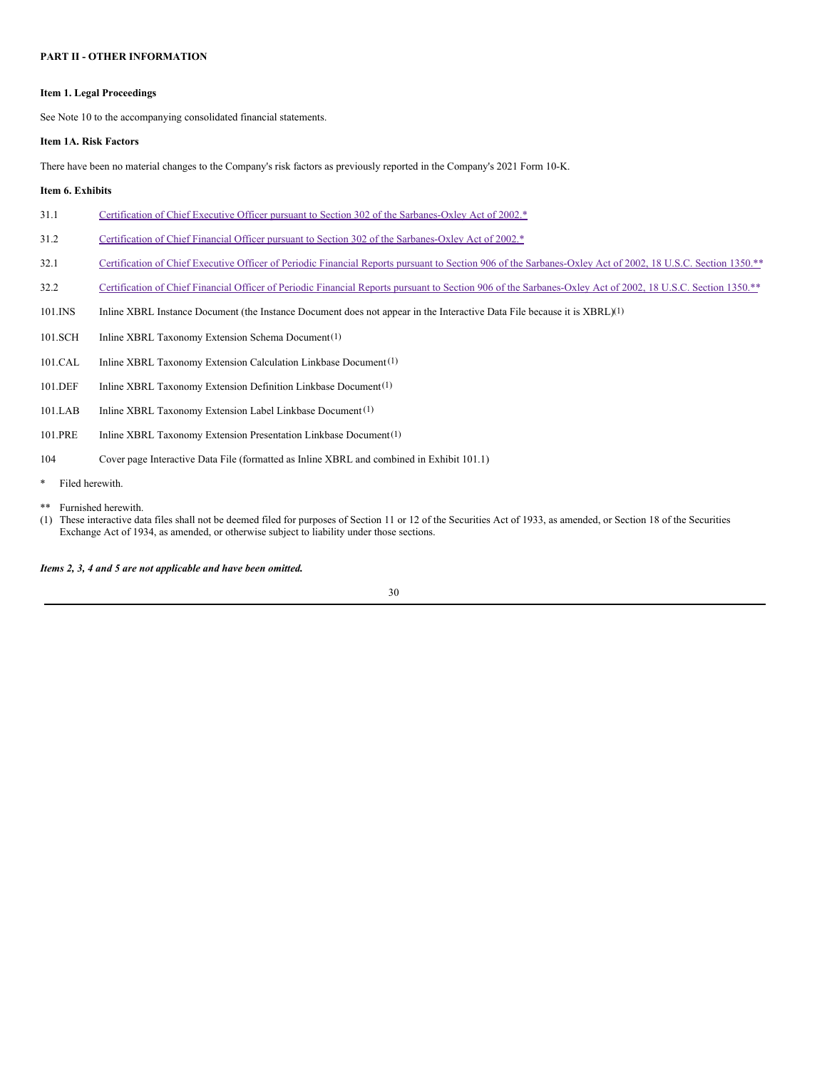## PART II - OTHER INFORMATION

### Item 1. Legal Proceedings

See Note 10 to the accompanying consolidated financial statements.

### Item 1A. Risk Factors

There have been no material changes to the Company's risk factors as previously reported in the Company's 2021 Form 10-K.

### Item 6. Exhibits

| | |
|---|---|
| 31.1 | Certification of Chief Executive Officer pursuant to Section 302 of the Sarbanes-Oxley Act of 2002.* |
| 31.2 | Certification of Chief Financial Officer pursuant to Section 302 of the Sarbanes-Oxley Act of 2002.* |
| 32.1 | Certification of Chief Executive Officer of Periodic Financial Reports pursuant to Section 906 of the Sarbanes-Oxley Act of 2002, 18 U.S.C. Section 1350.** |
| 32.2 | Certification of Chief Financial Officer of Periodic Financial Reports pursuant to Section 906 of the Sarbanes-Oxley Act of 2002, 18 U.S.C. Section 1350.** |
| 101.INS | Inline XBRL Instance Document (the Instance Document does not appear in the Interactive Data File because it is XBRL)(1) |
| 101.SCH | Inline XBRL Taxonomy Extension Schema Document(1) |
| 101.CAL | Inline XBRL Taxonomy Extension Calculation Linkbase Document(1) |
| 101.DEF | Inline XBRL Taxonomy Extension Definition Linkbase Document(1) |
| 101.LAB | Inline XBRL Taxonomy Extension Label Linkbase Document(1) |
| 101.PRE | Inline XBRL Taxonomy Extension Presentation Linkbase Document(1) |
| 104 | Cover page Interactive Data File (formatted as Inline XBRL and combined in Exhibit 101.1) |

\* Filed herewith.

** Furnished herewith.

(1) These interactive data files shall not be deemed filed for purposes of Section 11 or 12 of the Securities Act of 1933, as amended, or Section 18 of the Securities Exchange Act of 1934, as amended, or otherwise subject to liability under those sections.

***Items 2, 3, 4 and 5 are not applicable and have been omitted.***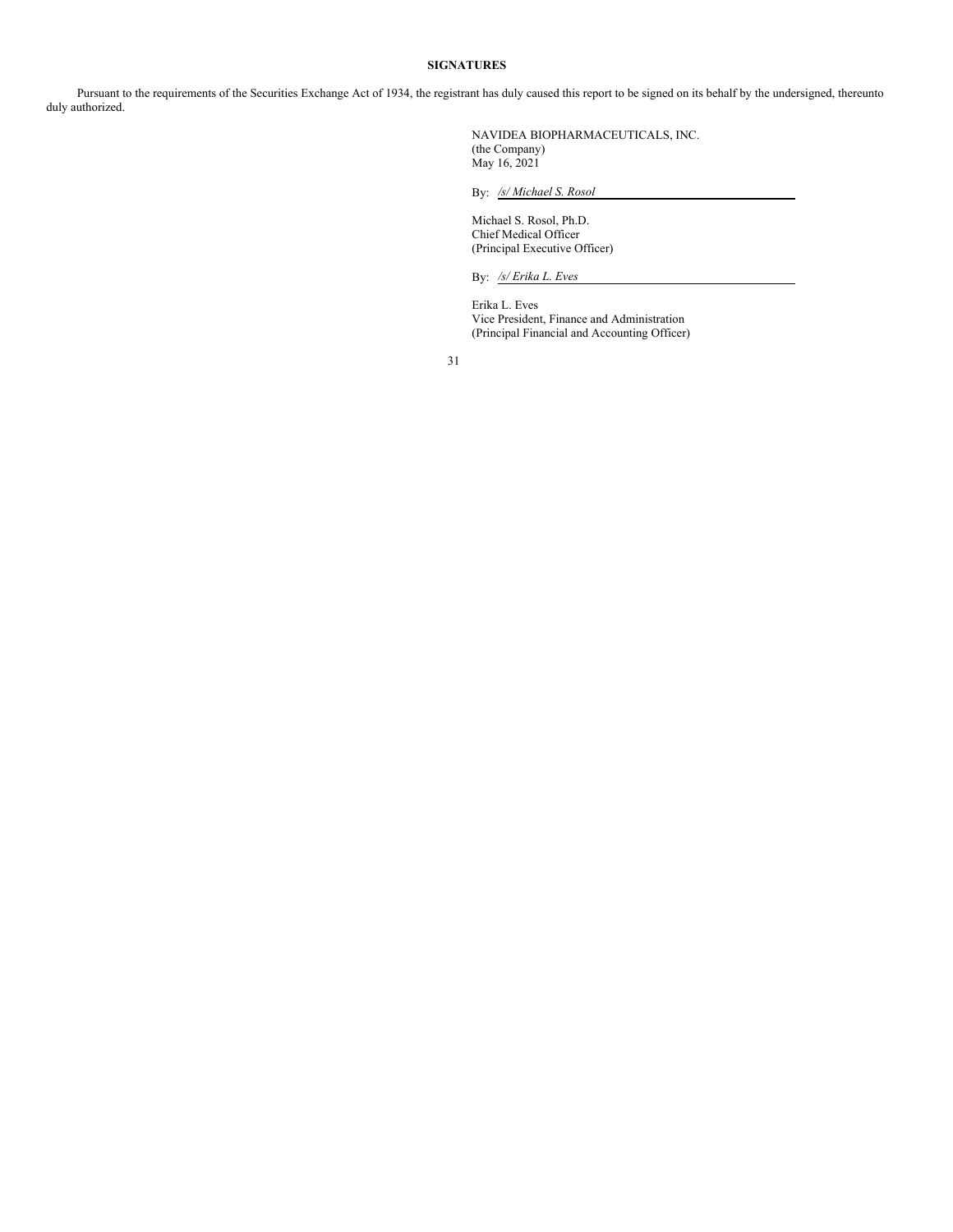**SIGNATURES**

Pursuant to the requirements of the Securities Exchange Act of 1934, the registrant has duly caused this report to be signed on its behalf by the undersigned, thereunto duly authorized.

NAVIDEA BIOPHARMACEUTICALS, INC.
(the Company)
May 16, 2021

By: */s/ Michael S. Rosol*

Michael S. Rosol, Ph.D.
Chief Medical Officer
(Principal Executive Officer)

By: */s/ Erika L. Eves*

Erika L. Eves
Vice President, Finance and Administration
(Principal Financial and Accounting Officer)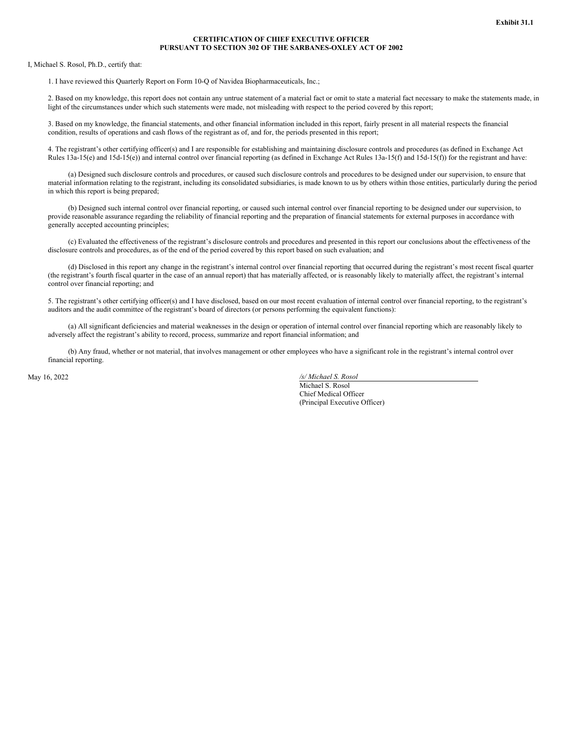**Exhibit 31.1**

**CERTIFICATION OF CHIEF EXECUTIVE OFFICER**
**PURSUANT TO SECTION 302 OF THE SARBANES-OXLEY ACT OF 2002**

I, Michael S. Rosol, Ph.D., certify that:

1. I have reviewed this Quarterly Report on Form 10-Q of Navidea Biopharmaceuticals, Inc.;

2. Based on my knowledge, this report does not contain any untrue statement of a material fact or omit to state a material fact necessary to make the statements made, in light of the circumstances under which such statements were made, not misleading with respect to the period covered by this report;

3. Based on my knowledge, the financial statements, and other financial information included in this report, fairly present in all material respects the financial condition, results of operations and cash flows of the registrant as of, and for, the periods presented in this report;

4. The registrant's other certifying officer(s) and I are responsible for establishing and maintaining disclosure controls and procedures (as defined in Exchange Act Rules 13a-15(e) and 15d-15(e)) and internal control over financial reporting (as defined in Exchange Act Rules 13a-15(f) and 15d-15(f)) for the registrant and have:

(a) Designed such disclosure controls and procedures, or caused such disclosure controls and procedures to be designed under our supervision, to ensure that material information relating to the registrant, including its consolidated subsidiaries, is made known to us by others within those entities, particularly during the period in which this report is being prepared;

(b) Designed such internal control over financial reporting, or caused such internal control over financial reporting to be designed under our supervision, to provide reasonable assurance regarding the reliability of financial reporting and the preparation of financial statements for external purposes in accordance with generally accepted accounting principles;

(c) Evaluated the effectiveness of the registrant's disclosure controls and procedures and presented in this report our conclusions about the effectiveness of the disclosure controls and procedures, as of the end of the period covered by this report based on such evaluation; and

(d) Disclosed in this report any change in the registrant's internal control over financial reporting that occurred during the registrant's most recent fiscal quarter (the registrant's fourth fiscal quarter in the case of an annual report) that has materially affected, or is reasonably likely to materially affect, the registrant's internal control over financial reporting; and

5. The registrant's other certifying officer(s) and I have disclosed, based on our most recent evaluation of internal control over financial reporting, to the registrant's auditors and the audit committee of the registrant's board of directors (or persons performing the equivalent functions):

(a) All significant deficiencies and material weaknesses in the design or operation of internal control over financial reporting which are reasonably likely to adversely affect the registrant's ability to record, process, summarize and report financial information; and

(b) Any fraud, whether or not material, that involves management or other employees who have a significant role in the registrant's internal control over financial reporting.

May 16, 2022

*/s/ Michael S. Rosol*
Michael S. Rosol
Chief Medical Officer
(Principal Executive Officer)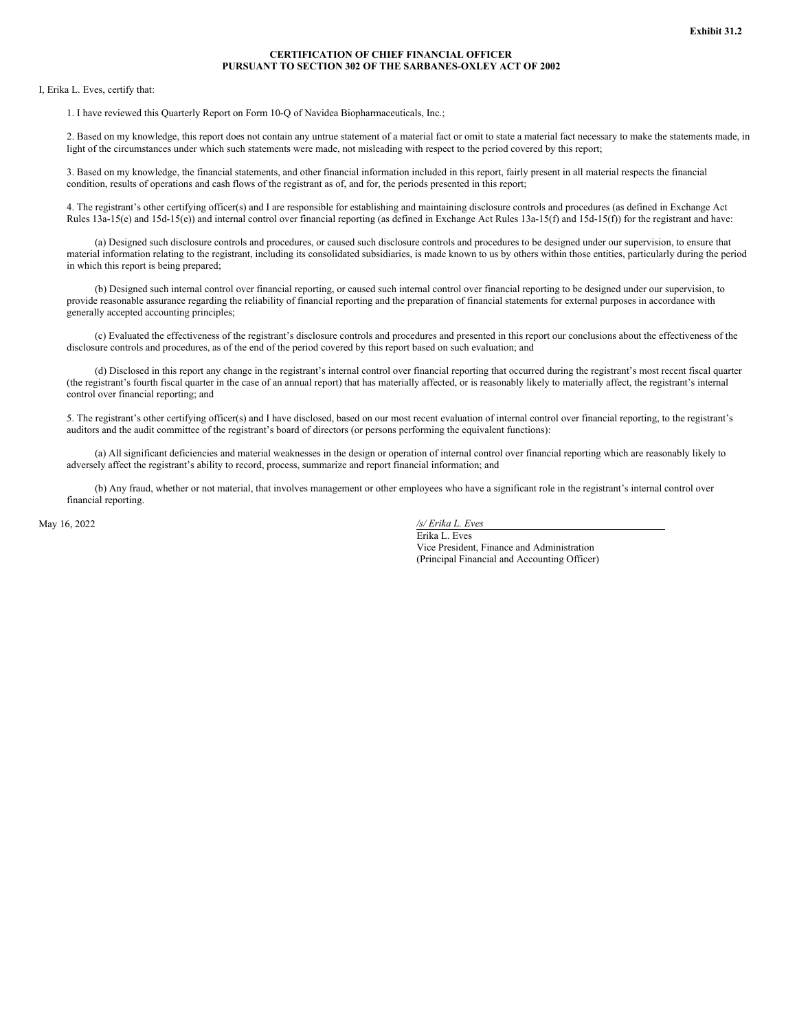**Exhibit 31.2**

**CERTIFICATION OF CHIEF FINANCIAL OFFICER**
**PURSUANT TO SECTION 302 OF THE SARBANES-OXLEY ACT OF 2002**

I, Erika L. Eves, certify that:

1. I have reviewed this Quarterly Report on Form 10-Q of Navidea Biopharmaceuticals, Inc.;

2. Based on my knowledge, this report does not contain any untrue statement of a material fact or omit to state a material fact necessary to make the statements made, in light of the circumstances under which such statements were made, not misleading with respect to the period covered by this report;

3. Based on my knowledge, the financial statements, and other financial information included in this report, fairly present in all material respects the financial condition, results of operations and cash flows of the registrant as of, and for, the periods presented in this report;

4. The registrant's other certifying officer(s) and I are responsible for establishing and maintaining disclosure controls and procedures (as defined in Exchange Act Rules 13a-15(e) and 15d-15(e)) and internal control over financial reporting (as defined in Exchange Act Rules 13a-15(f) and 15d-15(f)) for the registrant and have:

(a) Designed such disclosure controls and procedures, or caused such disclosure controls and procedures to be designed under our supervision, to ensure that material information relating to the registrant, including its consolidated subsidiaries, is made known to us by others within those entities, particularly during the period in which this report is being prepared;

(b) Designed such internal control over financial reporting, or caused such internal control over financial reporting to be designed under our supervision, to provide reasonable assurance regarding the reliability of financial reporting and the preparation of financial statements for external purposes in accordance with generally accepted accounting principles;

(c) Evaluated the effectiveness of the registrant's disclosure controls and procedures and presented in this report our conclusions about the effectiveness of the disclosure controls and procedures, as of the end of the period covered by this report based on such evaluation; and

(d) Disclosed in this report any change in the registrant's internal control over financial reporting that occurred during the registrant's most recent fiscal quarter (the registrant's fourth fiscal quarter in the case of an annual report) that has materially affected, or is reasonably likely to materially affect, the registrant's internal control over financial reporting; and

5. The registrant's other certifying officer(s) and I have disclosed, based on our most recent evaluation of internal control over financial reporting, to the registrant's auditors and the audit committee of the registrant's board of directors (or persons performing the equivalent functions):

(a) All significant deficiencies and material weaknesses in the design or operation of internal control over financial reporting which are reasonably likely to adversely affect the registrant's ability to record, process, summarize and report financial information; and

(b) Any fraud, whether or not material, that involves management or other employees who have a significant role in the registrant's internal control over financial reporting.

May 16, 2022

*/s/ Erika L. Eves*
Erika L. Eves
Vice President, Finance and Administration
(Principal Financial and Accounting Officer)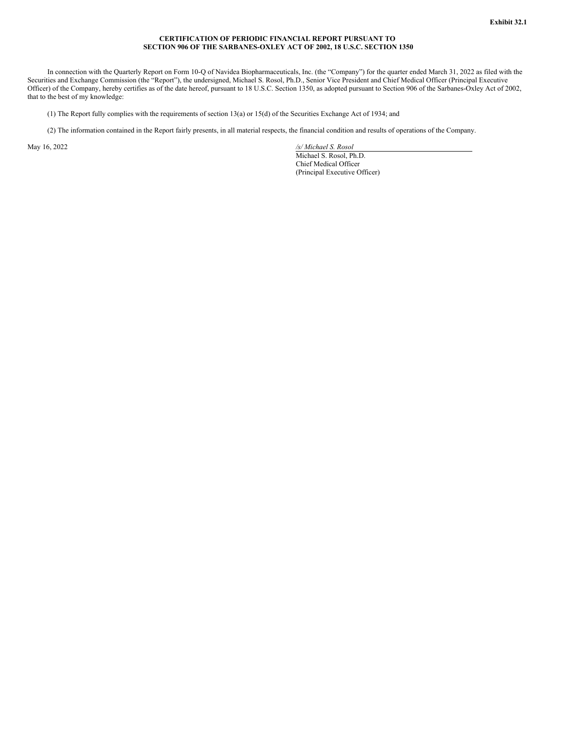**Exhibit 32.1**

**CERTIFICATION OF PERIODIC FINANCIAL REPORT PURSUANT TO SECTION 906 OF THE SARBANES-OXLEY ACT OF 2002, 18 U.S.C. SECTION 1350**

In connection with the Quarterly Report on Form 10-Q of Navidea Biopharmaceuticals, Inc. (the "Company") for the quarter ended March 31, 2022 as filed with the Securities and Exchange Commission (the "Report"), the undersigned, Michael S. Rosol, Ph.D., Senior Vice President and Chief Medical Officer (Principal Executive Officer) of the Company, hereby certifies as of the date hereof, pursuant to 18 U.S.C. Section 1350, as adopted pursuant to Section 906 of the Sarbanes-Oxley Act of 2002, that to the best of my knowledge:

(1) The Report fully complies with the requirements of section 13(a) or 15(d) of the Securities Exchange Act of 1934; and

(2) The information contained in the Report fairly presents, in all material respects, the financial condition and results of operations of the Company.

May 16, 2022

*/s/ Michael S. Rosol*
Michael S. Rosol, Ph.D.
Chief Medical Officer
(Principal Executive Officer)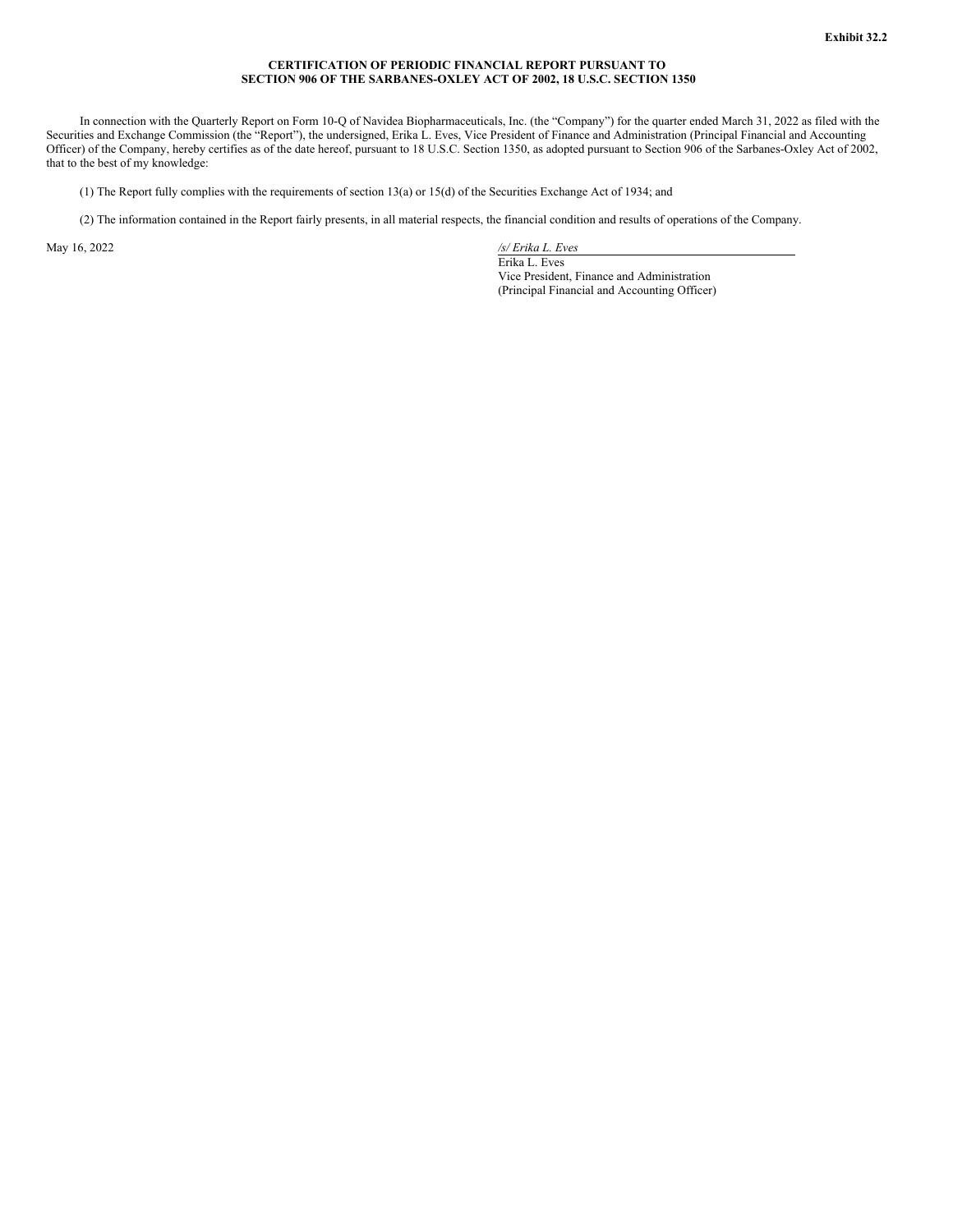**Exhibit 32.2**

**CERTIFICATION OF PERIODIC FINANCIAL REPORT PURSUANT TO SECTION 906 OF THE SARBANES-OXLEY ACT OF 2002, 18 U.S.C. SECTION 1350**

In connection with the Quarterly Report on Form 10-Q of Navidea Biopharmaceuticals, Inc. (the "Company") for the quarter ended March 31, 2022 as filed with the Securities and Exchange Commission (the "Report"), the undersigned, Erika L. Eves, Vice President of Finance and Administration (Principal Financial and Accounting Officer) of the Company, hereby certifies as of the date hereof, pursuant to 18 U.S.C. Section 1350, as adopted pursuant to Section 906 of the Sarbanes-Oxley Act of 2002, that to the best of my knowledge:

(1) The Report fully complies with the requirements of section 13(a) or 15(d) of the Securities Exchange Act of 1934; and

(2) The information contained in the Report fairly presents, in all material respects, the financial condition and results of operations of the Company.

May 16, 2022

*/s/ Erika L. Eves*
Erika L. Eves
Vice President, Finance and Administration
(Principal Financial and Accounting Officer)